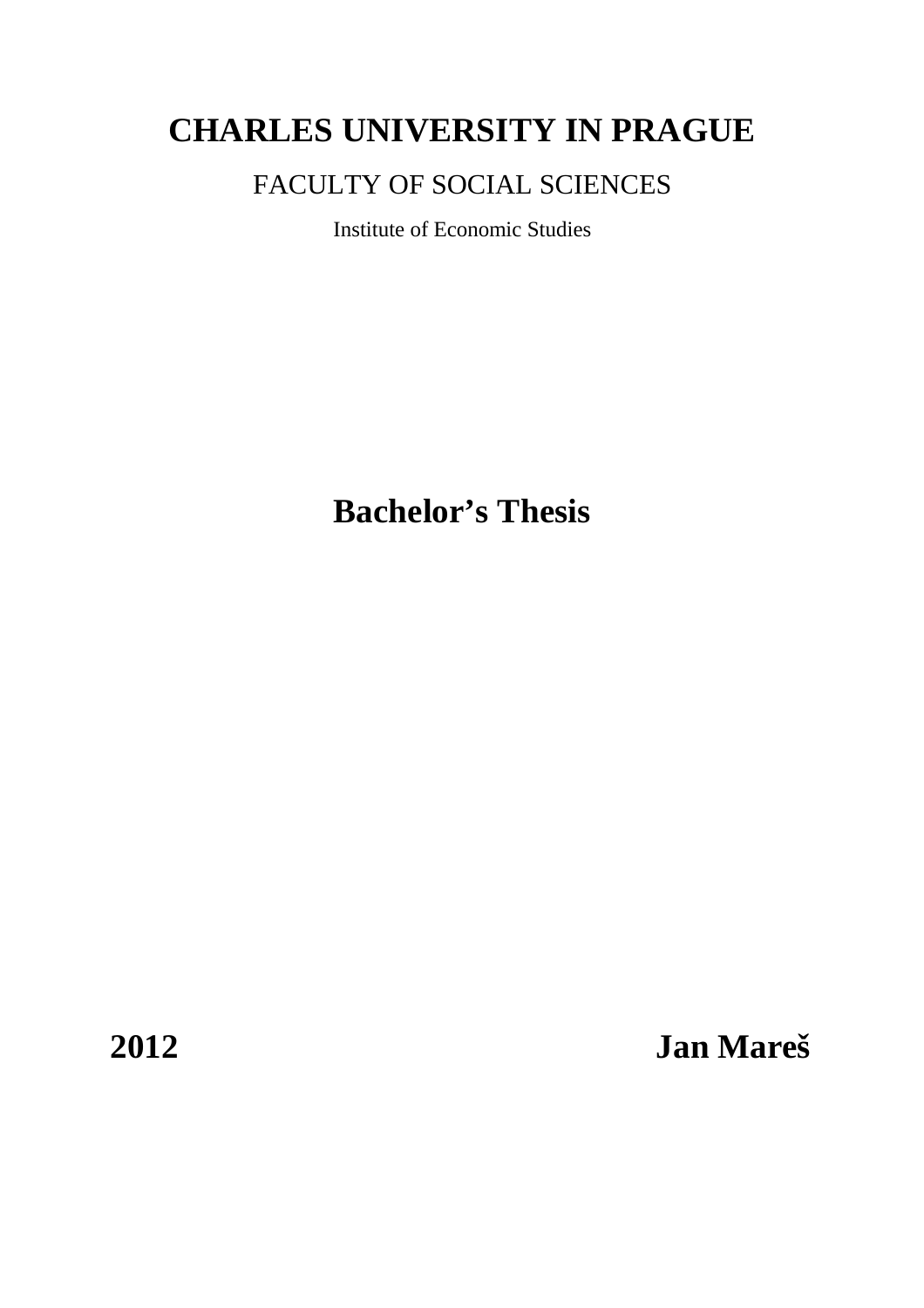# CHARLES UNIVERSITY IN PRAGUE

## FACULTY OF SOCIAL SCIENCES

Institute of Economic Studies

# Bachelor's Thesis

**2012** **Jan Mareš**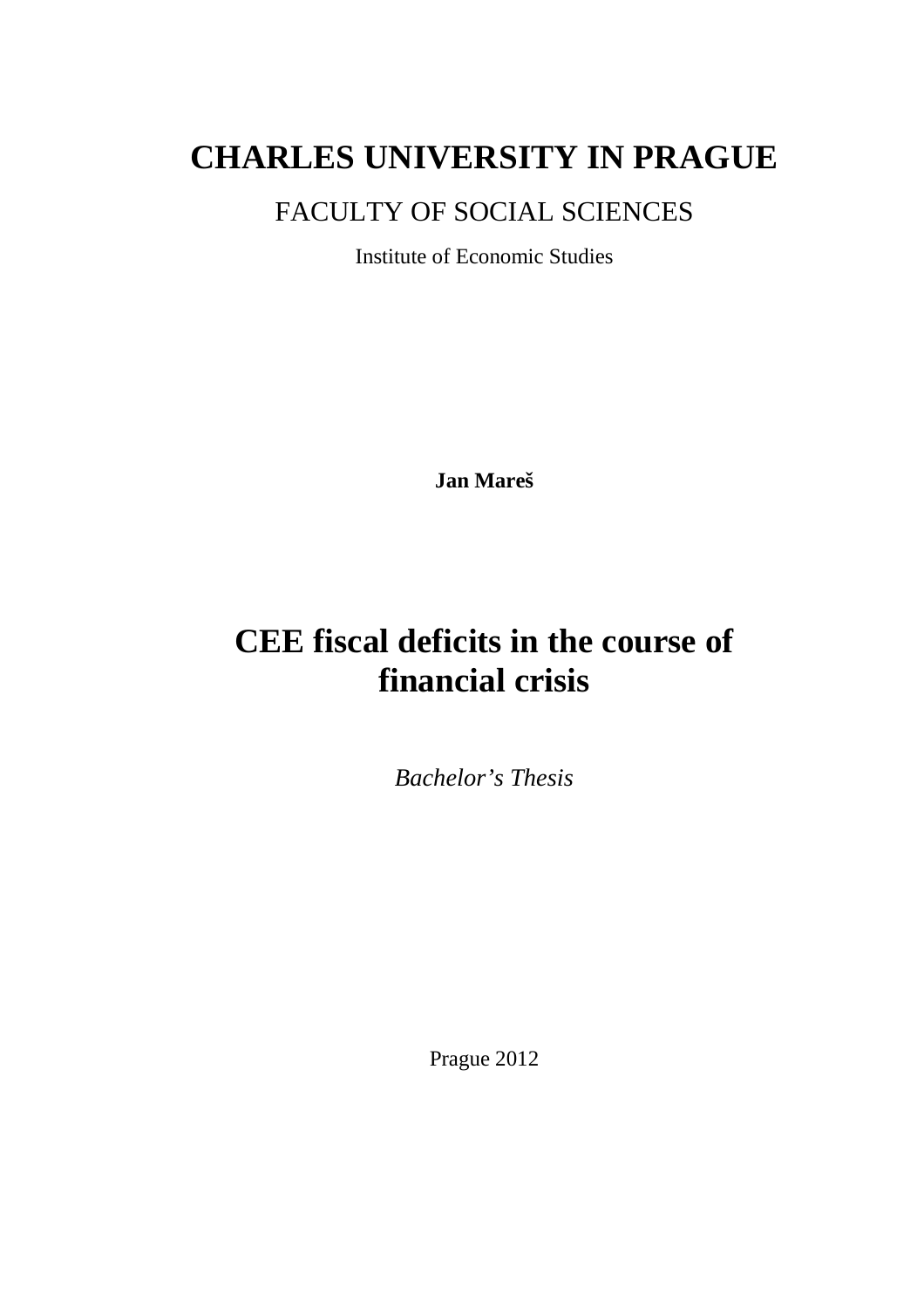# CHARLES UNIVERSITY IN PRAGUE

## FACULTY OF SOCIAL SCIENCES

Institute of Economic Studies

**Jan Mareš**

# CEE fiscal deficits in the course of financial crisis

*Bachelor's Thesis*

Prague 2012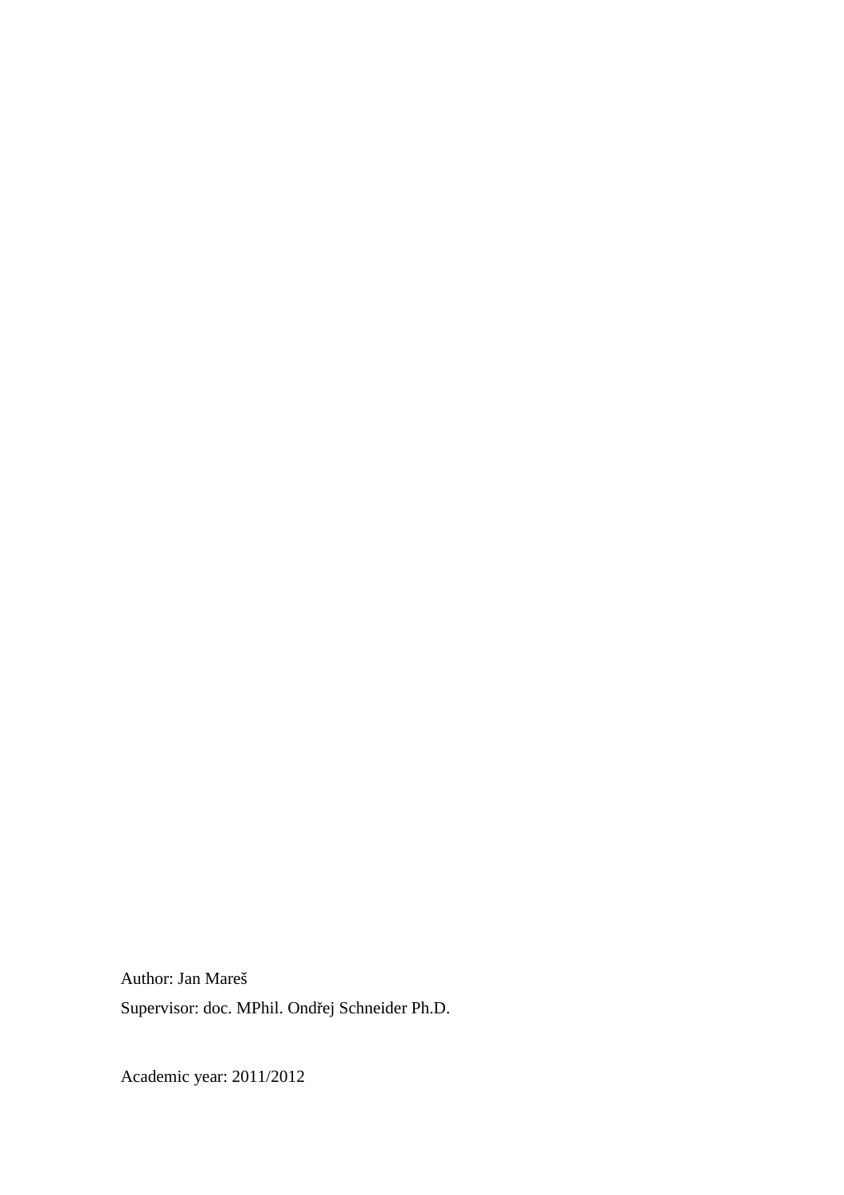Author: Jan Mareš

Supervisor: doc. MPhil. Ondřej Schneider Ph.D.

Academic year: 2011/2012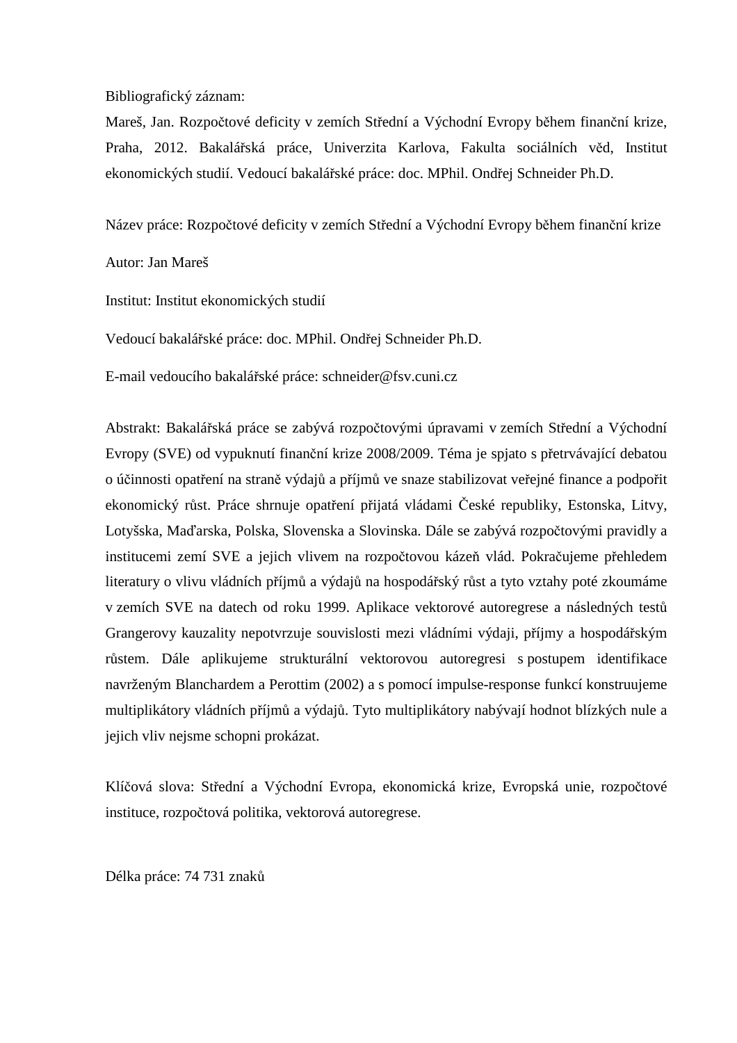Bibliografický záznam:

Mareš, Jan. Rozpočtové deficity v zemích Střední a Východní Evropy během finanční krize, Praha, 2012. Bakalářská práce, Univerzita Karlova, Fakulta sociálních věd, Institut ekonomických studií. Vedoucí bakalářské práce: doc. MPhil. Ondřej Schneider Ph.D.

Název práce: Rozpočtové deficity v zemích Střední a Východní Evropy během finanční krize

Autor: Jan Mareš

Institut: Institut ekonomických studií

Vedoucí bakalářské práce: doc. MPhil. Ondřej Schneider Ph.D.

E-mail vedoucího bakalářské práce: schneider@fsv.cuni.cz

Abstrakt: Bakalářská práce se zabývá rozpočtovými úpravami v zemích Střední a Východní Evropy (SVE) od vypuknutí finanční krize 2008/2009. Téma je spjato s přetrvávající debatou o účinnosti opatření na straně výdajů a příjmů ve snaze stabilizovat veřejné finance a podpořit ekonomický růst. Práce shrnuje opatření přijatá vládami České republiky, Estonska, Litvy, Lotyšska, Maďarska, Polska, Slovenska a Slovinska. Dále se zabývá rozpočtovými pravidly a institucemi zemí SVE a jejich vlivem na rozpočtovou kázeň vlád. Pokračujeme přehledem literatury o vlivu vládních příjmů a výdajů na hospodářský růst a tyto vztahy poté zkoumáme v zemích SVE na datech od roku 1999. Aplikace vektorové autoregrese a následných testů Grangerovy kauzality nepotvrzuje souvislosti mezi vládními výdaji, příjmy a hospodářským růstem. Dále aplikujeme strukturální vektorovou autoregresi s postupem identifikace navrženým Blanchardem a Perottim (2002) a s pomocí impulse-response funkcí konstruujeme multiplikátory vládních příjmů a výdajů. Tyto multiplikátory nabývají hodnot blízkých nule a jejich vliv nejsme schopni prokázat.

Klíčová slova: Střední a Východní Evropa, ekonomická krize, Evropská unie, rozpočtové instituce, rozpočtová politika, vektorová autoregrese.

Délka práce: 74 731 znaků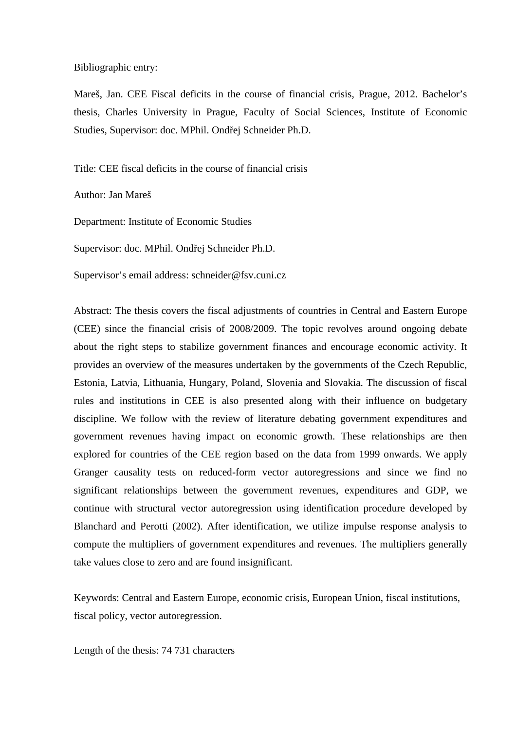Bibliographic entry:

Mareš, Jan. CEE Fiscal deficits in the course of financial crisis, Prague, 2012. Bachelor's thesis, Charles University in Prague, Faculty of Social Sciences, Institute of Economic Studies, Supervisor: doc. MPhil. Ondřej Schneider Ph.D.

Title: CEE fiscal deficits in the course of financial crisis

Author: Jan Mareš

Department: Institute of Economic Studies

Supervisor: doc. MPhil. Ondřej Schneider Ph.D.

Supervisor's email address: schneider@fsv.cuni.cz

Abstract: The thesis covers the fiscal adjustments of countries in Central and Eastern Europe (CEE) since the financial crisis of 2008/2009. The topic revolves around ongoing debate about the right steps to stabilize government finances and encourage economic activity. It provides an overview of the measures undertaken by the governments of the Czech Republic, Estonia, Latvia, Lithuania, Hungary, Poland, Slovenia and Slovakia. The discussion of fiscal rules and institutions in CEE is also presented along with their influence on budgetary discipline. We follow with the review of literature debating government expenditures and government revenues having impact on economic growth. These relationships are then explored for countries of the CEE region based on the data from 1999 onwards. We apply Granger causality tests on reduced-form vector autoregressions and since we find no significant relationships between the government revenues, expenditures and GDP, we continue with structural vector autoregression using identification procedure developed by Blanchard and Perotti (2002). After identification, we utilize impulse response analysis to compute the multipliers of government expenditures and revenues. The multipliers generally take values close to zero and are found insignificant.

Keywords: Central and Eastern Europe, economic crisis, European Union, fiscal institutions, fiscal policy, vector autoregression.

Length of the thesis: 74 731 characters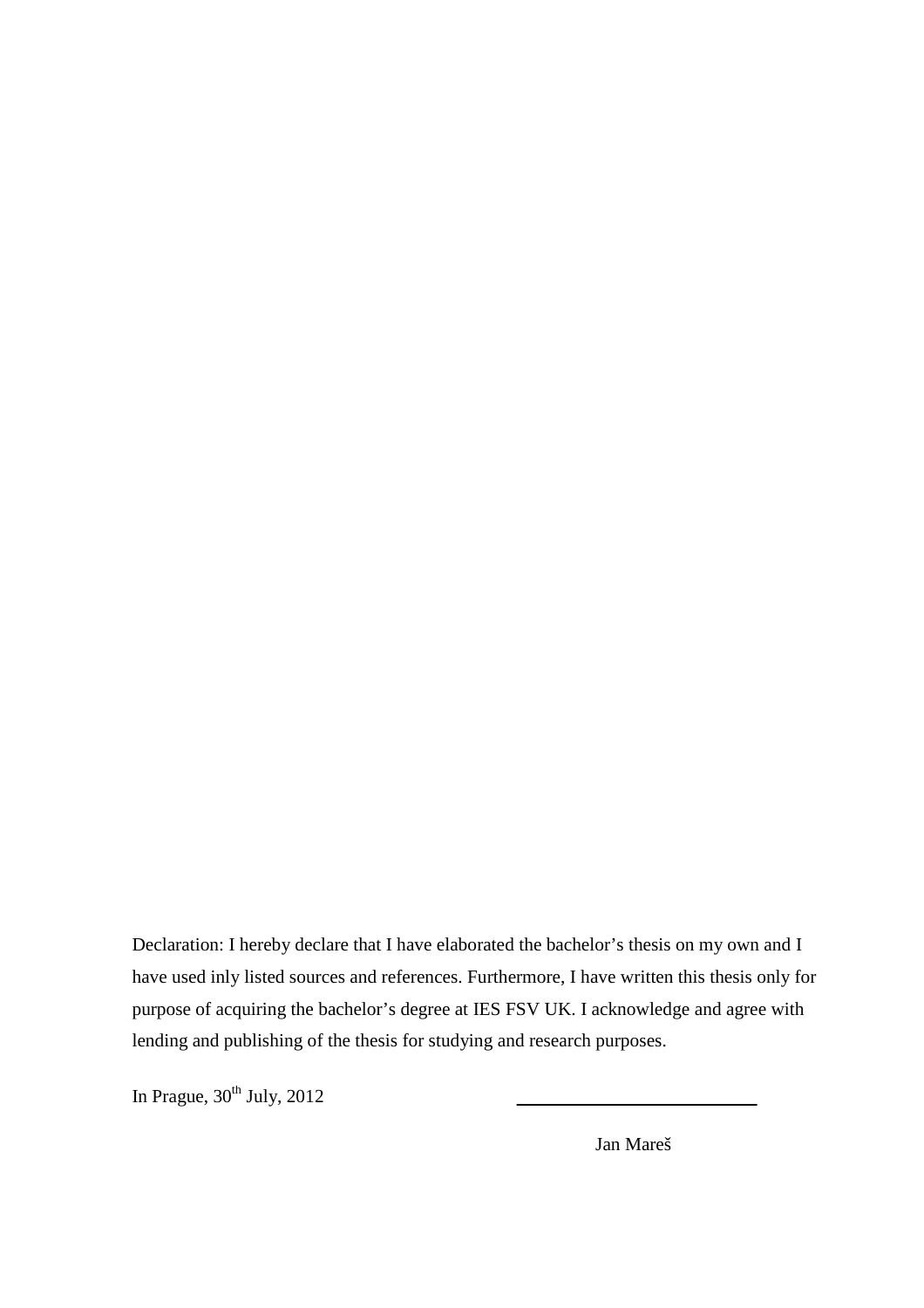Declaration: I hereby declare that I have elaborated the bachelor's thesis on my own and I have used inly listed sources and references. Furthermore, I have written this thesis only for purpose of acquiring the bachelor's degree at IES FSV UK. I acknowledge and agree with lending and publishing of the thesis for studying and research purposes.

In Prague, 30th July, 2012

Jan Mareš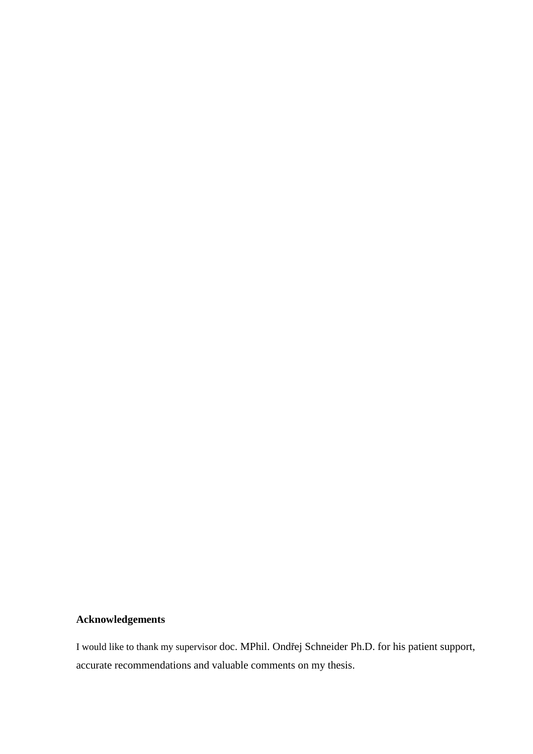**Acknowledgements**

I would like to thank my supervisor doc. MPhil. Ondřej Schneider Ph.D. for his patient support, accurate recommendations and valuable comments on my thesis.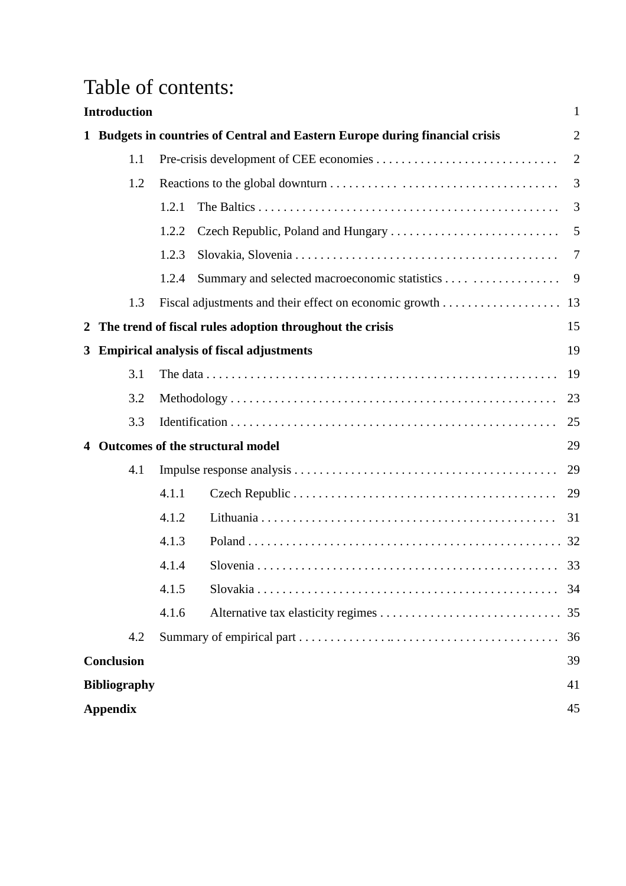# Table of contents:

**Introduction** 1

**1 Budgets in countries of Central and Eastern Europe during financial crisis** 2

- 1.1 Pre-crisis development of CEE economies . . . . . . . . . . . . . . . . . . . . . . . . . . . . . 2
- 1.2 Reactions to the global downturn . . . . . . . . . . . . . . . . . . . . . . . . . . . . . . . . 3
  - 1.2.1 The Baltics . . . . . . . . . . . . . . . . . . . . . . . . . . . . . . . . . . . . . . . . . . . . . . . . 3
  - 1.2.2 Czech Republic, Poland and Hungary . . . . . . . . . . . . . . . . . . . . . . . . . . . 5
  - 1.2.3 Slovakia, Slovenia . . . . . . . . . . . . . . . . . . . . . . . . . . . . . . . . . . . . . . . . . . 7
  - 1.2.4 Summary and selected macroeconomic statistics . . . . . . . . . . . . . . . . . . 9
- 1.3 Fiscal adjustments and their effect on economic growth . . . . . . . . . . . . . . . . . . . 13

**2 The trend of fiscal rules adoption throughout the crisis** 15

**3 Empirical analysis of fiscal adjustments** 19

- 3.1 The data . . . . . . . . . . . . . . . . . . . . . . . . . . . . . . . . . . . . . . . . . . . . . . . . . . . . 19
- 3.2 Methodology . . . . . . . . . . . . . . . . . . . . . . . . . . . . . . . . . . . . . . . . . . . . . . . . . . 23
- 3.3 Identification . . . . . . . . . . . . . . . . . . . . . . . . . . . . . . . . . . . . . . . . . . . . . . . . . . 25

**4 Outcomes of the structural model** 29

- 4.1 Impulse response analysis . . . . . . . . . . . . . . . . . . . . . . . . . . . . . . . . . . . . . . . . . . 29
  - 4.1.1 Czech Republic . . . . . . . . . . . . . . . . . . . . . . . . . . . . . . . . . . . . . . . . . . 29
  - 4.1.2 Lithuania . . . . . . . . . . . . . . . . . . . . . . . . . . . . . . . . . . . . . . . . . . . . . . 31
  - 4.1.3 Poland . . . . . . . . . . . . . . . . . . . . . . . . . . . . . . . . . . . . . . . . . . . . . . . . . 32
  - 4.1.4 Slovenia . . . . . . . . . . . . . . . . . . . . . . . . . . . . . . . . . . . . . . . . . . . . . . . . 33
  - 4.1.5 Slovakia . . . . . . . . . . . . . . . . . . . . . . . . . . . . . . . . . . . . . . . . . . . . . . . . 34
  - 4.1.6 Alternative tax elasticity regimes . . . . . . . . . . . . . . . . . . . . . . . . . . . . . 35
- 4.2 Summary of empirical part . . . . . . . . . . . . . . . . . . . . . . . . . . . . . . . . . . . . . . . . 36

**Conclusion** 39

**Bibliography** 41

**Appendix** 45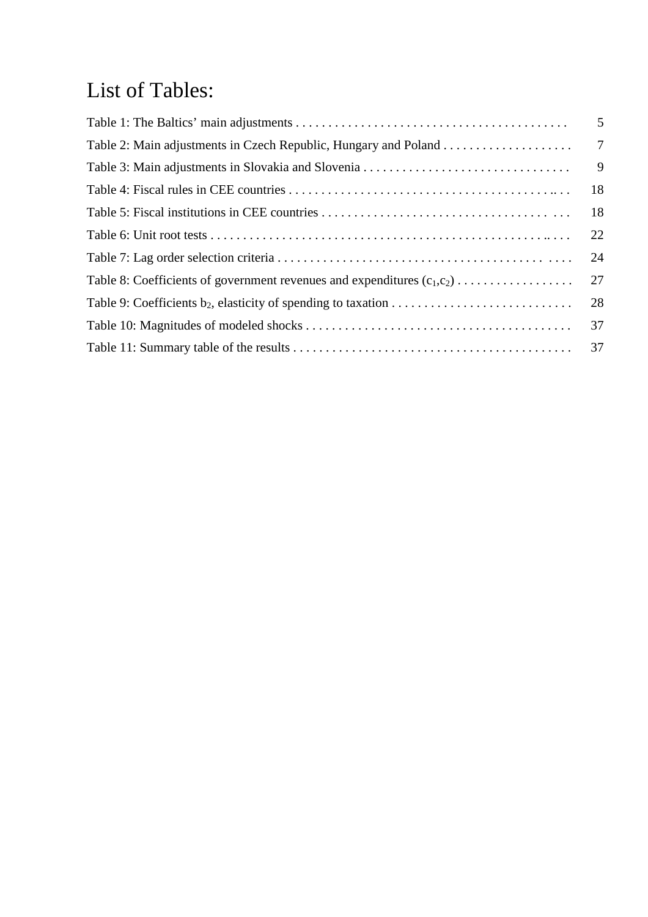# List of Tables:

Table 1: The Baltics' main adjustments . . . . . . . . . . . . . . . . . . . . . . . . . . . . . . . . . . . . . . . . . . 5

Table 2: Main adjustments in Czech Republic, Hungary and Poland . . . . . . . . . . . . . . . . . . . . 7

Table 3: Main adjustments in Slovakia and Slovenia . . . . . . . . . . . . . . . . . . . . . . . . . . . . . . . . 9

Table 4: Fiscal rules in CEE countries . . . . . . . . . . . . . . . . . . . . . . . . . . . . . . . . . . . . . . . . . . . 18

Table 5: Fiscal institutions in CEE countries . . . . . . . . . . . . . . . . . . . . . . . . . . . . . . . . . . . . . 18

Table 6: Unit root tests . . . . . . . . . . . . . . . . . . . . . . . . . . . . . . . . . . . . . . . . . . . . . . . . . . . . . . 22

Table 7: Lag order selection criteria . . . . . . . . . . . . . . . . . . . . . . . . . . . . . . . . . . . . . . . . . . . . 24

Table 8: Coefficients of government revenues and expenditures ($c_1$,$c_2$) . . . . . . . . . . . . . . . . . . 27

Table 9: Coefficients $b_2$, elasticity of spending to taxation . . . . . . . . . . . . . . . . . . . . . . . . . . . . 28

Table 10: Magnitudes of modeled shocks . . . . . . . . . . . . . . . . . . . . . . . . . . . . . . . . . . . . . . . . 37

Table 11: Summary table of the results . . . . . . . . . . . . . . . . . . . . . . . . . . . . . . . . . . . . . . . . . . 37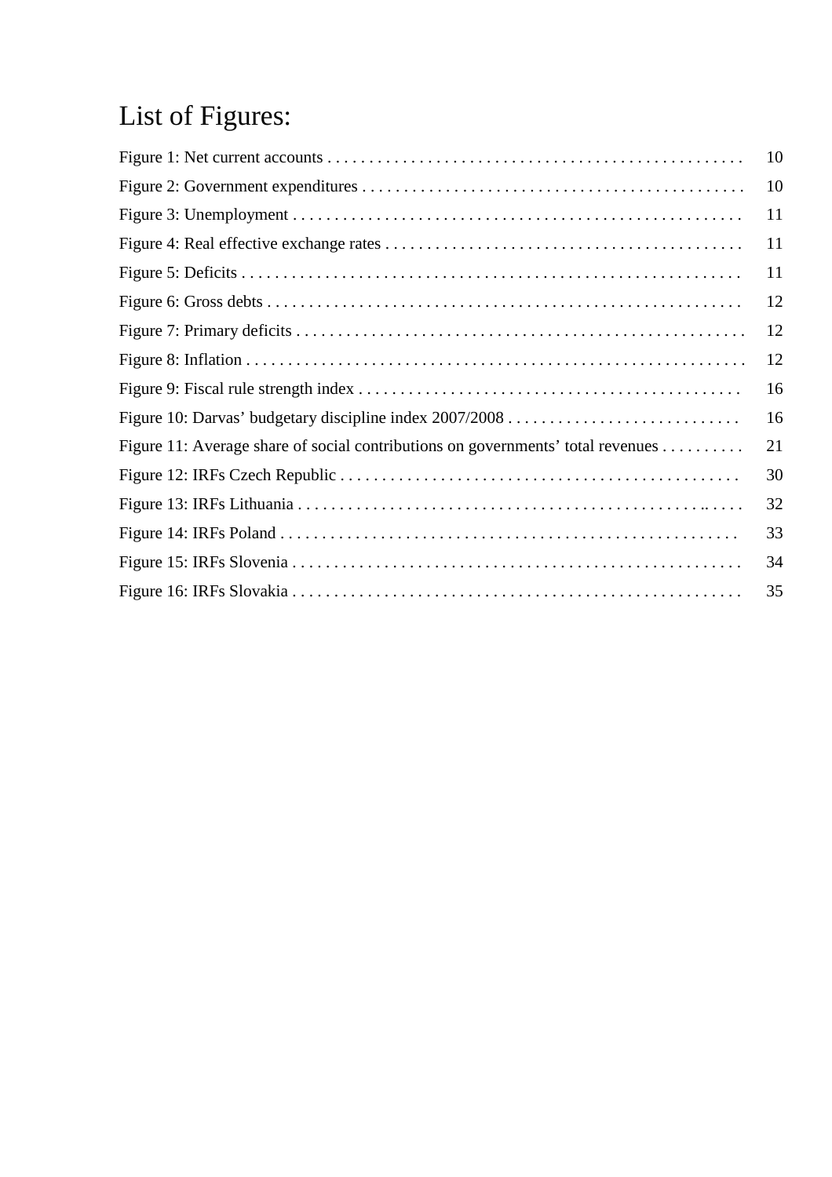# List of Figures:

| | |
|---|---|
| Figure 1: Net current accounts | 10 |
| Figure 2: Government expenditures | 10 |
| Figure 3: Unemployment | 11 |
| Figure 4: Real effective exchange rates | 11 |
| Figure 5: Deficits | 11 |
| Figure 6: Gross debts | 12 |
| Figure 7: Primary deficits | 12 |
| Figure 8: Inflation | 12 |
| Figure 9: Fiscal rule strength index | 16 |
| Figure 10: Darvas' budgetary discipline index 2007/2008 | 16 |
| Figure 11: Average share of social contributions on governments' total revenues | 21 |
| Figure 12: IRFs Czech Republic | 30 |
| Figure 13: IRFs Lithuania | 32 |
| Figure 14: IRFs Poland | 33 |
| Figure 15: IRFs Slovenia | 34 |
| Figure 16: IRFs Slovakia | 35 |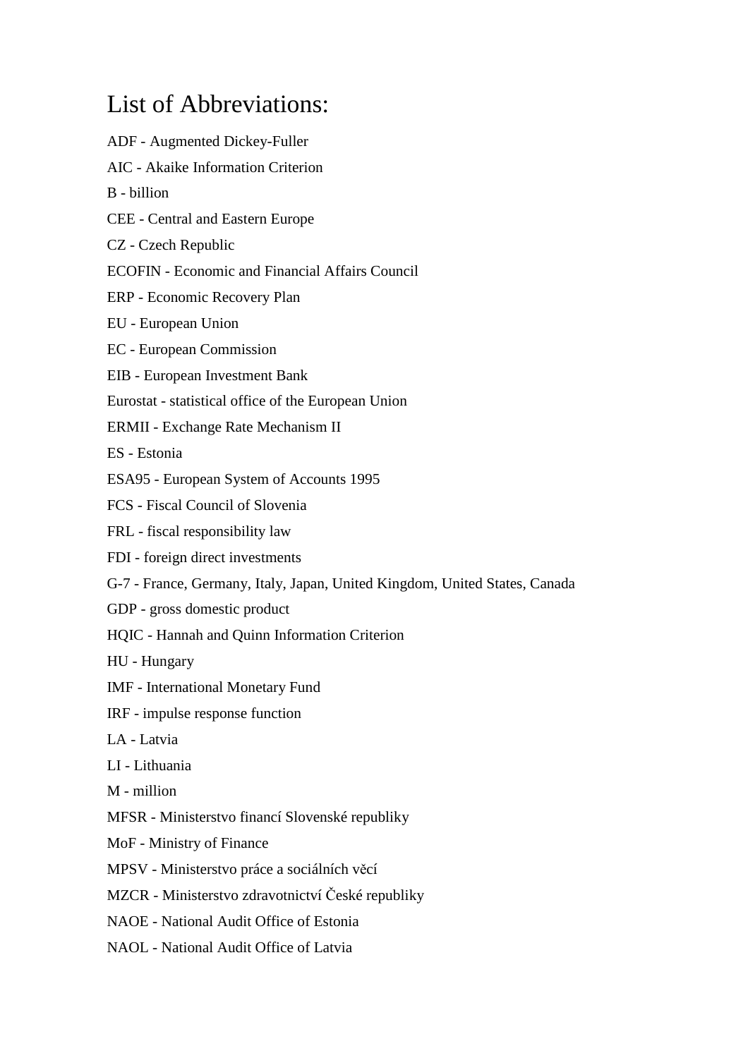# List of Abbreviations:

ADF - Augmented Dickey-Fuller

AIC - Akaike Information Criterion

B - billion

CEE - Central and Eastern Europe

CZ - Czech Republic

ECOFIN - Economic and Financial Affairs Council

ERP - Economic Recovery Plan

EU - European Union

EC - European Commission

EIB - European Investment Bank

Eurostat - statistical office of the European Union

ERMII - Exchange Rate Mechanism II

ES - Estonia

ESA95 - European System of Accounts 1995

FCS - Fiscal Council of Slovenia

FRL - fiscal responsibility law

FDI - foreign direct investments

G-7 - France, Germany, Italy, Japan, United Kingdom, United States, Canada

GDP - gross domestic product

HQIC - Hannah and Quinn Information Criterion

HU - Hungary

IMF - International Monetary Fund

IRF - impulse response function

LA - Latvia

LI - Lithuania

M - million

MFSR - Ministerstvo financí Slovenské republiky

MoF - Ministry of Finance

MPSV - Ministerstvo práce a sociálních věcí

MZCR - Ministerstvo zdravotnictví České republiky

NAOE - National Audit Office of Estonia

NAOL - National Audit Office of Latvia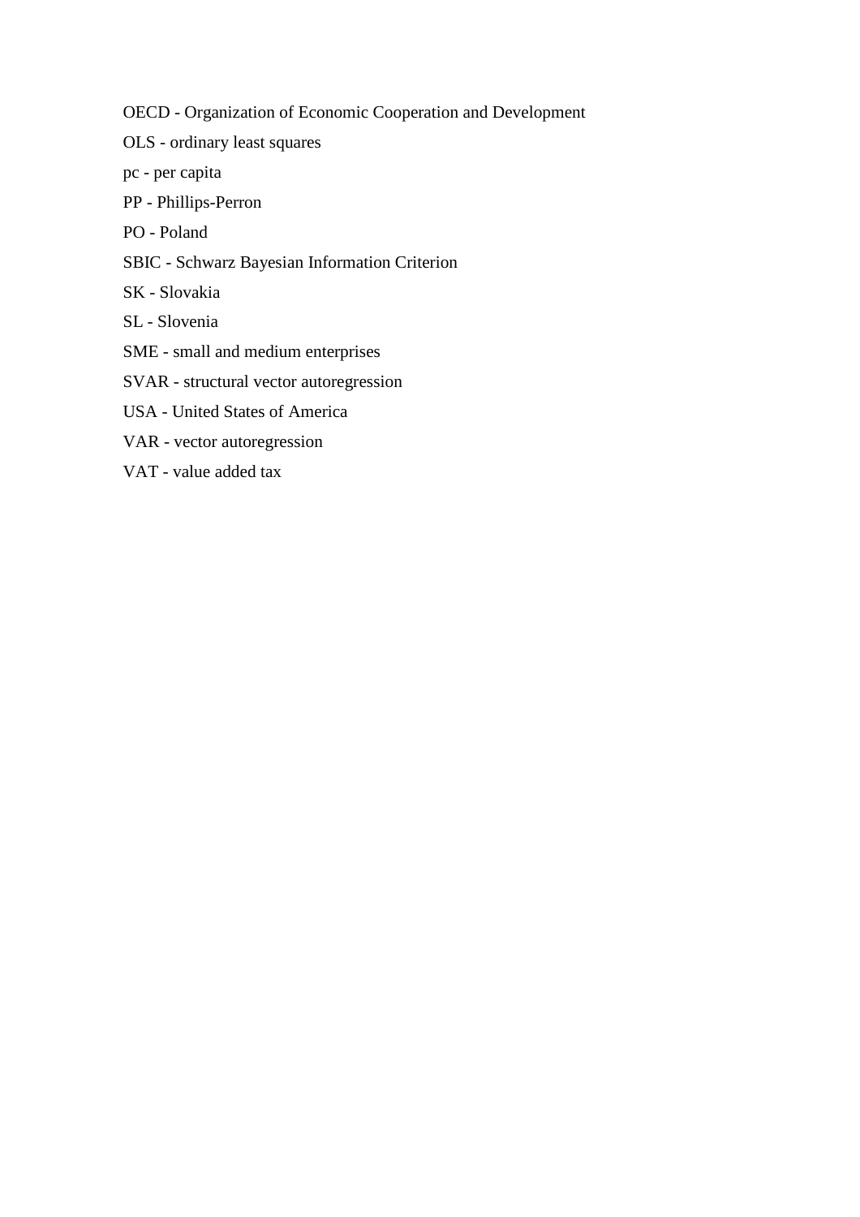OECD - Organization of Economic Cooperation and Development

OLS - ordinary least squares

pc - per capita

PP - Phillips-Perron

PO - Poland

SBIC - Schwarz Bayesian Information Criterion

SK - Slovakia

SL - Slovenia

SME - small and medium enterprises

SVAR - structural vector autoregression

USA - United States of America

VAR - vector autoregression

VAT - value added tax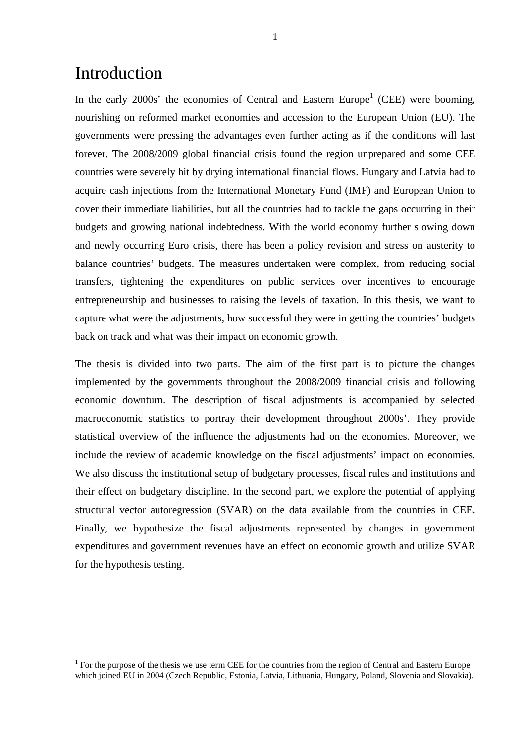# Introduction

In the early 2000s' the economies of Central and Eastern Europe[1] (CEE) were booming, nourishing on reformed market economies and accession to the European Union (EU). The governments were pressing the advantages even further acting as if the conditions will last forever. The 2008/2009 global financial crisis found the region unprepared and some CEE countries were severely hit by drying international financial flows. Hungary and Latvia had to acquire cash injections from the International Monetary Fund (IMF) and European Union to cover their immediate liabilities, but all the countries had to tackle the gaps occurring in their budgets and growing national indebtedness. With the world economy further slowing down and newly occurring Euro crisis, there has been a policy revision and stress on austerity to balance countries' budgets. The measures undertaken were complex, from reducing social transfers, tightening the expenditures on public services over incentives to encourage entrepreneurship and businesses to raising the levels of taxation. In this thesis, we want to capture what were the adjustments, how successful they were in getting the countries' budgets back on track and what was their impact on economic growth.

The thesis is divided into two parts. The aim of the first part is to picture the changes implemented by the governments throughout the 2008/2009 financial crisis and following economic downturn. The description of fiscal adjustments is accompanied by selected macroeconomic statistics to portray their development throughout 2000s'. They provide statistical overview of the influence the adjustments had on the economies. Moreover, we include the review of academic knowledge on the fiscal adjustments' impact on economies. We also discuss the institutional setup of budgetary processes, fiscal rules and institutions and their effect on budgetary discipline. In the second part, we explore the potential of applying structural vector autoregression (SVAR) on the data available from the countries in CEE. Finally, we hypothesize the fiscal adjustments represented by changes in government expenditures and government revenues have an effect on economic growth and utilize SVAR for the hypothesis testing.

[1] For the purpose of the thesis we use term CEE for the countries from the region of Central and Eastern Europe which joined EU in 2004 (Czech Republic, Estonia, Latvia, Lithuania, Hungary, Poland, Slovenia and Slovakia).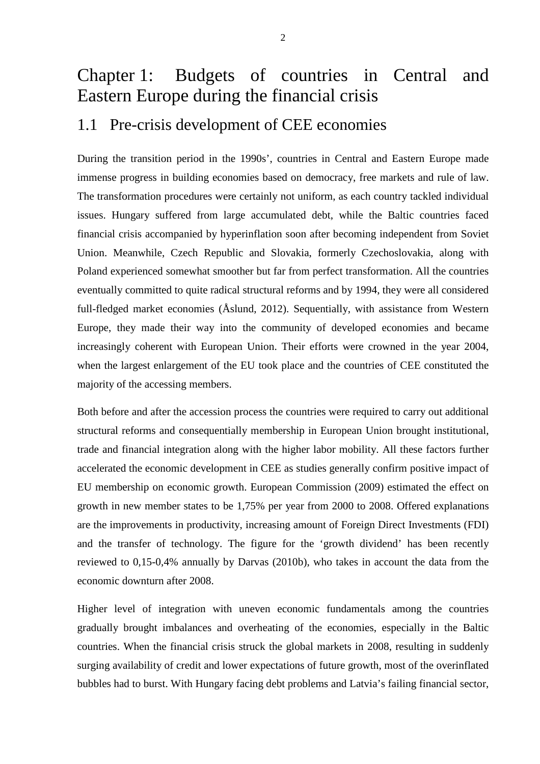# Chapter 1: Budgets of countries in Central and Eastern Europe during the financial crisis

## 1.1 Pre-crisis development of CEE economies

During the transition period in the 1990s', countries in Central and Eastern Europe made immense progress in building economies based on democracy, free markets and rule of law. The transformation procedures were certainly not uniform, as each country tackled individual issues. Hungary suffered from large accumulated debt, while the Baltic countries faced financial crisis accompanied by hyperinflation soon after becoming independent from Soviet Union. Meanwhile, Czech Republic and Slovakia, formerly Czechoslovakia, along with Poland experienced somewhat smoother but far from perfect transformation. All the countries eventually committed to quite radical structural reforms and by 1994, they were all considered full-fledged market economies (Åslund, 2012). Sequentially, with assistance from Western Europe, they made their way into the community of developed economies and became increasingly coherent with European Union. Their efforts were crowned in the year 2004, when the largest enlargement of the EU took place and the countries of CEE constituted the majority of the accessing members.

Both before and after the accession process the countries were required to carry out additional structural reforms and consequentially membership in European Union brought institutional, trade and financial integration along with the higher labor mobility. All these factors further accelerated the economic development in CEE as studies generally confirm positive impact of EU membership on economic growth. European Commission (2009) estimated the effect on growth in new member states to be 1,75% per year from 2000 to 2008. Offered explanations are the improvements in productivity, increasing amount of Foreign Direct Investments (FDI) and the transfer of technology. The figure for the 'growth dividend' has been recently reviewed to 0,15-0,4% annually by Darvas (2010b), who takes in account the data from the economic downturn after 2008.

Higher level of integration with uneven economic fundamentals among the countries gradually brought imbalances and overheating of the economies, especially in the Baltic countries. When the financial crisis struck the global markets in 2008, resulting in suddenly surging availability of credit and lower expectations of future growth, most of the overinflated bubbles had to burst. With Hungary facing debt problems and Latvia's failing financial sector,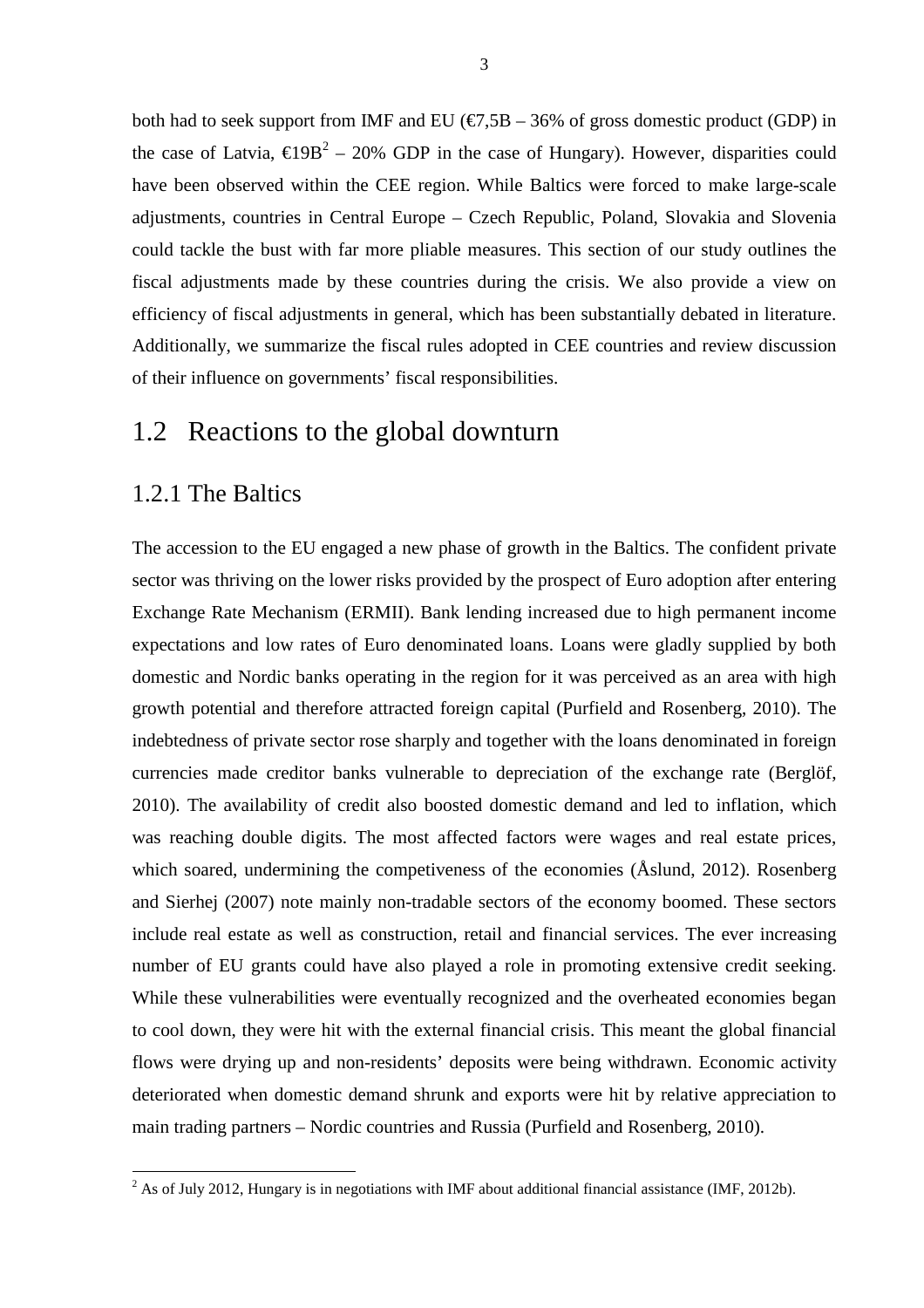both had to seek support from IMF and EU (€7,5B – 36% of gross domestic product (GDP) in the case of Latvia, €19B[2] – 20% GDP in the case of Hungary). However, disparities could have been observed within the CEE region. While Baltics were forced to make large-scale adjustments, countries in Central Europe – Czech Republic, Poland, Slovakia and Slovenia could tackle the bust with far more pliable measures. This section of our study outlines the fiscal adjustments made by these countries during the crisis. We also provide a view on efficiency of fiscal adjustments in general, which has been substantially debated in literature. Additionally, we summarize the fiscal rules adopted in CEE countries and review discussion of their influence on governments' fiscal responsibilities.

## 1.2 Reactions to the global downturn

### 1.2.1 The Baltics

The accession to the EU engaged a new phase of growth in the Baltics. The confident private sector was thriving on the lower risks provided by the prospect of Euro adoption after entering Exchange Rate Mechanism (ERMII). Bank lending increased due to high permanent income expectations and low rates of Euro denominated loans. Loans were gladly supplied by both domestic and Nordic banks operating in the region for it was perceived as an area with high growth potential and therefore attracted foreign capital (Purfield and Rosenberg, 2010). The indebtedness of private sector rose sharply and together with the loans denominated in foreign currencies made creditor banks vulnerable to depreciation of the exchange rate (Berglöf, 2010). The availability of credit also boosted domestic demand and led to inflation, which was reaching double digits. The most affected factors were wages and real estate prices, which soared, undermining the competiveness of the economies (Åslund, 2012). Rosenberg and Sierhej (2007) note mainly non-tradable sectors of the economy boomed. These sectors include real estate as well as construction, retail and financial services. The ever increasing number of EU grants could have also played a role in promoting extensive credit seeking. While these vulnerabilities were eventually recognized and the overheated economies began to cool down, they were hit with the external financial crisis. This meant the global financial flows were drying up and non-residents' deposits were being withdrawn. Economic activity deteriorated when domestic demand shrunk and exports were hit by relative appreciation to main trading partners – Nordic countries and Russia (Purfield and Rosenberg, 2010).

---

[2] As of July 2012, Hungary is in negotiations with IMF about additional financial assistance (IMF, 2012b).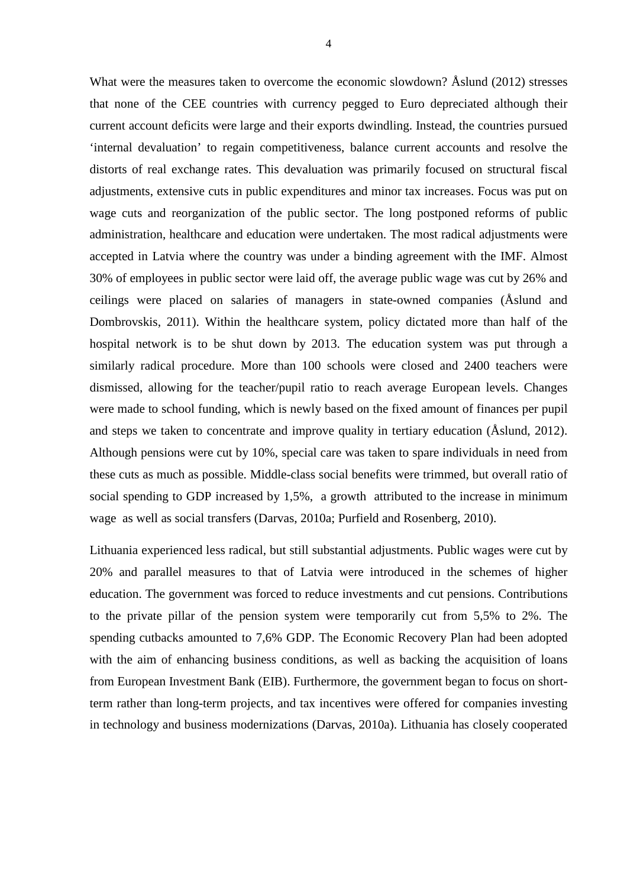What were the measures taken to overcome the economic slowdown? Åslund (2012) stresses that none of the CEE countries with currency pegged to Euro depreciated although their current account deficits were large and their exports dwindling. Instead, the countries pursued 'internal devaluation' to regain competitiveness, balance current accounts and resolve the distorts of real exchange rates. This devaluation was primarily focused on structural fiscal adjustments, extensive cuts in public expenditures and minor tax increases. Focus was put on wage cuts and reorganization of the public sector. The long postponed reforms of public administration, healthcare and education were undertaken. The most radical adjustments were accepted in Latvia where the country was under a binding agreement with the IMF. Almost 30% of employees in public sector were laid off, the average public wage was cut by 26% and ceilings were placed on salaries of managers in state-owned companies (Åslund and Dombrovskis, 2011). Within the healthcare system, policy dictated more than half of the hospital network is to be shut down by 2013. The education system was put through a similarly radical procedure. More than 100 schools were closed and 2400 teachers were dismissed, allowing for the teacher/pupil ratio to reach average European levels. Changes were made to school funding, which is newly based on the fixed amount of finances per pupil and steps we taken to concentrate and improve quality in tertiary education (Åslund, 2012). Although pensions were cut by 10%, special care was taken to spare individuals in need from these cuts as much as possible. Middle-class social benefits were trimmed, but overall ratio of social spending to GDP increased by 1,5%, a growth attributed to the increase in minimum wage as well as social transfers (Darvas, 2010a; Purfield and Rosenberg, 2010).

Lithuania experienced less radical, but still substantial adjustments. Public wages were cut by 20% and parallel measures to that of Latvia were introduced in the schemes of higher education. The government was forced to reduce investments and cut pensions. Contributions to the private pillar of the pension system were temporarily cut from 5,5% to 2%. The spending cutbacks amounted to 7,6% GDP. The Economic Recovery Plan had been adopted with the aim of enhancing business conditions, as well as backing the acquisition of loans from European Investment Bank (EIB). Furthermore, the government began to focus on short-term rather than long-term projects, and tax incentives were offered for companies investing in technology and business modernizations (Darvas, 2010a). Lithuania has closely cooperated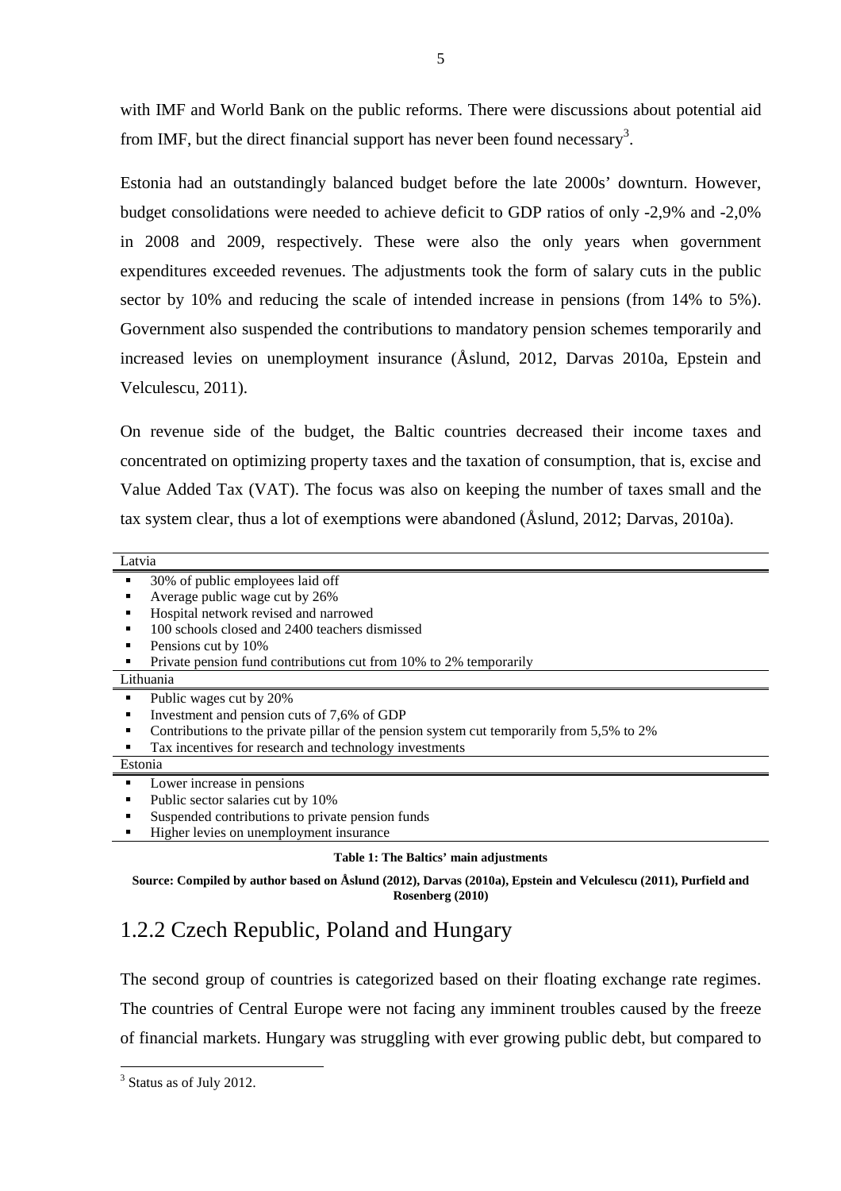with IMF and World Bank on the public reforms. There were discussions about potential aid from IMF, but the direct financial support has never been found necessary[3].

Estonia had an outstandingly balanced budget before the late 2000s' downturn. However, budget consolidations were needed to achieve deficit to GDP ratios of only -2,9% and -2,0% in 2008 and 2009, respectively. These were also the only years when government expenditures exceeded revenues. The adjustments took the form of salary cuts in the public sector by 10% and reducing the scale of intended increase in pensions (from 14% to 5%). Government also suspended the contributions to mandatory pension schemes temporarily and increased levies on unemployment insurance (Åslund, 2012, Darvas 2010a, Epstein and Velculescu, 2011).

On revenue side of the budget, the Baltic countries decreased their income taxes and concentrated on optimizing property taxes and the taxation of consumption, that is, excise and Value Added Tax (VAT). The focus was also on keeping the number of taxes small and the tax system clear, thus a lot of exemptions were abandoned (Åslund, 2012; Darvas, 2010a).

| Latvia |
| --- |
| ▪ 30% of public employees laid off |
| ▪ Average public wage cut by 26% |
| ▪ Hospital network revised and narrowed |
| ▪ 100 schools closed and 2400 teachers dismissed |
| ▪ Pensions cut by 10% |
| ▪ Private pension fund contributions cut from 10% to 2% temporarily |
| **Lithuania** |
| ▪ Public wages cut by 20% |
| ▪ Investment and pension cuts of 7,6% of GDP |
| ▪ Contributions to the private pillar of the pension system cut temporarily from 5,5% to 2% |
| ▪ Tax incentives for research and technology investments |
| **Estonia** |
| ▪ Lower increase in pensions |
| ▪ Public sector salaries cut by 10% |
| ▪ Suspended contributions to private pension funds |
| ▪ Higher levies on unemployment insurance |

**Table 1: The Baltics' main adjustments**

**Source: Compiled by author based on Åslund (2012), Darvas (2010a), Epstein and Velculescu (2011), Purfield and Rosenberg (2010)**

### 1.2.2 Czech Republic, Poland and Hungary

The second group of countries is categorized based on their floating exchange rate regimes. The countries of Central Europe were not facing any imminent troubles caused by the freeze of financial markets. Hungary was struggling with ever growing public debt, but compared to

[3] Status as of July 2012.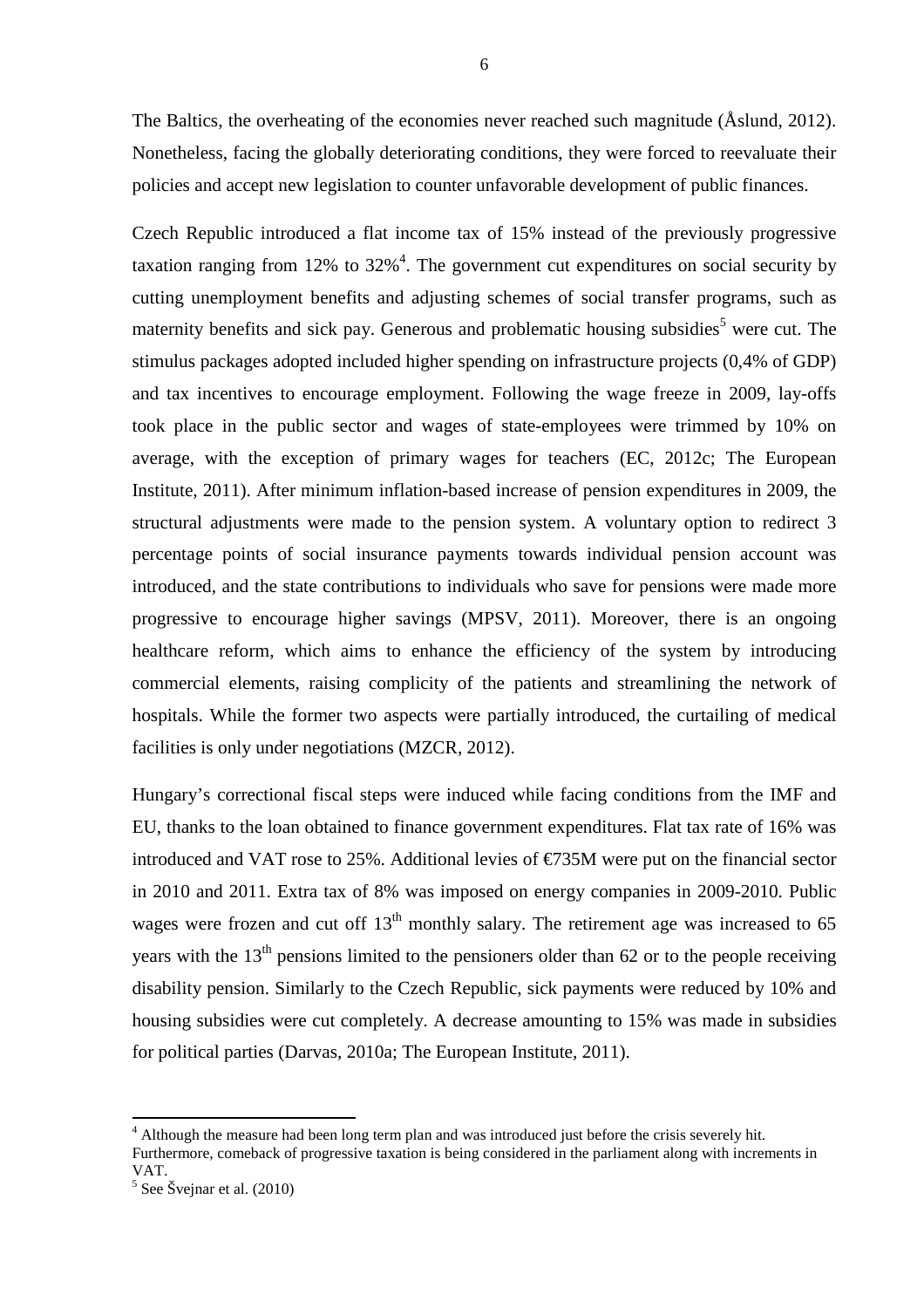The Baltics, the overheating of the economies never reached such magnitude (Åslund, 2012). Nonetheless, facing the globally deteriorating conditions, they were forced to reevaluate their policies and accept new legislation to counter unfavorable development of public finances.

Czech Republic introduced a flat income tax of 15% instead of the previously progressive taxation ranging from 12% to 32%[4]. The government cut expenditures on social security by cutting unemployment benefits and adjusting schemes of social transfer programs, such as maternity benefits and sick pay. Generous and problematic housing subsidies[5] were cut. The stimulus packages adopted included higher spending on infrastructure projects (0,4% of GDP) and tax incentives to encourage employment. Following the wage freeze in 2009, lay-offs took place in the public sector and wages of state-employees were trimmed by 10% on average, with the exception of primary wages for teachers (EC, 2012c; The European Institute, 2011). After minimum inflation-based increase of pension expenditures in 2009, the structural adjustments were made to the pension system. A voluntary option to redirect 3 percentage points of social insurance payments towards individual pension account was introduced, and the state contributions to individuals who save for pensions were made more progressive to encourage higher savings (MPSV, 2011). Moreover, there is an ongoing healthcare reform, which aims to enhance the efficiency of the system by introducing commercial elements, raising complicity of the patients and streamlining the network of hospitals. While the former two aspects were partially introduced, the curtailing of medical facilities is only under negotiations (MZCR, 2012).

Hungary's correctional fiscal steps were induced while facing conditions from the IMF and EU, thanks to the loan obtained to finance government expenditures. Flat tax rate of 16% was introduced and VAT rose to 25%. Additional levies of €735M were put on the financial sector in 2010 and 2011. Extra tax of 8% was imposed on energy companies in 2009-2010. Public wages were frozen and cut off 13th monthly salary. The retirement age was increased to 65 years with the 13th pensions limited to the pensioners older than 62 or to the people receiving disability pension. Similarly to the Czech Republic, sick payments were reduced by 10% and housing subsidies were cut completely. A decrease amounting to 15% was made in subsidies for political parties (Darvas, 2010a; The European Institute, 2011).

---

[4] Although the measure had been long term plan and was introduced just before the crisis severely hit. Furthermore, comeback of progressive taxation is being considered in the parliament along with increments in VAT.

[5] See Švejnar et al. (2010)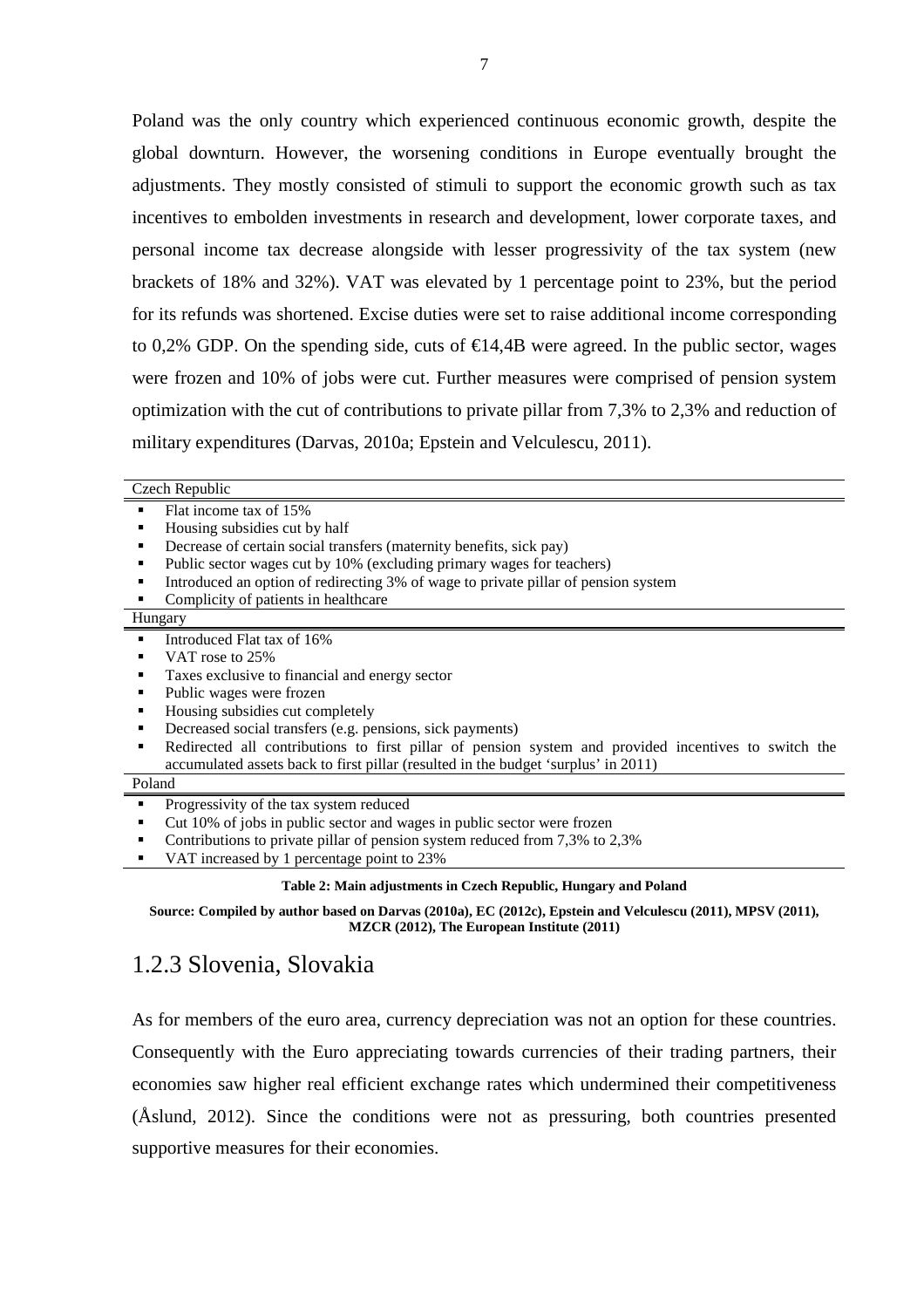Poland was the only country which experienced continuous economic growth, despite the global downturn. However, the worsening conditions in Europe eventually brought the adjustments. They mostly consisted of stimuli to support the economic growth such as tax incentives to embolden investments in research and development, lower corporate taxes, and personal income tax decrease alongside with lesser progressivity of the tax system (new brackets of 18% and 32%). VAT was elevated by 1 percentage point to 23%, but the period for its refunds was shortened. Excise duties were set to raise additional income corresponding to 0,2% GDP. On the spending side, cuts of €14,4B were agreed. In the public sector, wages were frozen and 10% of jobs were cut. Further measures were comprised of pension system optimization with the cut of contributions to private pillar from 7,3% to 2,3% and reduction of military expenditures (Darvas, 2010a; Epstein and Velculescu, 2011).

| Czech Republic |
|---|
| ▪ Flat income tax of 15%<br>▪ Housing subsidies cut by half<br>▪ Decrease of certain social transfers (maternity benefits, sick pay)<br>▪ Public sector wages cut by 10% (excluding primary wages for teachers)<br>▪ Introduced an option of redirecting 3% of wage to private pillar of pension system<br>▪ Complicity of patients in healthcare |
| **Hungary** |
| ▪ Introduced Flat tax of 16%<br>▪ VAT rose to 25%<br>▪ Taxes exclusive to financial and energy sector<br>▪ Public wages were frozen<br>▪ Housing subsidies cut completely<br>▪ Decreased social transfers (e.g. pensions, sick payments)<br>▪ Redirected all contributions to first pillar of pension system and provided incentives to switch the accumulated assets back to first pillar (resulted in the budget 'surplus' in 2011) |
| **Poland** |
| ▪ Progressivity of the tax system reduced<br>▪ Cut 10% of jobs in public sector and wages in public sector were frozen<br>▪ Contributions to private pillar of pension system reduced from 7,3% to 2,3%<br>▪ VAT increased by 1 percentage point to 23% |

**Table 2: Main adjustments in Czech Republic, Hungary and Poland**

**Source: Compiled by author based on Darvas (2010a), EC (2012c), Epstein and Velculescu (2011), MPSV (2011), MZCR (2012), The European Institute (2011)**

## 1.2.3 Slovenia, Slovakia

As for members of the euro area, currency depreciation was not an option for these countries. Consequently with the Euro appreciating towards currencies of their trading partners, their economies saw higher real efficient exchange rates which undermined their competitiveness (Åslund, 2012). Since the conditions were not as pressuring, both countries presented supportive measures for their economies.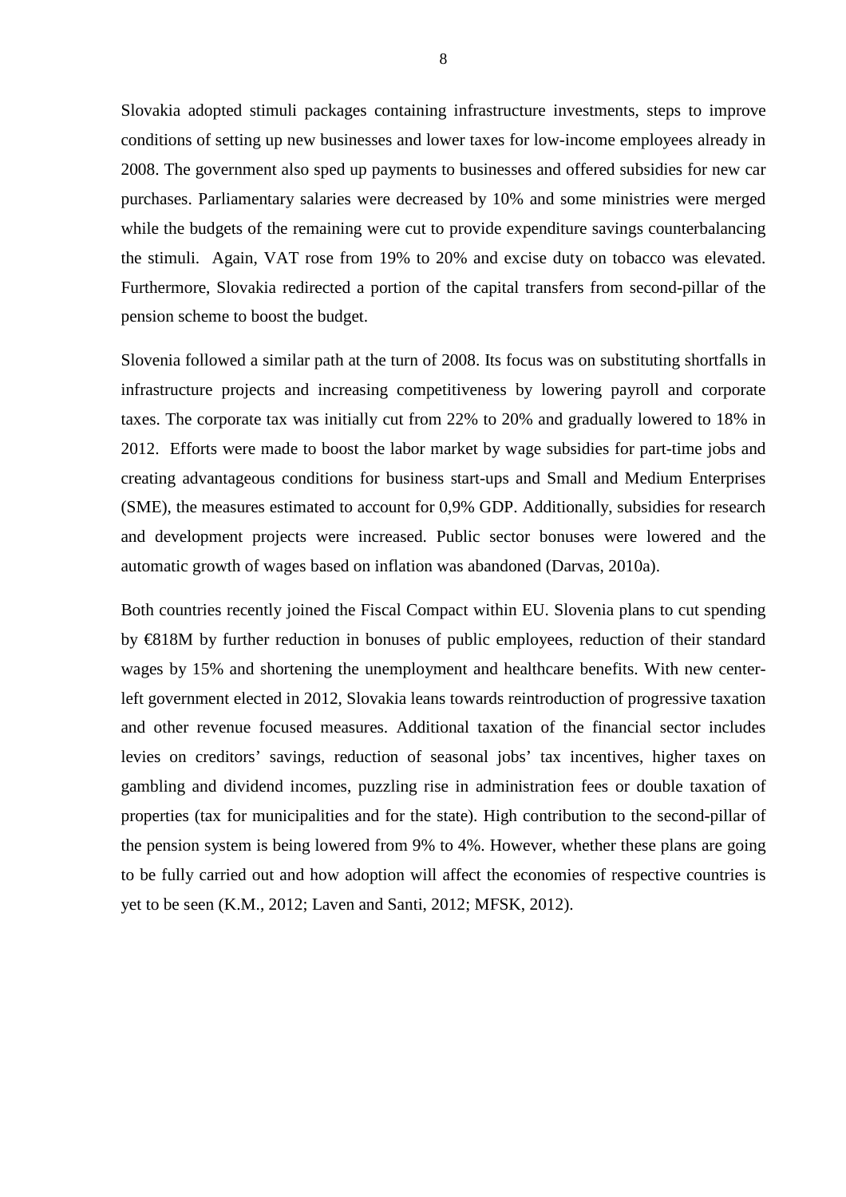Slovakia adopted stimuli packages containing infrastructure investments, steps to improve conditions of setting up new businesses and lower taxes for low-income employees already in 2008. The government also sped up payments to businesses and offered subsidies for new car purchases. Parliamentary salaries were decreased by 10% and some ministries were merged while the budgets of the remaining were cut to provide expenditure savings counterbalancing the stimuli.  Again, VAT rose from 19% to 20% and excise duty on tobacco was elevated. Furthermore, Slovakia redirected a portion of the capital transfers from second-pillar of the pension scheme to boost the budget.

Slovenia followed a similar path at the turn of 2008. Its focus was on substituting shortfalls in infrastructure projects and increasing competitiveness by lowering payroll and corporate taxes. The corporate tax was initially cut from 22% to 20% and gradually lowered to 18% in 2012.  Efforts were made to boost the labor market by wage subsidies for part-time jobs and creating advantageous conditions for business start-ups and Small and Medium Enterprises (SME), the measures estimated to account for 0,9% GDP. Additionally, subsidies for research and development projects were increased. Public sector bonuses were lowered and the automatic growth of wages based on inflation was abandoned (Darvas, 2010a).

Both countries recently joined the Fiscal Compact within EU. Slovenia plans to cut spending by €818M by further reduction in bonuses of public employees, reduction of their standard wages by 15% and shortening the unemployment and healthcare benefits. With new center-left government elected in 2012, Slovakia leans towards reintroduction of progressive taxation and other revenue focused measures. Additional taxation of the financial sector includes levies on creditors' savings, reduction of seasonal jobs' tax incentives, higher taxes on gambling and dividend incomes, puzzling rise in administration fees or double taxation of properties (tax for municipalities and for the state). High contribution to the second-pillar of the pension system is being lowered from 9% to 4%. However, whether these plans are going to be fully carried out and how adoption will affect the economies of respective countries is yet to be seen (K.M., 2012; Laven and Santi, 2012; MFSK, 2012).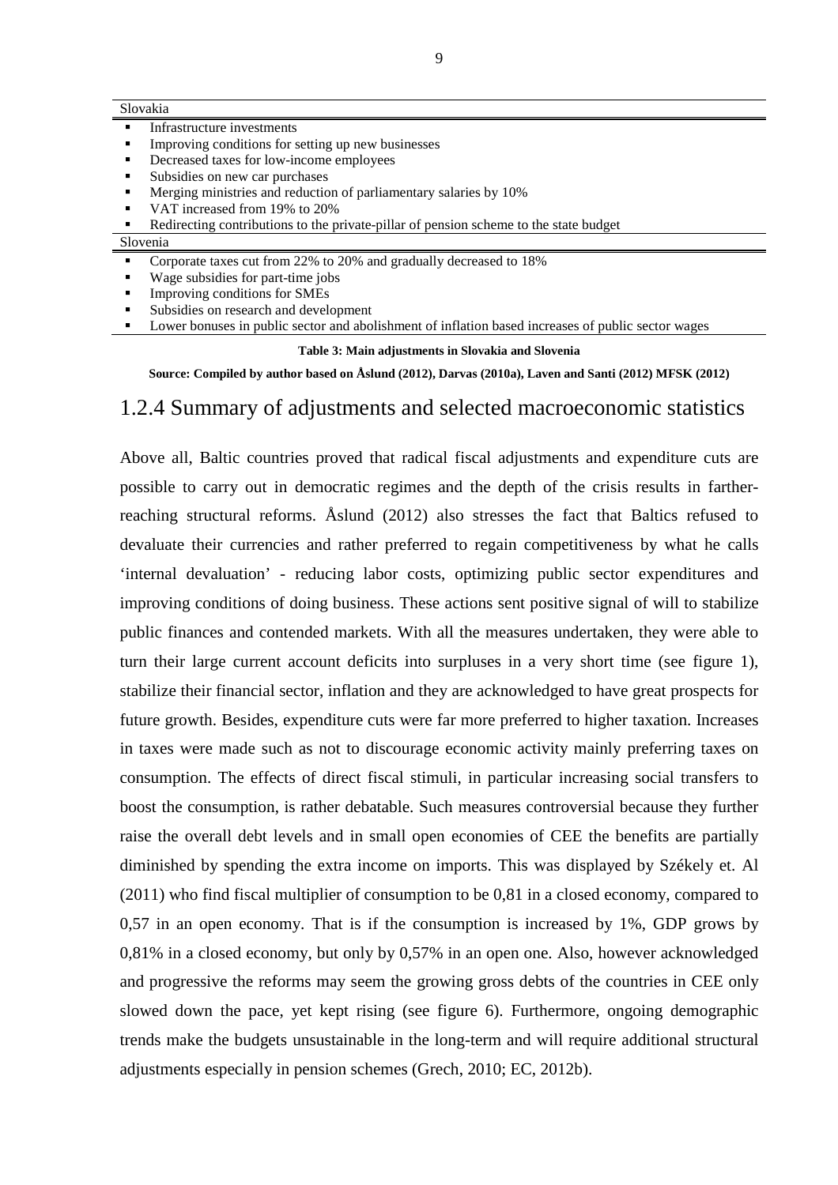| Slovakia |
|---|
| ▪ Infrastructure investments<br>▪ Improving conditions for setting up new businesses<br>▪ Decreased taxes for low-income employees<br>▪ Subsidies on new car purchases<br>▪ Merging ministries and reduction of parliamentary salaries by 10%<br>▪ VAT increased from 19% to 20%<br>▪ Redirecting contributions to the private-pillar of pension scheme to the state budget |
| **Slovenia** |
| ▪ Corporate taxes cut from 22% to 20% and gradually decreased to 18%<br>▪ Wage subsidies for part-time jobs<br>▪ Improving conditions for SMEs<br>▪ Subsidies on research and development<br>▪ Lower bonuses in public sector and abolishment of inflation based increases of public sector wages |

**Table 3: Main adjustments in Slovakia and Slovenia**

**Source: Compiled by author based on Åslund (2012), Darvas (2010a), Laven and Santi (2012) MFSK (2012)**

## 1.2.4 Summary of adjustments and selected macroeconomic statistics

Above all, Baltic countries proved that radical fiscal adjustments and expenditure cuts are possible to carry out in democratic regimes and the depth of the crisis results in farther-reaching structural reforms. Åslund (2012) also stresses the fact that Baltics refused to devaluate their currencies and rather preferred to regain competitiveness by what he calls 'internal devaluation' - reducing labor costs, optimizing public sector expenditures and improving conditions of doing business. These actions sent positive signal of will to stabilize public finances and contended markets. With all the measures undertaken, they were able to turn their large current account deficits into surpluses in a very short time (see figure 1), stabilize their financial sector, inflation and they are acknowledged to have great prospects for future growth. Besides, expenditure cuts were far more preferred to higher taxation. Increases in taxes were made such as not to discourage economic activity mainly preferring taxes on consumption. The effects of direct fiscal stimuli, in particular increasing social transfers to boost the consumption, is rather debatable. Such measures controversial because they further raise the overall debt levels and in small open economies of CEE the benefits are partially diminished by spending the extra income on imports. This was displayed by Székely et. Al (2011) who find fiscal multiplier of consumption to be 0,81 in a closed economy, compared to 0,57 in an open economy. That is if the consumption is increased by 1%, GDP grows by 0,81% in a closed economy, but only by 0,57% in an open one. Also, however acknowledged and progressive the reforms may seem the growing gross debts of the countries in CEE only slowed down the pace, yet kept rising (see figure 6). Furthermore, ongoing demographic trends make the budgets unsustainable in the long-term and will require additional structural adjustments especially in pension schemes (Grech, 2010; EC, 2012b).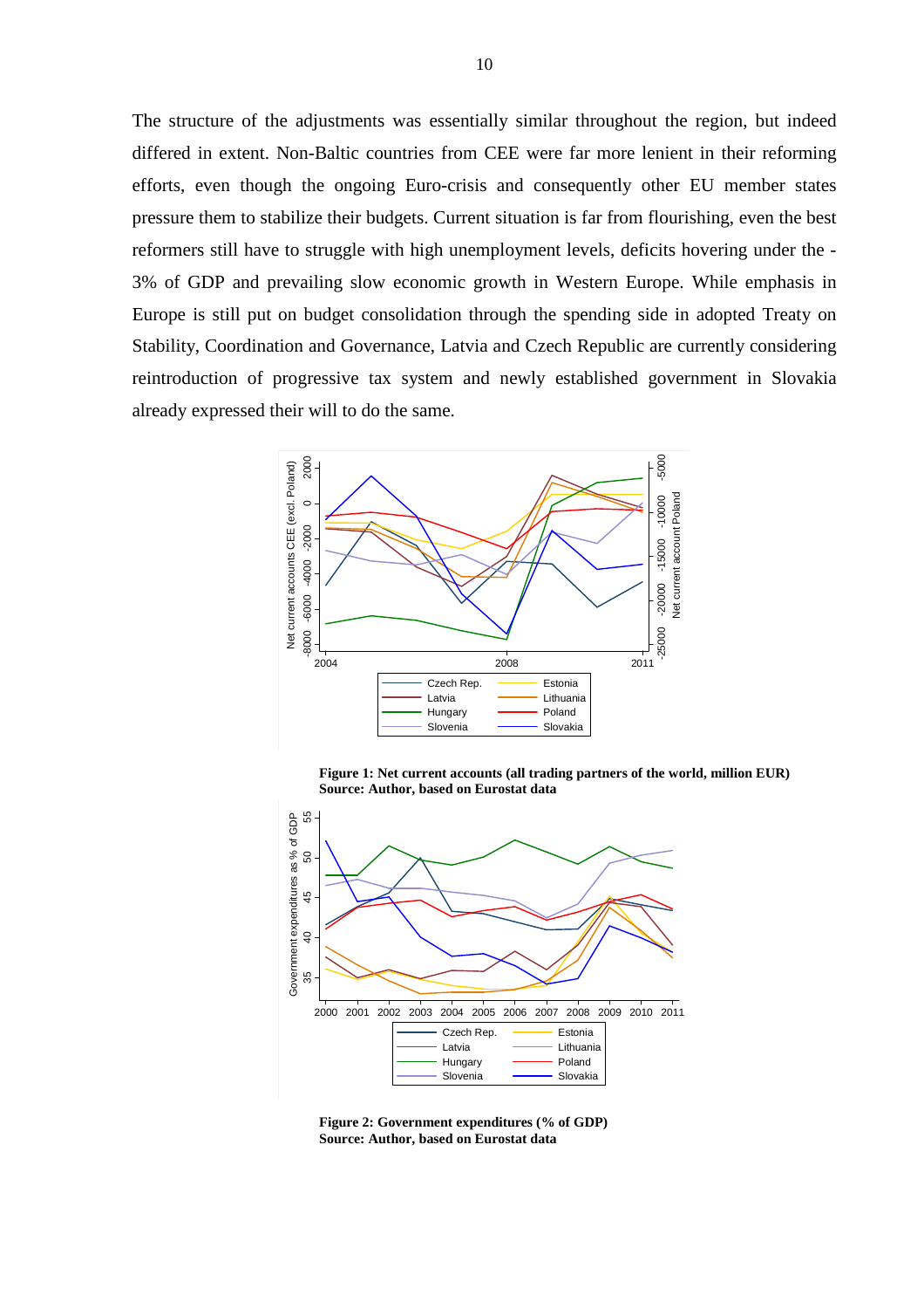The structure of the adjustments was essentially similar throughout the region, but indeed differed in extent. Non-Baltic countries from CEE were far more lenient in their reforming efforts, even though the ongoing Euro-crisis and consequently other EU member states pressure them to stabilize their budgets. Current situation is far from flourishing, even the best reformers still have to struggle with high unemployment levels, deficits hovering under the -3% of GDP and prevailing slow economic growth in Western Europe. While emphasis in Europe is still put on budget consolidation through the spending side in adopted Treaty on Stability, Coordination and Governance, Latvia and Czech Republic are currently considering reintroduction of progressive tax system and newly established government in Slovakia already expressed their will to do the same.

**Figure 1: Net current accounts (all trading partners of the world, million EUR)**
**Source: Author, based on Eurostat data**

**Figure 2: Government expenditures (% of GDP)**
**Source: Author, based on Eurostat data**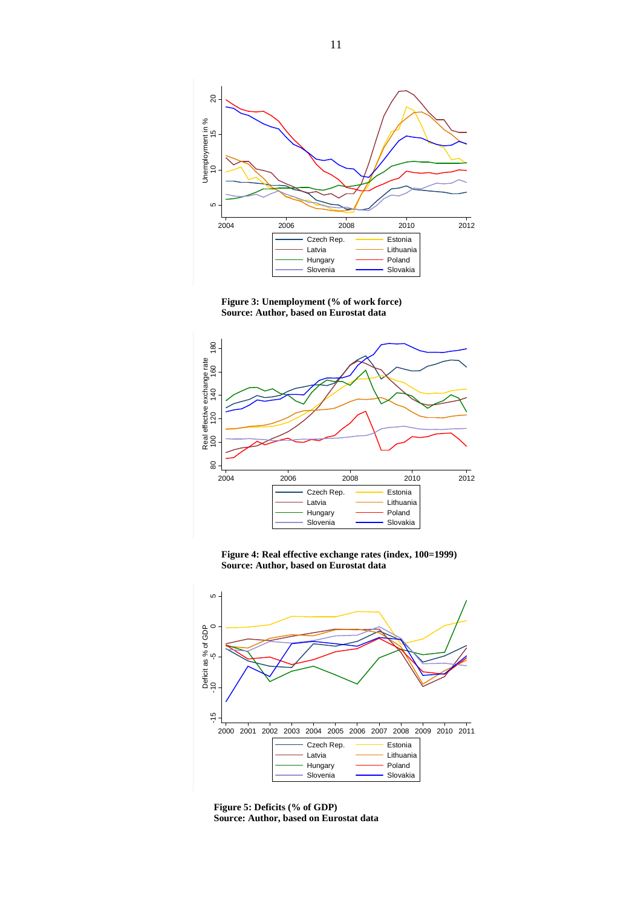**Figure 3: Unemployment (% of work force)**
**Source: Author, based on Eurostat data**

**Figure 4: Real effective exchange rates (index, 100=1999)**
**Source: Author, based on Eurostat data**

**Figure 5: Deficits (% of GDP)**
**Source: Author, based on Eurostat data**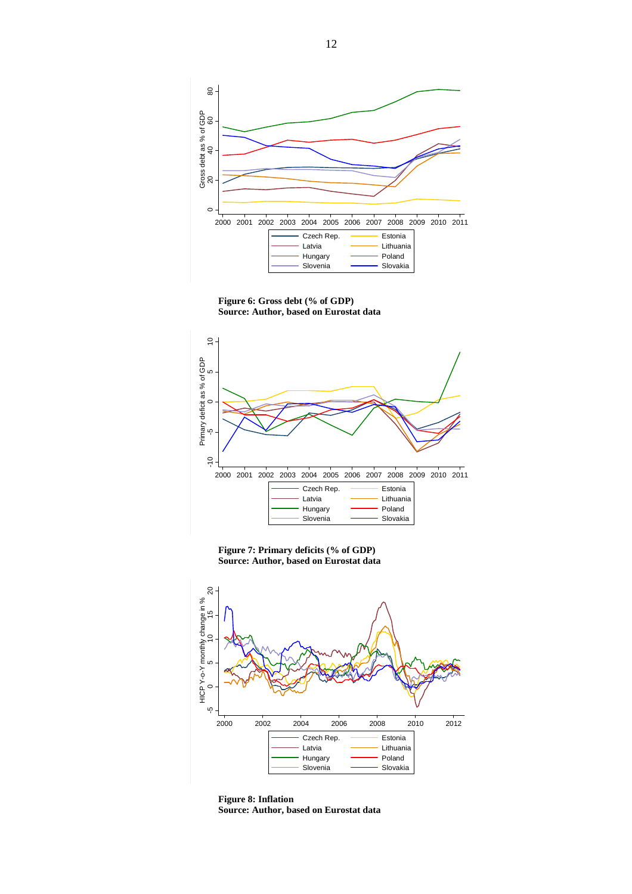**Figure 6: Gross debt (% of GDP)**
**Source: Author, based on Eurostat data**

**Figure 7: Primary deficits (% of GDP)**
**Source: Author, based on Eurostat data**

**Figure 8: Inflation**
**Source: Author, based on Eurostat data**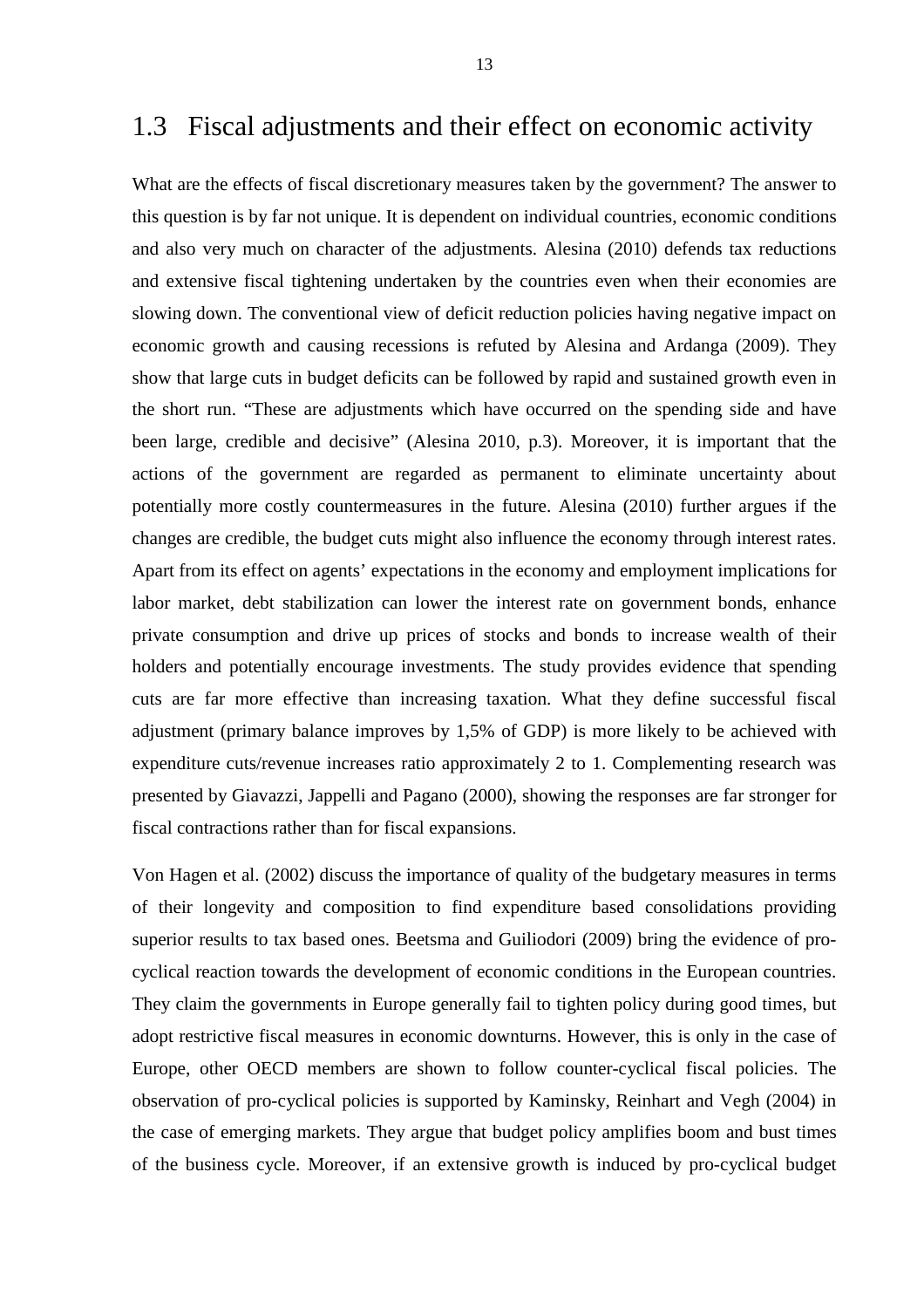## 1.3 Fiscal adjustments and their effect on economic activity

What are the effects of fiscal discretionary measures taken by the government? The answer to this question is by far not unique. It is dependent on individual countries, economic conditions and also very much on character of the adjustments. Alesina (2010) defends tax reductions and extensive fiscal tightening undertaken by the countries even when their economies are slowing down. The conventional view of deficit reduction policies having negative impact on economic growth and causing recessions is refuted by Alesina and Ardanga (2009). They show that large cuts in budget deficits can be followed by rapid and sustained growth even in the short run. "These are adjustments which have occurred on the spending side and have been large, credible and decisive" (Alesina 2010, p.3). Moreover, it is important that the actions of the government are regarded as permanent to eliminate uncertainty about potentially more costly countermeasures in the future. Alesina (2010) further argues if the changes are credible, the budget cuts might also influence the economy through interest rates. Apart from its effect on agents' expectations in the economy and employment implications for labor market, debt stabilization can lower the interest rate on government bonds, enhance private consumption and drive up prices of stocks and bonds to increase wealth of their holders and potentially encourage investments. The study provides evidence that spending cuts are far more effective than increasing taxation. What they define successful fiscal adjustment (primary balance improves by 1,5% of GDP) is more likely to be achieved with expenditure cuts/revenue increases ratio approximately 2 to 1. Complementing research was presented by Giavazzi, Jappelli and Pagano (2000), showing the responses are far stronger for fiscal contractions rather than for fiscal expansions.

Von Hagen et al. (2002) discuss the importance of quality of the budgetary measures in terms of their longevity and composition to find expenditure based consolidations providing superior results to tax based ones. Beetsma and Guiliodori (2009) bring the evidence of pro-cyclical reaction towards the development of economic conditions in the European countries. They claim the governments in Europe generally fail to tighten policy during good times, but adopt restrictive fiscal measures in economic downturns. However, this is only in the case of Europe, other OECD members are shown to follow counter-cyclical fiscal policies. The observation of pro-cyclical policies is supported by Kaminsky, Reinhart and Vegh (2004) in the case of emerging markets. They argue that budget policy amplifies boom and bust times of the business cycle. Moreover, if an extensive growth is induced by pro-cyclical budget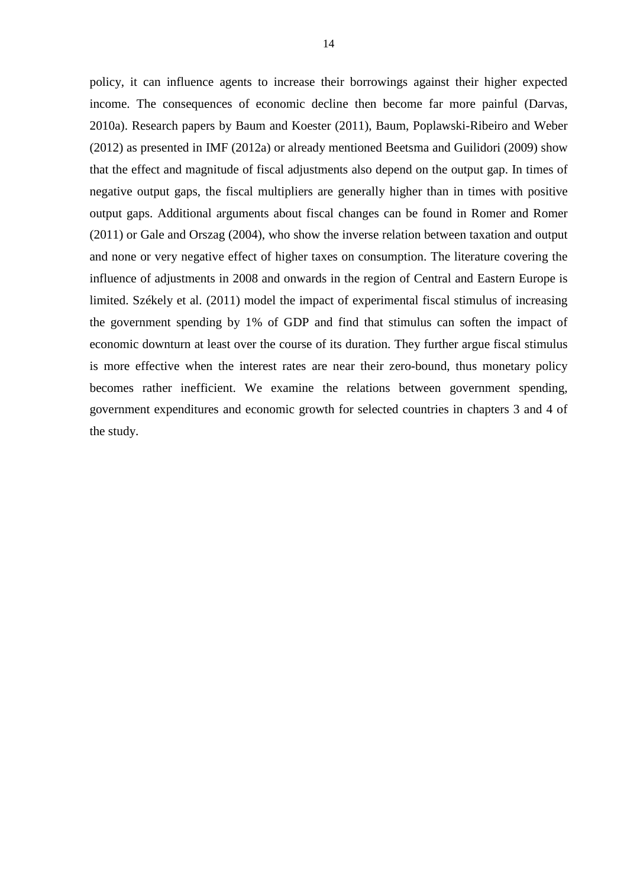policy, it can influence agents to increase their borrowings against their higher expected income. The consequences of economic decline then become far more painful (Darvas, 2010a). Research papers by Baum and Koester (2011), Baum, Poplawski-Ribeiro and Weber (2012) as presented in IMF (2012a) or already mentioned Beetsma and Guilidori (2009) show that the effect and magnitude of fiscal adjustments also depend on the output gap. In times of negative output gaps, the fiscal multipliers are generally higher than in times with positive output gaps. Additional arguments about fiscal changes can be found in Romer and Romer (2011) or Gale and Orszag (2004), who show the inverse relation between taxation and output and none or very negative effect of higher taxes on consumption. The literature covering the influence of adjustments in 2008 and onwards in the region of Central and Eastern Europe is limited. Székely et al. (2011) model the impact of experimental fiscal stimulus of increasing the government spending by 1% of GDP and find that stimulus can soften the impact of economic downturn at least over the course of its duration. They further argue fiscal stimulus is more effective when the interest rates are near their zero-bound, thus monetary policy becomes rather inefficient. We examine the relations between government spending, government expenditures and economic growth for selected countries in chapters 3 and 4 of the study.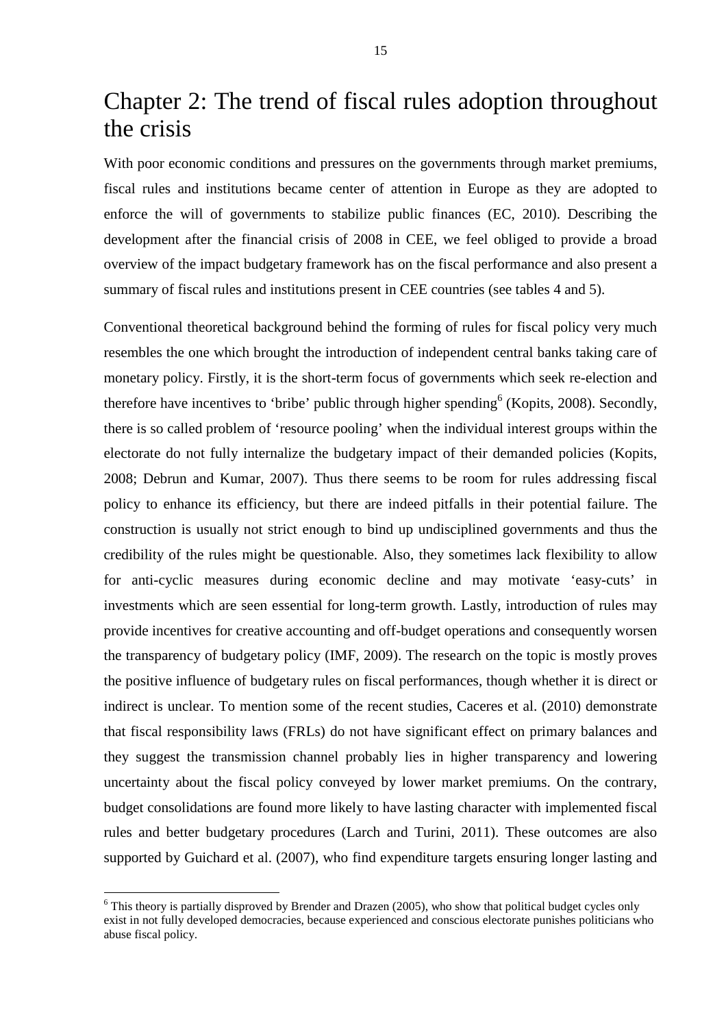# Chapter 2: The trend of fiscal rules adoption throughout the crisis

With poor economic conditions and pressures on the governments through market premiums, fiscal rules and institutions became center of attention in Europe as they are adopted to enforce the will of governments to stabilize public finances (EC, 2010). Describing the development after the financial crisis of 2008 in CEE, we feel obliged to provide a broad overview of the impact budgetary framework has on the fiscal performance and also present a summary of fiscal rules and institutions present in CEE countries (see tables 4 and 5).

Conventional theoretical background behind the forming of rules for fiscal policy very much resembles the one which brought the introduction of independent central banks taking care of monetary policy. Firstly, it is the short-term focus of governments which seek re-election and therefore have incentives to 'bribe' public through higher spending[6] (Kopits, 2008). Secondly, there is so called problem of 'resource pooling' when the individual interest groups within the electorate do not fully internalize the budgetary impact of their demanded policies (Kopits, 2008; Debrun and Kumar, 2007). Thus there seems to be room for rules addressing fiscal policy to enhance its efficiency, but there are indeed pitfalls in their potential failure. The construction is usually not strict enough to bind up undisciplined governments and thus the credibility of the rules might be questionable. Also, they sometimes lack flexibility to allow for anti-cyclic measures during economic decline and may motivate 'easy-cuts' in investments which are seen essential for long-term growth. Lastly, introduction of rules may provide incentives for creative accounting and off-budget operations and consequently worsen the transparency of budgetary policy (IMF, 2009). The research on the topic is mostly proves the positive influence of budgetary rules on fiscal performances, though whether it is direct or indirect is unclear. To mention some of the recent studies, Caceres et al. (2010) demonstrate that fiscal responsibility laws (FRLs) do not have significant effect on primary balances and they suggest the transmission channel probably lies in higher transparency and lowering uncertainty about the fiscal policy conveyed by lower market premiums. On the contrary, budget consolidations are found more likely to have lasting character with implemented fiscal rules and better budgetary procedures (Larch and Turini, 2011). These outcomes are also supported by Guichard et al. (2007), who find expenditure targets ensuring longer lasting and

[6] This theory is partially disproved by Brender and Drazen (2005), who show that political budget cycles only exist in not fully developed democracies, because experienced and conscious electorate punishes politicians who abuse fiscal policy.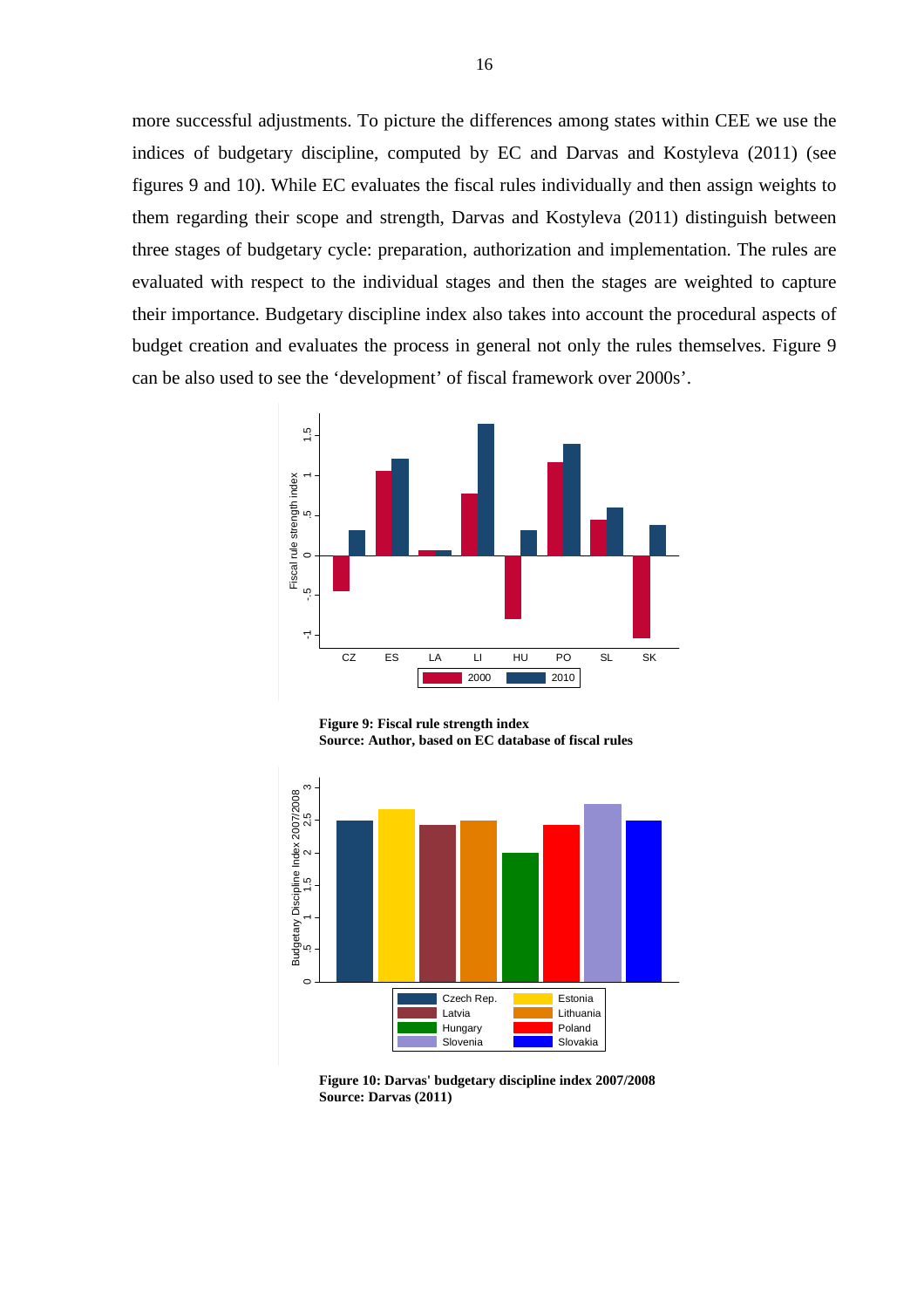more successful adjustments. To picture the differences among states within CEE we use the indices of budgetary discipline, computed by EC and Darvas and Kostyleva (2011) (see figures 9 and 10). While EC evaluates the fiscal rules individually and then assign weights to them regarding their scope and strength, Darvas and Kostyleva (2011) distinguish between three stages of budgetary cycle: preparation, authorization and implementation. The rules are evaluated with respect to the individual stages and then the stages are weighted to capture their importance. Budgetary discipline index also takes into account the procedural aspects of budget creation and evaluates the process in general not only the rules themselves. Figure 9 can be also used to see the 'development' of fiscal framework over 2000s'.

**Figure 9: Fiscal rule strength index**
**Source: Author, based on EC database of fiscal rules**

**Figure 10: Darvas' budgetary discipline index 2007/2008**
**Source: Darvas (2011)**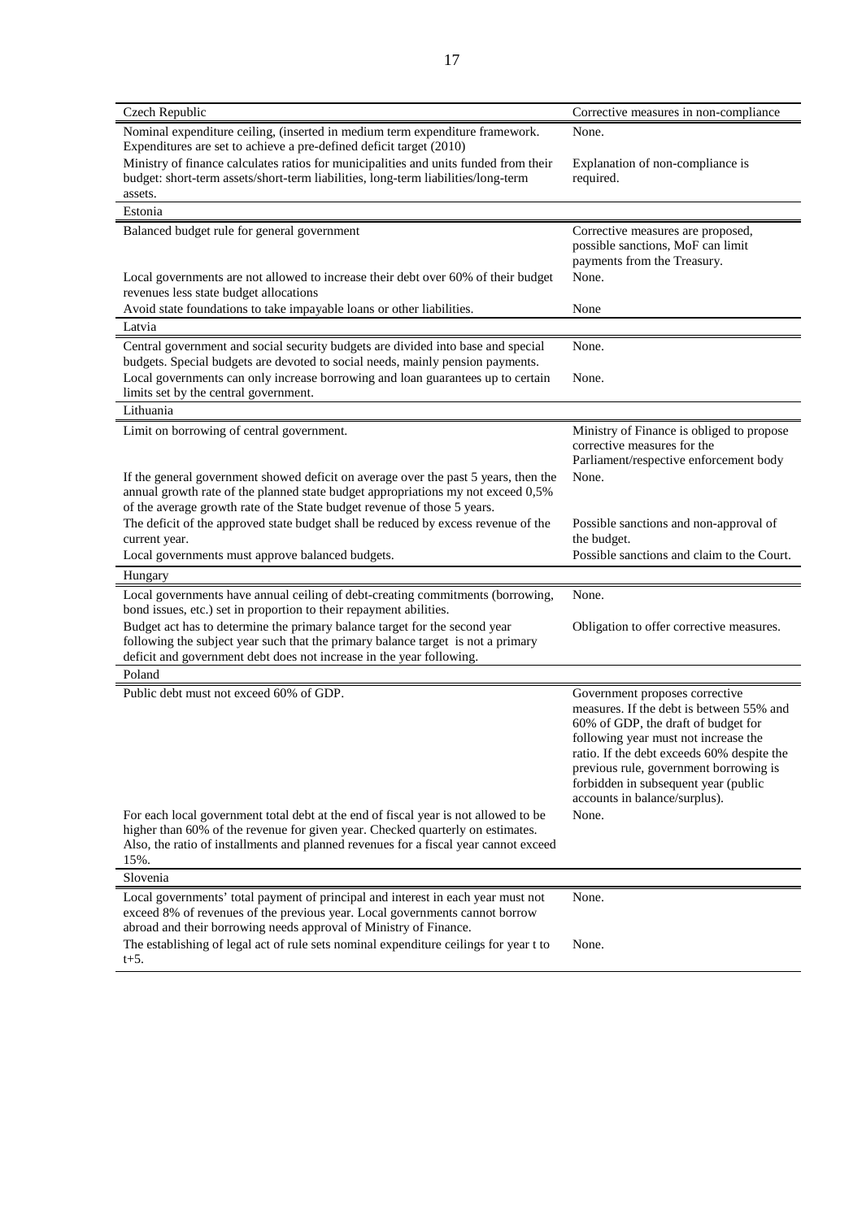| Czech Republic | Corrective measures in non-compliance |
|---|---|
| Nominal expenditure ceiling, (inserted in medium term expenditure framework. Expenditures are set to achieve a pre-defined deficit target (2010) | None. |
| Ministry of finance calculates ratios for municipalities and units funded from their budget: short-term assets/short-term liabilities, long-term liabilities/long-term assets. | Explanation of non-compliance is required. |
| **Estonia** | |
| Balanced budget rule for general government | Corrective measures are proposed, possible sanctions, MoF can limit payments from the Treasury. |
| Local governments are not allowed to increase their debt over 60% of their budget revenues less state budget allocations | None. |
| Avoid state foundations to take impayable loans or other liabilities. | None |
| **Latvia** | |
| Central government and social security budgets are divided into base and special budgets. Special budgets are devoted to social needs, mainly pension payments. | None. |
| Local governments can only increase borrowing and loan guarantees up to certain limits set by the central government. | None. |
| **Lithuania** | |
| Limit on borrowing of central government. | Ministry of Finance is obliged to propose corrective measures for the Parliament/respective enforcement body |
| If the general government showed deficit on average over the past 5 years, then the annual growth rate of the planned state budget appropriations my not exceed 0,5% of the average growth rate of the State budget revenue of those 5 years. | None. |
| The deficit of the approved state budget shall be reduced by excess revenue of the current year. | Possible sanctions and non-approval of the budget. |
| Local governments must approve balanced budgets. | Possible sanctions and claim to the Court. |
| **Hungary** | |
| Local governments have annual ceiling of debt-creating commitments (borrowing, bond issues, etc.) set in proportion to their repayment abilities. | None. |
| Budget act has to determine the primary balance target for the second year following the subject year such that the primary balance target is not a primary deficit and government debt does not increase in the year following. | Obligation to offer corrective measures. |
| **Poland** | |
| Public debt must not exceed 60% of GDP. | Government proposes corrective measures. If the debt is between 55% and 60% of GDP, the draft of budget for following year must not increase the ratio. If the debt exceeds 60% despite the previous rule, government borrowing is forbidden in subsequent year (public accounts in balance/surplus). |
| For each local government total debt at the end of fiscal year is not allowed to be higher than 60% of the revenue for given year. Checked quarterly on estimates. Also, the ratio of installments and planned revenues for a fiscal year cannot exceed 15%. | None. |
| **Slovenia** | |
| Local governments' total payment of principal and interest in each year must not exceed 8% of revenues of the previous year. Local governments cannot borrow abroad and their borrowing needs approval of Ministry of Finance. | None. |
| The establishing of legal act of rule sets nominal expenditure ceilings for year t to t+5. | None. |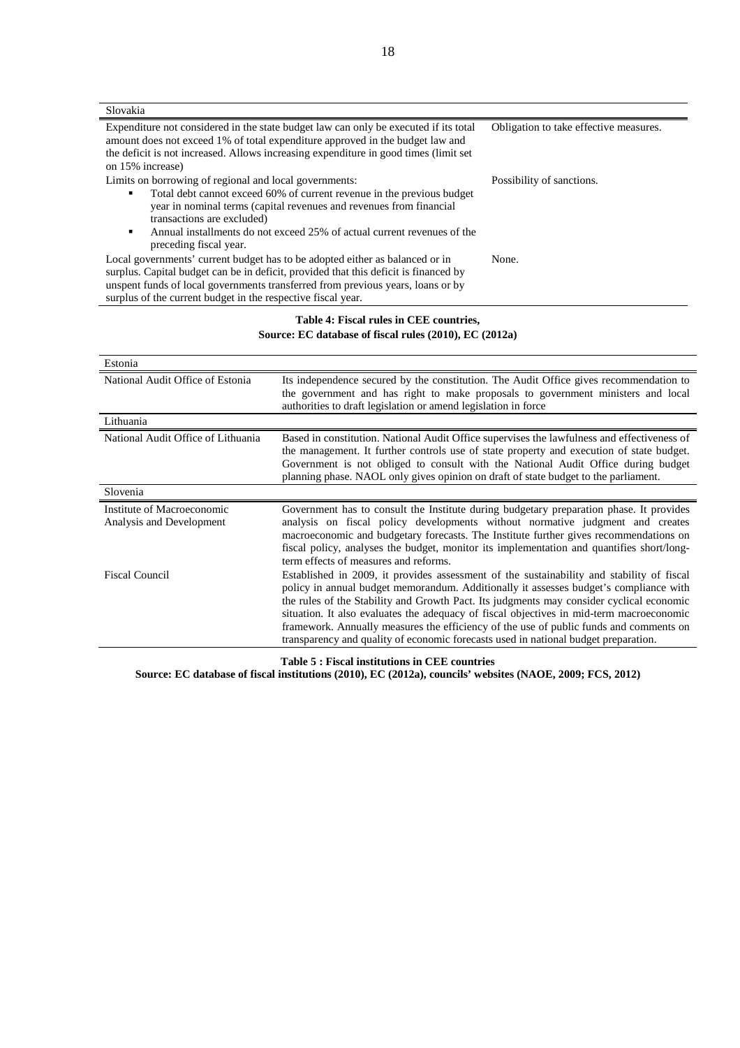| Slovakia | |
|---|---|
| Expenditure not considered in the state budget law can only be executed if its total amount does not exceed 1% of total expenditure approved in the budget law and the deficit is not increased. Allows increasing expenditure in good times (limit set on 15% increase) | Obligation to take effective measures. |
| Limits on borrowing of regional and local governments:<br>▪ Total debt cannot exceed 60% of current revenue in the previous budget year in nominal terms (capital revenues and revenues from financial transactions are excluded)<br>▪ Annual installments do not exceed 25% of actual current revenues of the preceding fiscal year. | Possibility of sanctions. |
| Local governments' current budget has to be adopted either as balanced or in surplus. Capital budget can be in deficit, provided that this deficit is financed by unspent funds of local governments transferred from previous years, loans or by surplus of the current budget in the respective fiscal year. | None. |

**Table 4: Fiscal rules in CEE countries,**
**Source: EC database of fiscal rules (2010), EC (2012a)**

| Estonia | |
|---|---|
| National Audit Office of Estonia | Its independence secured by the constitution. The Audit Office gives recommendation to the government and has right to make proposals to government ministers and local authorities to draft legislation or amend legislation in force |
| **Lithuania** | |
| National Audit Office of Lithuania | Based in constitution. National Audit Office supervises the lawfulness and effectiveness of the management. It further controls use of state property and execution of state budget. Government is not obliged to consult with the National Audit Office during budget planning phase. NAOL only gives opinion on draft of state budget to the parliament. |
| **Slovenia** | |
| Institute of Macroeconomic Analysis and Development | Government has to consult the Institute during budgetary preparation phase. It provides analysis on fiscal policy developments without normative judgment and creates macroeconomic and budgetary forecasts. The Institute further gives recommendations on fiscal policy, analyses the budget, monitor its implementation and quantifies short/long-term effects of measures and reforms. |
| Fiscal Council | Established in 2009, it provides assessment of the sustainability and stability of fiscal policy in annual budget memorandum. Additionally it assesses budget's compliance with the rules of the Stability and Growth Pact. Its judgments may consider cyclical economic situation. It also evaluates the adequacy of fiscal objectives in mid-term macroeconomic framework. Annually measures the efficiency of the use of public funds and comments on transparency and quality of economic forecasts used in national budget preparation. |

**Table 5 : Fiscal institutions in CEE countries**
**Source: EC database of fiscal institutions (2010), EC (2012a), councils' websites (NAOE, 2009; FCS, 2012)**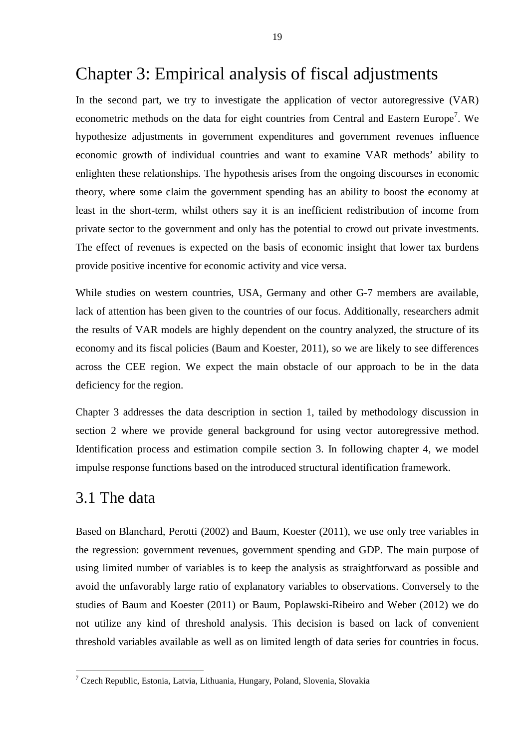# Chapter 3: Empirical analysis of fiscal adjustments

In the second part, we try to investigate the application of vector autoregressive (VAR) econometric methods on the data for eight countries from Central and Eastern Europe[7]. We hypothesize adjustments in government expenditures and government revenues influence economic growth of individual countries and want to examine VAR methods' ability to enlighten these relationships. The hypothesis arises from the ongoing discourses in economic theory, where some claim the government spending has an ability to boost the economy at least in the short-term, whilst others say it is an inefficient redistribution of income from private sector to the government and only has the potential to crowd out private investments. The effect of revenues is expected on the basis of economic insight that lower tax burdens provide positive incentive for economic activity and vice versa.

While studies on western countries, USA, Germany and other G-7 members are available, lack of attention has been given to the countries of our focus. Additionally, researchers admit the results of VAR models are highly dependent on the country analyzed, the structure of its economy and its fiscal policies (Baum and Koester, 2011), so we are likely to see differences across the CEE region. We expect the main obstacle of our approach to be in the data deficiency for the region.

Chapter 3 addresses the data description in section 1, tailed by methodology discussion in section 2 where we provide general background for using vector autoregressive method. Identification process and estimation compile section 3. In following chapter 4, we model impulse response functions based on the introduced structural identification framework.

## 3.1 The data

Based on Blanchard, Perotti (2002) and Baum, Koester (2011), we use only tree variables in the regression: government revenues, government spending and GDP. The main purpose of using limited number of variables is to keep the analysis as straightforward as possible and avoid the unfavorably large ratio of explanatory variables to observations. Conversely to the studies of Baum and Koester (2011) or Baum, Poplawski-Ribeiro and Weber (2012) we do not utilize any kind of threshold analysis. This decision is based on lack of convenient threshold variables available as well as on limited length of data series for countries in focus.

[7] Czech Republic, Estonia, Latvia, Lithuania, Hungary, Poland, Slovenia, Slovakia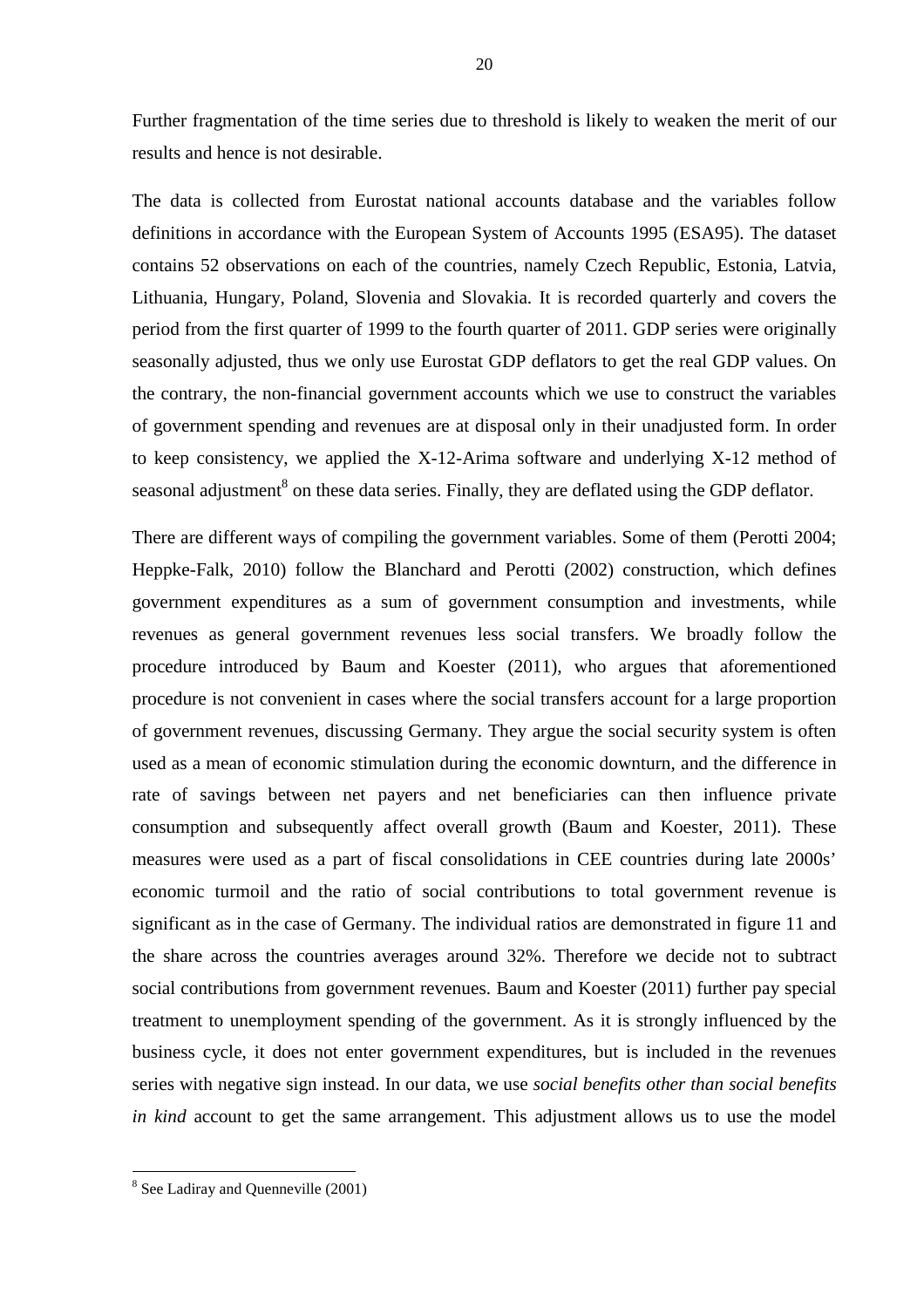Further fragmentation of the time series due to threshold is likely to weaken the merit of our results and hence is not desirable.

The data is collected from Eurostat national accounts database and the variables follow definitions in accordance with the European System of Accounts 1995 (ESA95). The dataset contains 52 observations on each of the countries, namely Czech Republic, Estonia, Latvia, Lithuania, Hungary, Poland, Slovenia and Slovakia. It is recorded quarterly and covers the period from the first quarter of 1999 to the fourth quarter of 2011. GDP series were originally seasonally adjusted, thus we only use Eurostat GDP deflators to get the real GDP values. On the contrary, the non-financial government accounts which we use to construct the variables of government spending and revenues are at disposal only in their unadjusted form. In order to keep consistency, we applied the X-12-Arima software and underlying X-12 method of seasonal adjustment[8] on these data series. Finally, they are deflated using the GDP deflator.

There are different ways of compiling the government variables. Some of them (Perotti 2004; Heppke-Falk, 2010) follow the Blanchard and Perotti (2002) construction, which defines government expenditures as a sum of government consumption and investments, while revenues as general government revenues less social transfers. We broadly follow the procedure introduced by Baum and Koester (2011), who argues that aforementioned procedure is not convenient in cases where the social transfers account for a large proportion of government revenues, discussing Germany. They argue the social security system is often used as a mean of economic stimulation during the economic downturn, and the difference in rate of savings between net payers and net beneficiaries can then influence private consumption and subsequently affect overall growth (Baum and Koester, 2011). These measures were used as a part of fiscal consolidations in CEE countries during late 2000s' economic turmoil and the ratio of social contributions to total government revenue is significant as in the case of Germany. The individual ratios are demonstrated in figure 11 and the share across the countries averages around 32%. Therefore we decide not to subtract social contributions from government revenues. Baum and Koester (2011) further pay special treatment to unemployment spending of the government. As it is strongly influenced by the business cycle, it does not enter government expenditures, but is included in the revenues series with negative sign instead. In our data, we use *social benefits other than social benefits in kind* account to get the same arrangement. This adjustment allows us to use the model

[8] See Ladiray and Quenneville (2001)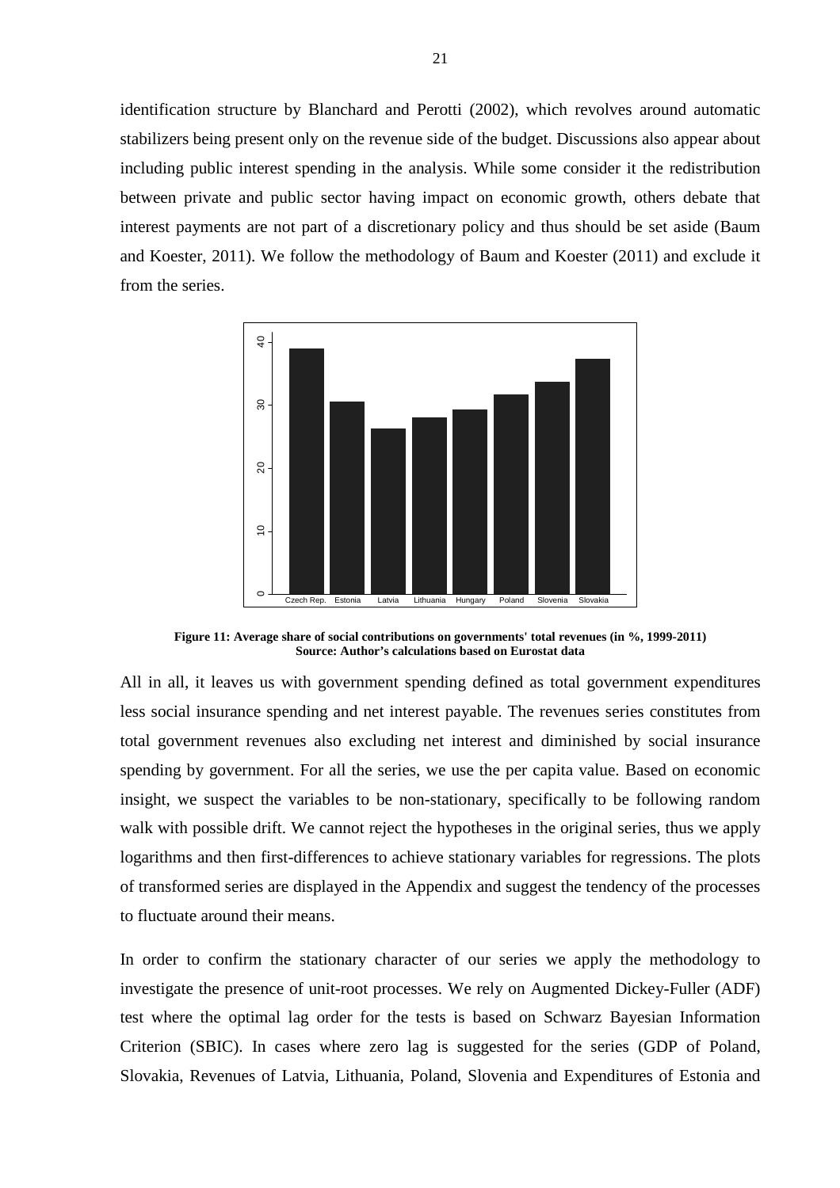identification structure by Blanchard and Perotti (2002), which revolves around automatic stabilizers being present only on the revenue side of the budget. Discussions also appear about including public interest spending in the analysis. While some consider it the redistribution between private and public sector having impact on economic growth, others debate that interest payments are not part of a discretionary policy and thus should be set aside (Baum and Koester, 2011). We follow the methodology of Baum and Koester (2011) and exclude it from the series.

**Figure 11: Average share of social contributions on governments' total revenues (in %, 1999-2011)**
**Source: Author's calculations based on Eurostat data**

All in all, it leaves us with government spending defined as total government expenditures less social insurance spending and net interest payable. The revenues series constitutes from total government revenues also excluding net interest and diminished by social insurance spending by government. For all the series, we use the per capita value. Based on economic insight, we suspect the variables to be non-stationary, specifically to be following random walk with possible drift. We cannot reject the hypotheses in the original series, thus we apply logarithms and then first-differences to achieve stationary variables for regressions. The plots of transformed series are displayed in the Appendix and suggest the tendency of the processes to fluctuate around their means.

In order to confirm the stationary character of our series we apply the methodology to investigate the presence of unit-root processes. We rely on Augmented Dickey-Fuller (ADF) test where the optimal lag order for the tests is based on Schwarz Bayesian Information Criterion (SBIC). In cases where zero lag is suggested for the series (GDP of Poland, Slovakia, Revenues of Latvia, Lithuania, Poland, Slovenia and Expenditures of Estonia and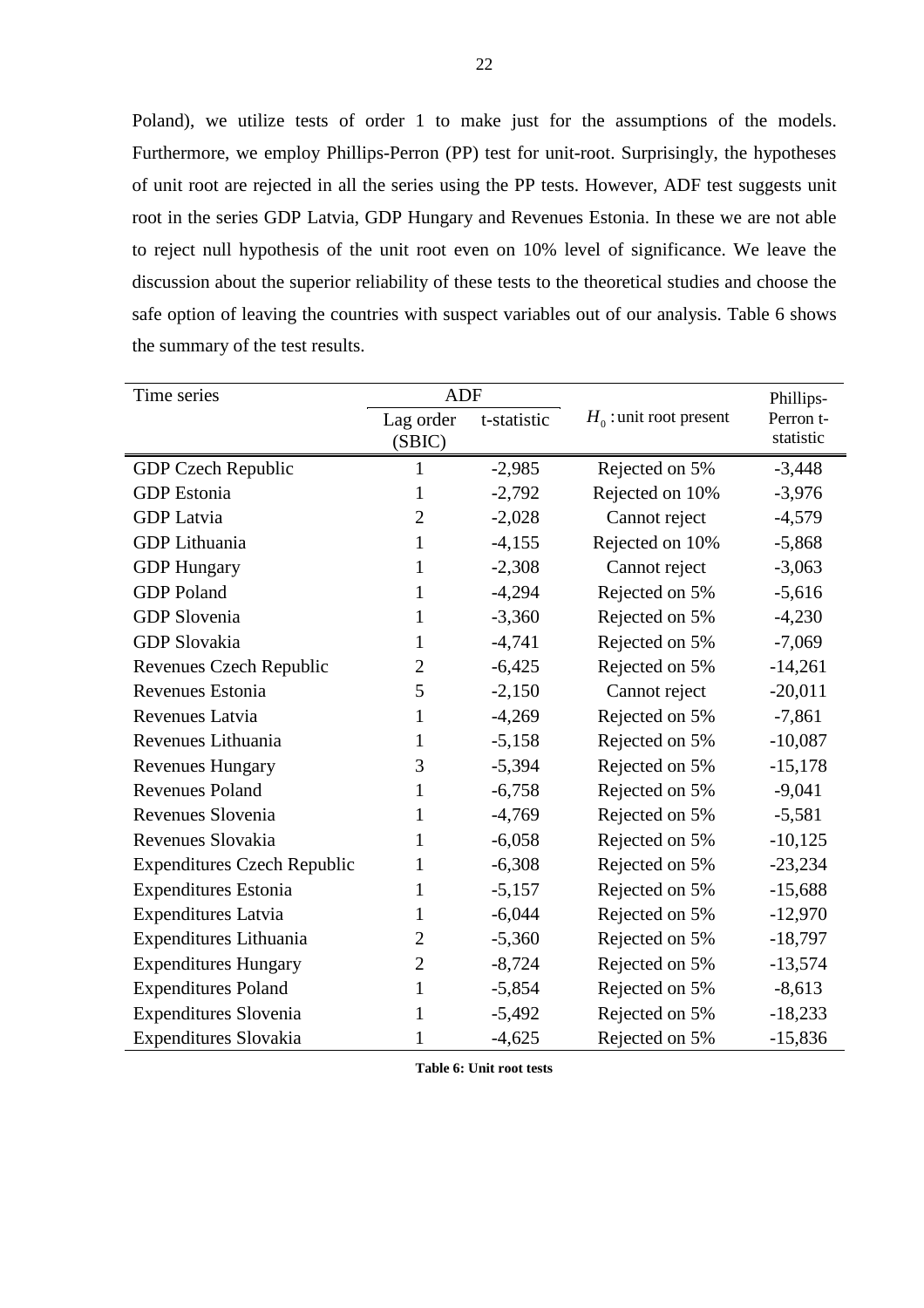Poland), we utilize tests of order 1 to make just for the assumptions of the models. Furthermore, we employ Phillips-Perron (PP) test for unit-root. Surprisingly, the hypotheses of unit root are rejected in all the series using the PP tests. However, ADF test suggests unit root in the series GDP Latvia, GDP Hungary and Revenues Estonia. In these we are not able to reject null hypothesis of the unit root even on 10% level of significance. We leave the discussion about the superior reliability of these tests to the theoretical studies and choose the safe option of leaving the countries with suspect variables out of our analysis. Table 6 shows the summary of the test results.

| Time series | ADF | | | Phillips-Perron t-statistic |
|---|---|---|---|---|
| | Lag order (SBIC) | t-statistic | $H_0$ : unit root present | |
| GDP Czech Republic | 1 | -2,985 | Rejected on 5% | -3,448 |
| GDP Estonia | 1 | -2,792 | Rejected on 10% | -3,976 |
| GDP Latvia | 2 | -2,028 | Cannot reject | -4,579 |
| GDP Lithuania | 1 | -4,155 | Rejected on 10% | -5,868 |
| GDP Hungary | 1 | -2,308 | Cannot reject | -3,063 |
| GDP Poland | 1 | -4,294 | Rejected on 5% | -5,616 |
| GDP Slovenia | 1 | -3,360 | Rejected on 5% | -4,230 |
| GDP Slovakia | 1 | -4,741 | Rejected on 5% | -7,069 |
| Revenues Czech Republic | 2 | -6,425 | Rejected on 5% | -14,261 |
| Revenues Estonia | 5 | -2,150 | Cannot reject | -20,011 |
| Revenues Latvia | 1 | -4,269 | Rejected on 5% | -7,861 |
| Revenues Lithuania | 1 | -5,158 | Rejected on 5% | -10,087 |
| Revenues Hungary | 3 | -5,394 | Rejected on 5% | -15,178 |
| Revenues Poland | 1 | -6,758 | Rejected on 5% | -9,041 |
| Revenues Slovenia | 1 | -4,769 | Rejected on 5% | -5,581 |
| Revenues Slovakia | 1 | -6,058 | Rejected on 5% | -10,125 |
| Expenditures Czech Republic | 1 | -6,308 | Rejected on 5% | -23,234 |
| Expenditures Estonia | 1 | -5,157 | Rejected on 5% | -15,688 |
| Expenditures Latvia | 1 | -6,044 | Rejected on 5% | -12,970 |
| Expenditures Lithuania | 2 | -5,360 | Rejected on 5% | -18,797 |
| Expenditures Hungary | 2 | -8,724 | Rejected on 5% | -13,574 |
| Expenditures Poland | 1 | -5,854 | Rejected on 5% | -8,613 |
| Expenditures Slovenia | 1 | -5,492 | Rejected on 5% | -18,233 |
| Expenditures Slovakia | 1 | -4,625 | Rejected on 5% | -15,836 |

**Table 6: Unit root tests**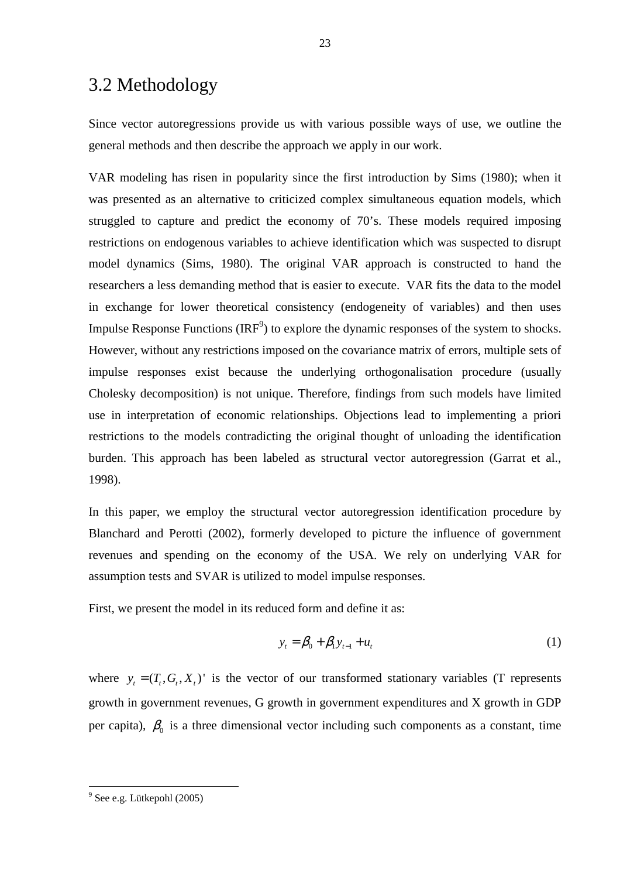## 3.2 Methodology

Since vector autoregressions provide us with various possible ways of use, we outline the general methods and then describe the approach we apply in our work.

VAR modeling has risen in popularity since the first introduction by Sims (1980); when it was presented as an alternative to criticized complex simultaneous equation models, which struggled to capture and predict the economy of 70's. These models required imposing restrictions on endogenous variables to achieve identification which was suspected to disrupt model dynamics (Sims, 1980). The original VAR approach is constructed to hand the researchers a less demanding method that is easier to execute. VAR fits the data to the model in exchange for lower theoretical consistency (endogeneity of variables) and then uses Impulse Response Functions (IRF[9]) to explore the dynamic responses of the system to shocks. However, without any restrictions imposed on the covariance matrix of errors, multiple sets of impulse responses exist because the underlying orthogonalisation procedure (usually Cholesky decomposition) is not unique. Therefore, findings from such models have limited use in interpretation of economic relationships. Objections lead to implementing a priori restrictions to the models contradicting the original thought of unloading the identification burden. This approach has been labeled as structural vector autoregression (Garrat et al., 1998).

In this paper, we employ the structural vector autoregression identification procedure by Blanchard and Perotti (2002), formerly developed to picture the influence of government revenues and spending on the economy of the USA. We rely on underlying VAR for assumption tests and SVAR is utilized to model impulse responses.

First, we present the model in its reduced form and define it as:

$$y_t = \beta_0 + \beta_1 y_{t-1} + u_t \tag{1}$$

where $y_t = (T_t, G_t, X_t)'$ is the vector of our transformed stationary variables (T represents growth in government revenues, G growth in government expenditures and X growth in GDP per capita), $\beta_0$ is a three dimensional vector including such components as a constant, time

---

[9] See e.g. Lütkepohl (2005)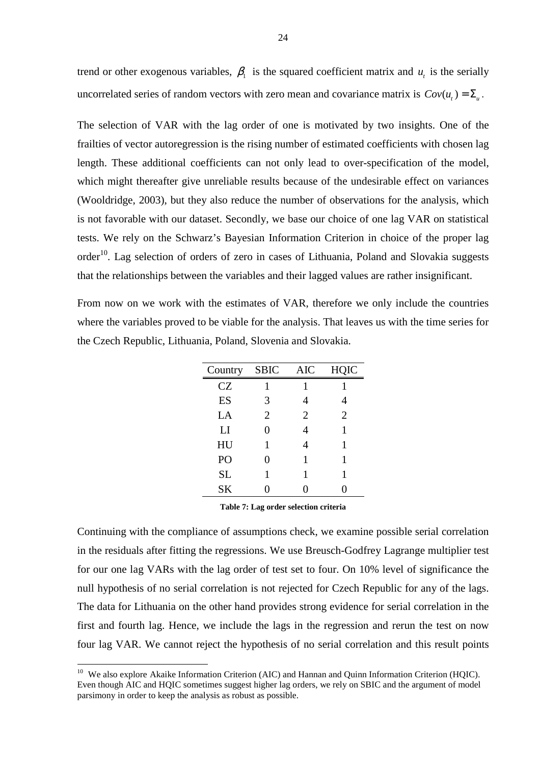trend or other exogenous variables, $\beta_1$ is the squared coefficient matrix and $u_t$ is the serially uncorrelated series of random vectors with zero mean and covariance matrix is $Cov(u_t) = \Sigma_u$.

The selection of VAR with the lag order of one is motivated by two insights. One of the frailties of vector autoregression is the rising number of estimated coefficients with chosen lag length. These additional coefficients can not only lead to over-specification of the model, which might thereafter give unreliable results because of the undesirable effect on variances (Wooldridge, 2003), but they also reduce the number of observations for the analysis, which is not favorable with our dataset. Secondly, we base our choice of one lag VAR on statistical tests. We rely on the Schwarz's Bayesian Information Criterion in choice of the proper lag order[10]. Lag selection of orders of zero in cases of Lithuania, Poland and Slovakia suggests that the relationships between the variables and their lagged values are rather insignificant.

From now on we work with the estimates of VAR, therefore we only include the countries where the variables proved to be viable for the analysis. That leaves us with the time series for the Czech Republic, Lithuania, Poland, Slovenia and Slovakia.

| Country | SBIC | AIC | HQIC |
|---|---|---|---|
| CZ | 1 | 1 | 1 |
| ES | 3 | 4 | 4 |
| LA | 2 | 2 | 2 |
| LI | 0 | 4 | 1 |
| HU | 1 | 4 | 1 |
| PO | 0 | 1 | 1 |
| SL | 1 | 1 | 1 |
| SK | 0 | 0 | 0 |

**Table 7: Lag order selection criteria**

Continuing with the compliance of assumptions check, we examine possible serial correlation in the residuals after fitting the regressions. We use Breusch-Godfrey Lagrange multiplier test for our one lag VARs with the lag order of test set to four. On 10% level of significance the null hypothesis of no serial correlation is not rejected for Czech Republic for any of the lags. The data for Lithuania on the other hand provides strong evidence for serial correlation in the first and fourth lag. Hence, we include the lags in the regression and rerun the test on now four lag VAR. We cannot reject the hypothesis of no serial correlation and this result points

[10] We also explore Akaike Information Criterion (AIC) and Hannan and Quinn Information Criterion (HQIC). Even though AIC and HQIC sometimes suggest higher lag orders, we rely on SBIC and the argument of model parsimony in order to keep the analysis as robust as possible.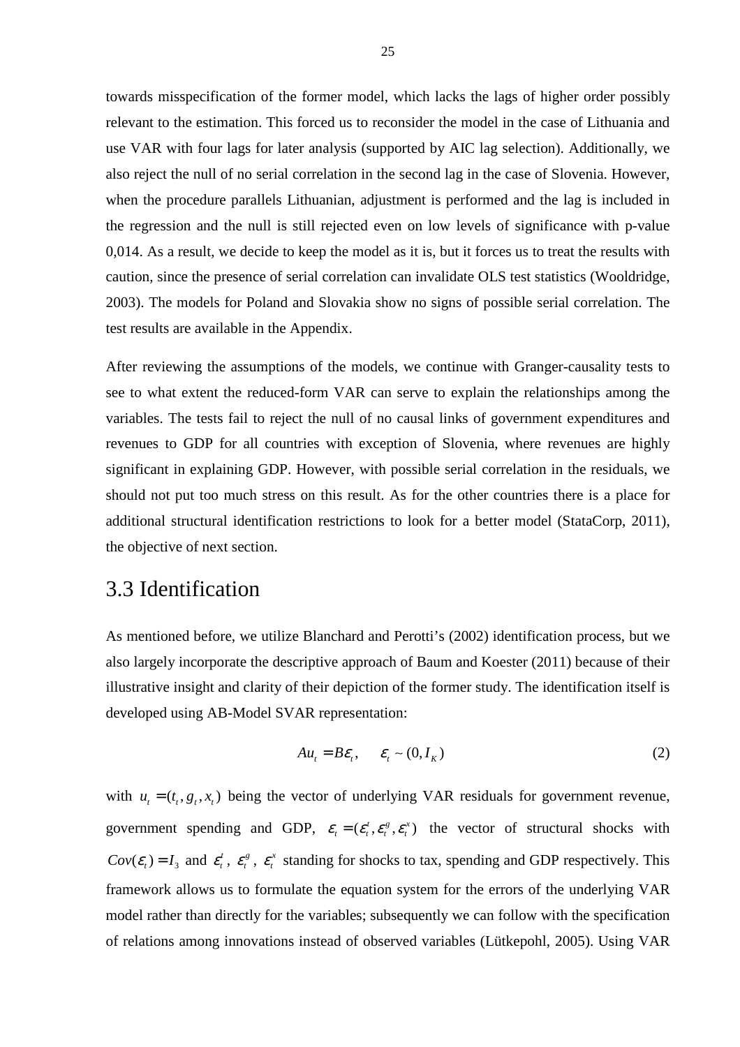towards misspecification of the former model, which lacks the lags of higher order possibly relevant to the estimation. This forced us to reconsider the model in the case of Lithuania and use VAR with four lags for later analysis (supported by AIC lag selection). Additionally, we also reject the null of no serial correlation in the second lag in the case of Slovenia. However, when the procedure parallels Lithuanian, adjustment is performed and the lag is included in the regression and the null is still rejected even on low levels of significance with p-value 0,014. As a result, we decide to keep the model as it is, but it forces us to treat the results with caution, since the presence of serial correlation can invalidate OLS test statistics (Wooldridge, 2003). The models for Poland and Slovakia show no signs of possible serial correlation. The test results are available in the Appendix.

After reviewing the assumptions of the models, we continue with Granger-causality tests to see to what extent the reduced-form VAR can serve to explain the relationships among the variables. The tests fail to reject the null of no causal links of government expenditures and revenues to GDP for all countries with exception of Slovenia, where revenues are highly significant in explaining GDP. However, with possible serial correlation in the residuals, we should not put too much stress on this result. As for the other countries there is a place for additional structural identification restrictions to look for a better model (StataCorp, 2011), the objective of next section.

## 3.3 Identification

As mentioned before, we utilize Blanchard and Perotti's (2002) identification process, but we also largely incorporate the descriptive approach of Baum and Koester (2011) because of their illustrative insight and clarity of their depiction of the former study. The identification itself is developed using AB-Model SVAR representation:

$$Au_t = B\varepsilon_t, \qquad \varepsilon_t \sim (0, I_K) \tag{2}$$

with $u_t = (t_t, g_t, x_t)$ being the vector of underlying VAR residuals for government revenue, government spending and GDP, $\varepsilon_t = (\varepsilon_t^t, \varepsilon_t^g, \varepsilon_t^x)$ the vector of structural shocks with $Cov(\varepsilon_t) = I_3$ and $\varepsilon_t^t$, $\varepsilon_t^g$, $\varepsilon_t^x$ standing for shocks to tax, spending and GDP respectively. This framework allows us to formulate the equation system for the errors of the underlying VAR model rather than directly for the variables; subsequently we can follow with the specification of relations among innovations instead of observed variables (Lütkepohl, 2005). Using VAR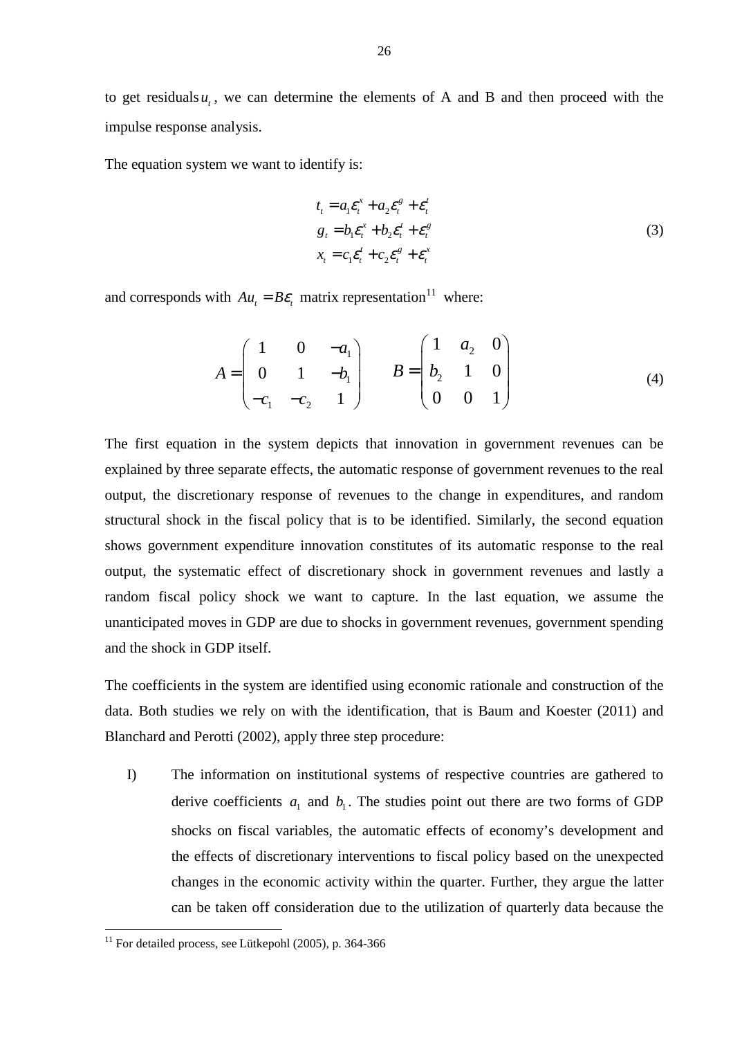to get residuals $u_t$, we can determine the elements of A and B and then proceed with the impulse response analysis.

The equation system we want to identify is:

$$
\begin{aligned}
t_t &= a_1 \varepsilon_t^x + a_2 \varepsilon_t^g + \varepsilon_t^t \\
g_t &= b_1 \varepsilon_t^x + b_2 \varepsilon_t^t + \varepsilon_t^g \\
x_t &= c_1 \varepsilon_t^t + c_2 \varepsilon_t^g + \varepsilon_t^x
\end{aligned}
\tag{3}
$$

and corresponds with $Au_t = B\varepsilon_t$ matrix representation[11] where:

$$
A = \begin{pmatrix} 1 & 0 & -a_1 \\ 0 & 1 & -b_1 \\ -c_1 & -c_2 & 1 \end{pmatrix} \qquad B = \begin{pmatrix} 1 & a_2 & 0 \\ b_2 & 1 & 0 \\ 0 & 0 & 1 \end{pmatrix}
\tag{4}
$$

The first equation in the system depicts that innovation in government revenues can be explained by three separate effects, the automatic response of government revenues to the real output, the discretionary response of revenues to the change in expenditures, and random structural shock in the fiscal policy that is to be identified. Similarly, the second equation shows government expenditure innovation constitutes of its automatic response to the real output, the systematic effect of discretionary shock in government revenues and lastly a random fiscal policy shock we want to capture. In the last equation, we assume the unanticipated moves in GDP are due to shocks in government revenues, government spending and the shock in GDP itself.

The coefficients in the system are identified using economic rationale and construction of the data. Both studies we rely on with the identification, that is Baum and Koester (2011) and Blanchard and Perotti (2002), apply three step procedure:

I) The information on institutional systems of respective countries are gathered to derive coefficients $a_1$ and $b_1$. The studies point out there are two forms of GDP shocks on fiscal variables, the automatic effects of economy's development and the effects of discretionary interventions to fiscal policy based on the unexpected changes in the economic activity within the quarter. Further, they argue the latter can be taken off consideration due to the utilization of quarterly data because the

[11] For detailed process, see Lütkepohl (2005), p. 364-366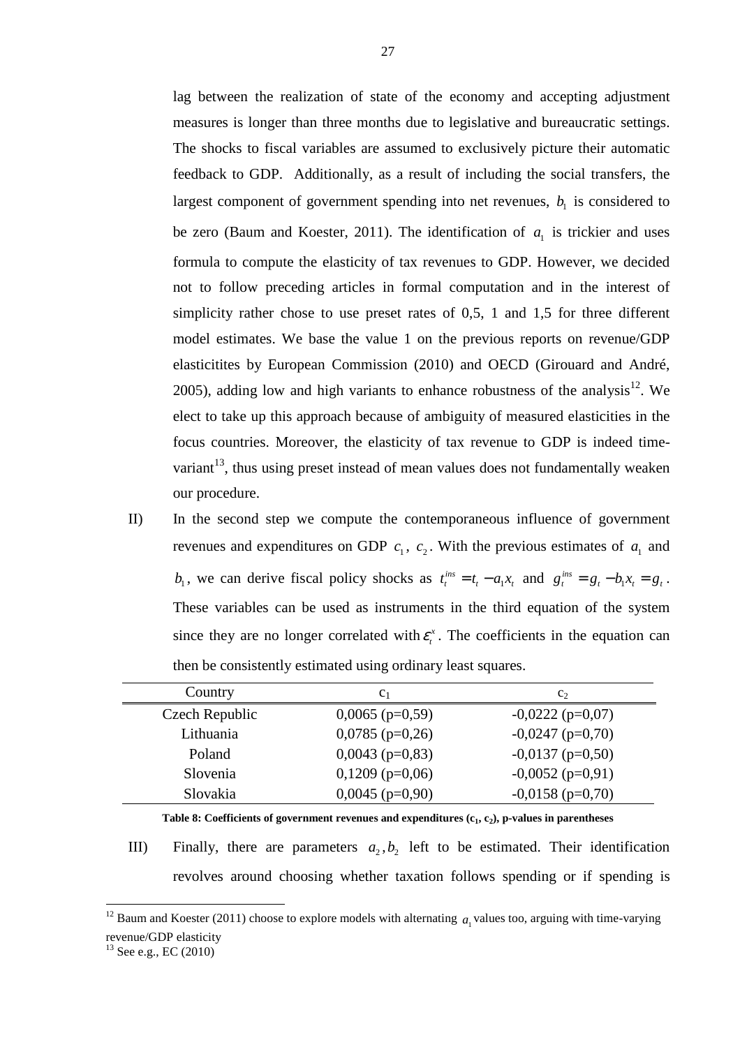lag between the realization of state of the economy and accepting adjustment measures is longer than three months due to legislative and bureaucratic settings. The shocks to fiscal variables are assumed to exclusively picture their automatic feedback to GDP. Additionally, as a result of including the social transfers, the largest component of government spending into net revenues, $b_1$ is considered to be zero (Baum and Koester, 2011). The identification of $a_1$ is trickier and uses formula to compute the elasticity of tax revenues to GDP. However, we decided not to follow preceding articles in formal computation and in the interest of simplicity rather chose to use preset rates of 0,5, 1 and 1,5 for three different model estimates. We base the value 1 on the previous reports on revenue/GDP elasticitites by European Commission (2010) and OECD (Girouard and André, 2005), adding low and high variants to enhance robustness of the analysis[12]. We elect to take up this approach because of ambiguity of measured elasticities in the focus countries. Moreover, the elasticity of tax revenue to GDP is indeed time-variant[13], thus using preset instead of mean values does not fundamentally weaken our procedure.

II) In the second step we compute the contemporaneous influence of government revenues and expenditures on GDP $c_1$, $c_2$. With the previous estimates of $a_1$ and $b_1$, we can derive fiscal policy shocks as $t_t^{ins} = t_t - a_1 x_t$ and $g_t^{ins} = g_t - b_1 x_t = g_t$. These variables can be used as instruments in the third equation of the system since they are no longer correlated with $\varepsilon_t^x$. The coefficients in the equation can then be consistently estimated using ordinary least squares.

| Country | $c_1$ | $c_2$ |
|---|---|---|
| Czech Republic | 0,0065 (p=0,59) | -0,0222 (p=0,07) |
| Lithuania | 0,0785 (p=0,26) | -0,0247 (p=0,70) |
| Poland | 0,0043 (p=0,83) | -0,0137 (p=0,50) |
| Slovenia | 0,1209 (p=0,06) | -0,0052 (p=0,91) |
| Slovakia | 0,0045 (p=0,90) | -0,0158 (p=0,70) |

**Table 8: Coefficients of government revenues and expenditures ($c_1$, $c_2$), p-values in parentheses**

III) Finally, there are parameters $a_2, b_2$ left to be estimated. Their identification revolves around choosing whether taxation follows spending or if spending is

---

[12] Baum and Koester (2011) choose to explore models with alternating $a_1$ values too, arguing with time-varying revenue/GDP elasticity

[13] See e.g., EC (2010)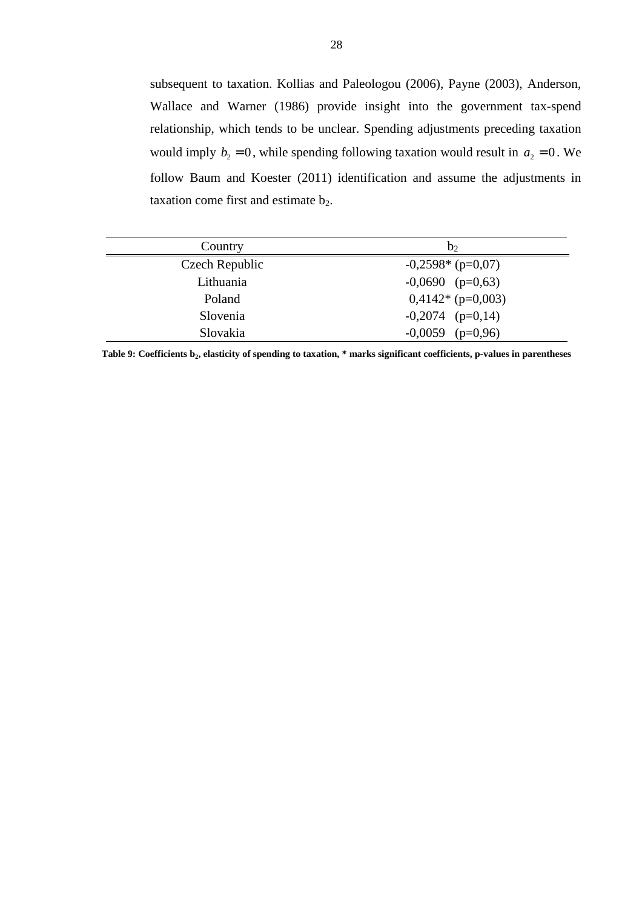subsequent to taxation. Kollias and Paleologou (2006), Payne (2003), Anderson, Wallace and Warner (1986) provide insight into the government tax-spend relationship, which tends to be unclear. Spending adjustments preceding taxation would imply $b_2 = 0$, while spending following taxation would result in $a_2 = 0$. We follow Baum and Koester (2011) identification and assume the adjustments in taxation come first and estimate $b_2$.

| Country | $b_2$ |
|---|---|
| Czech Republic | -0,2598* (p=0,07) |
| Lithuania | -0,0690 (p=0,63) |
| Poland | 0,4142* (p=0,003) |
| Slovenia | -0,2074 (p=0,14) |
| Slovakia | -0,0059 (p=0,96) |

**Table 9: Coefficients $b_2$, elasticity of spending to taxation, * marks significant coefficients, p-values in parentheses**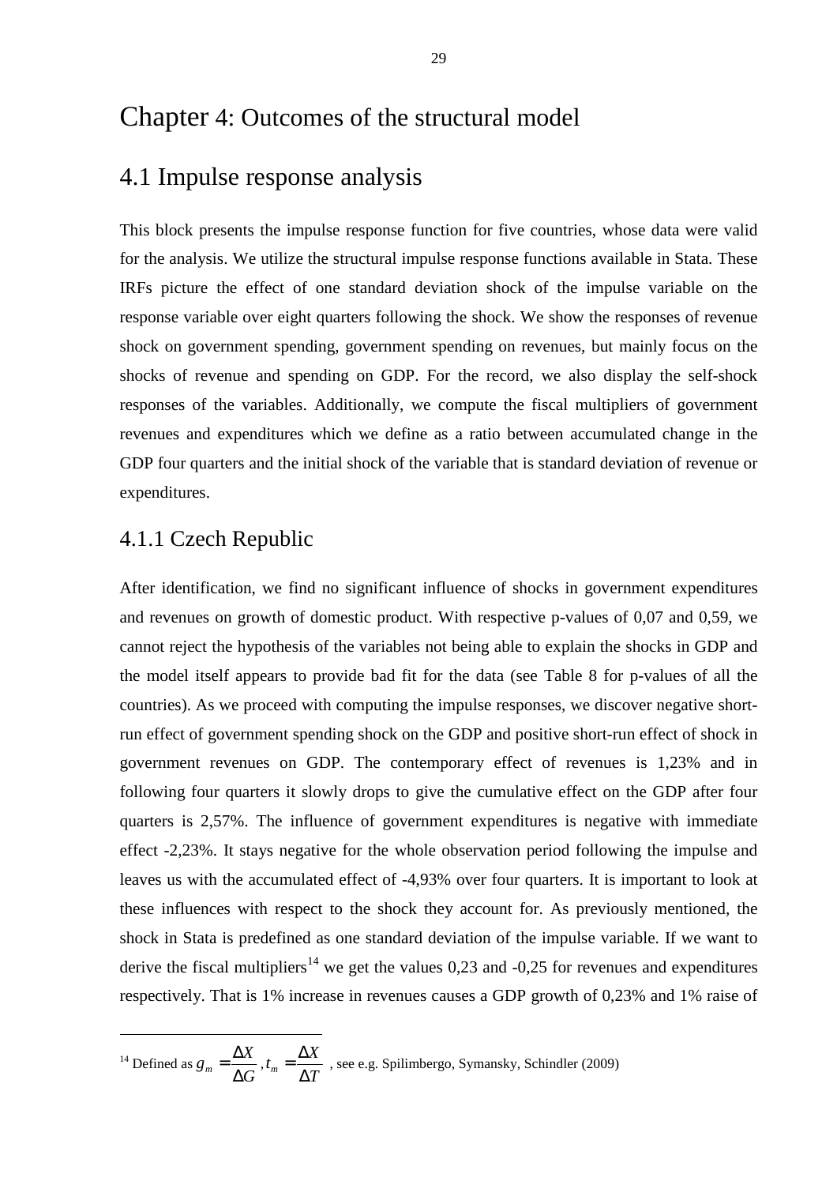# Chapter 4: Outcomes of the structural model

## 4.1 Impulse response analysis

This block presents the impulse response function for five countries, whose data were valid for the analysis. We utilize the structural impulse response functions available in Stata. These IRFs picture the effect of one standard deviation shock of the impulse variable on the response variable over eight quarters following the shock. We show the responses of revenue shock on government spending, government spending on revenues, but mainly focus on the shocks of revenue and spending on GDP. For the record, we also display the self-shock responses of the variables. Additionally, we compute the fiscal multipliers of government revenues and expenditures which we define as a ratio between accumulated change in the GDP four quarters and the initial shock of the variable that is standard deviation of revenue or expenditures.

### 4.1.1 Czech Republic

After identification, we find no significant influence of shocks in government expenditures and revenues on growth of domestic product. With respective p-values of 0,07 and 0,59, we cannot reject the hypothesis of the variables not being able to explain the shocks in GDP and the model itself appears to provide bad fit for the data (see Table 8 for p-values of all the countries). As we proceed with computing the impulse responses, we discover negative short-run effect of government spending shock on the GDP and positive short-run effect of shock in government revenues on GDP. The contemporary effect of revenues is 1,23% and in following four quarters it slowly drops to give the cumulative effect on the GDP after four quarters is 2,57%. The influence of government expenditures is negative with immediate effect -2,23%. It stays negative for the whole observation period following the impulse and leaves us with the accumulated effect of -4,93% over four quarters. It is important to look at these influences with respect to the shock they account for. As previously mentioned, the shock in Stata is predefined as one standard deviation of the impulse variable. If we want to derive the fiscal multipliers[14] we get the values 0,23 and -0,25 for revenues and expenditures respectively. That is 1% increase in revenues causes a GDP growth of 0,23% and 1% raise of

---

[14] Defined as $g_m = \frac{\Delta X}{\Delta G}, t_m = \frac{\Delta X}{\Delta T}$ , see e.g. Spilimbergo, Symansky, Schindler (2009)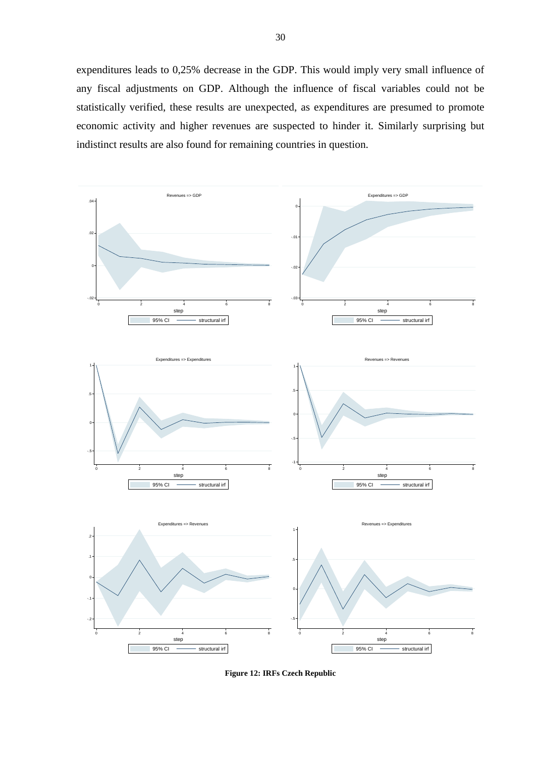expenditures leads to 0,25% decrease in the GDP. This would imply very small influence of any fiscal adjustments on GDP. Although the influence of fiscal variables could not be statistically verified, these results are unexpected, as expenditures are presumed to promote economic activity and higher revenues are suspected to hinder it. Similarly surprising but indistinct results are also found for remaining countries in question.

**Figure 12: IRFs Czech Republic**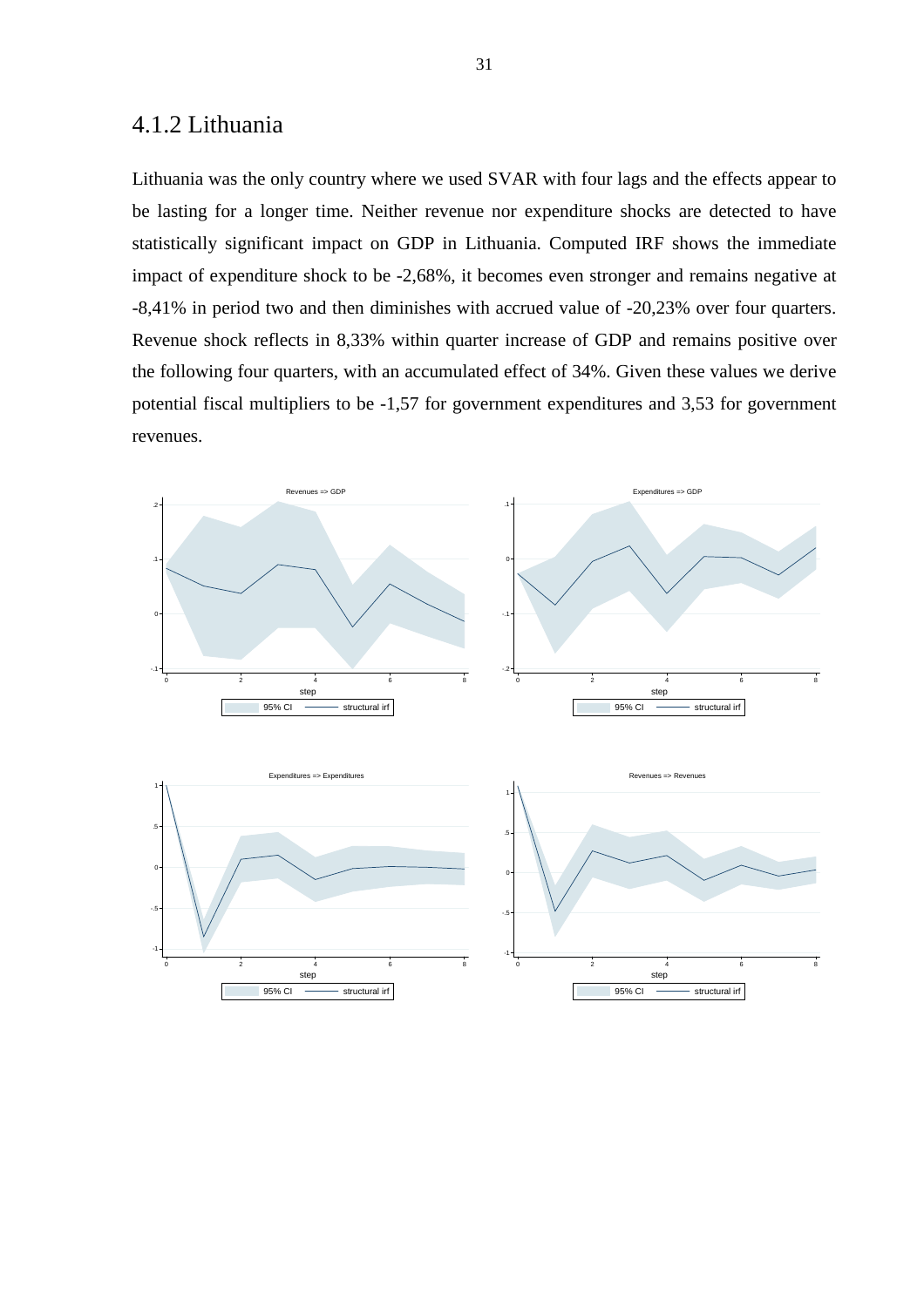## 4.1.2 Lithuania

Lithuania was the only country where we used SVAR with four lags and the effects appear to be lasting for a longer time. Neither revenue nor expenditure shocks are detected to have statistically significant impact on GDP in Lithuania. Computed IRF shows the immediate impact of expenditure shock to be -2,68%, it becomes even stronger and remains negative at -8,41% in period two and then diminishes with accrued value of -20,23% over four quarters. Revenue shock reflects in 8,33% within quarter increase of GDP and remains positive over the following four quarters, with an accumulated effect of 34%. Given these values we derive potential fiscal multipliers to be -1,57 for government expenditures and 3,53 for government revenues.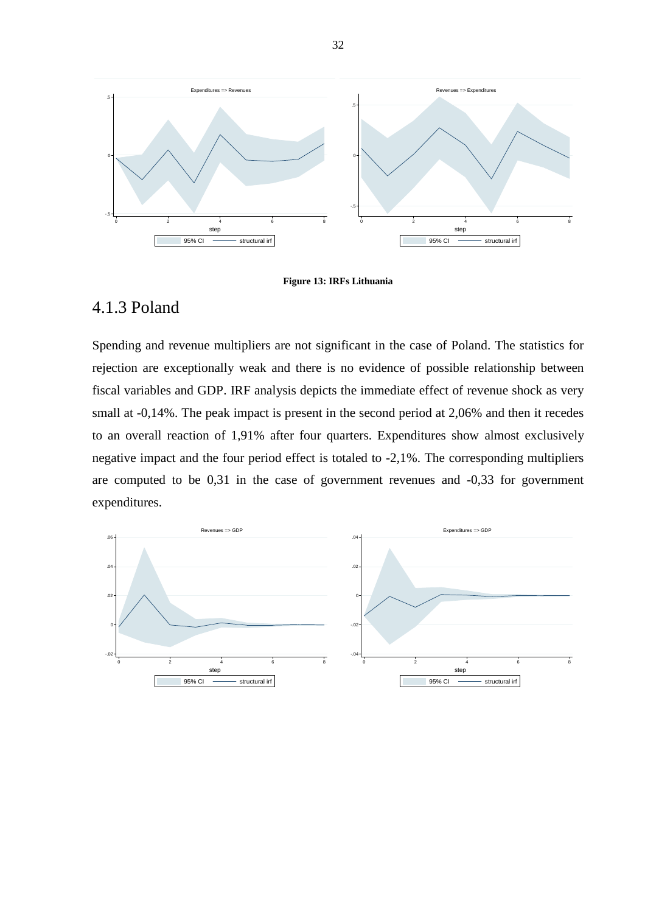**Figure 13: IRFs Lithuania**

### 4.1.3 Poland

Spending and revenue multipliers are not significant in the case of Poland. The statistics for rejection are exceptionally weak and there is no evidence of possible relationship between fiscal variables and GDP. IRF analysis depicts the immediate effect of revenue shock as very small at -0,14%. The peak impact is present in the second period at 2,06% and then it recedes to an overall reaction of 1,91% after four quarters. Expenditures show almost exclusively negative impact and the four period effect is totaled to -2,1%. The corresponding multipliers are computed to be 0,31 in the case of government revenues and -0,33 for government expenditures.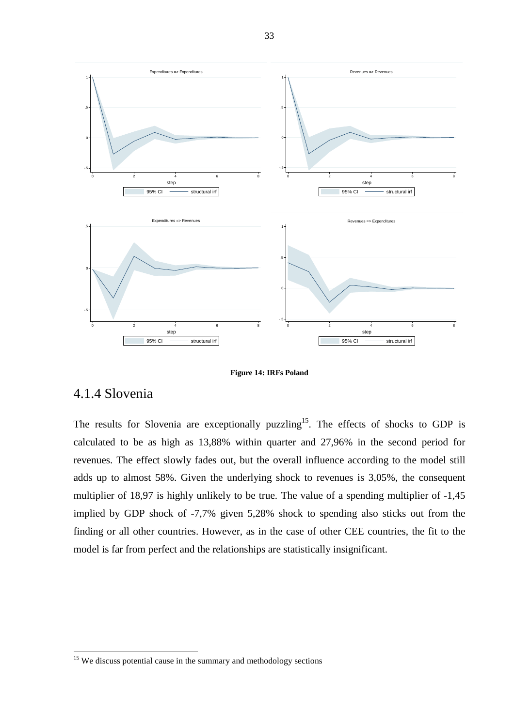**Figure 14: IRFs Poland**

## 4.1.4 Slovenia

The results for Slovenia are exceptionally puzzling[15]. The effects of shocks to GDP is calculated to be as high as 13,88% within quarter and 27,96% in the second period for revenues. The effect slowly fades out, but the overall influence according to the model still adds up to almost 58%. Given the underlying shock to revenues is 3,05%, the consequent multiplier of 18,97 is highly unlikely to be true. The value of a spending multiplier of -1,45 implied by GDP shock of -7,7% given 5,28% shock to spending also sticks out from the finding or all other countries. However, as in the case of other CEE countries, the fit to the model is far from perfect and the relationships are statistically insignificant.

[15] We discuss potential cause in the summary and methodology sections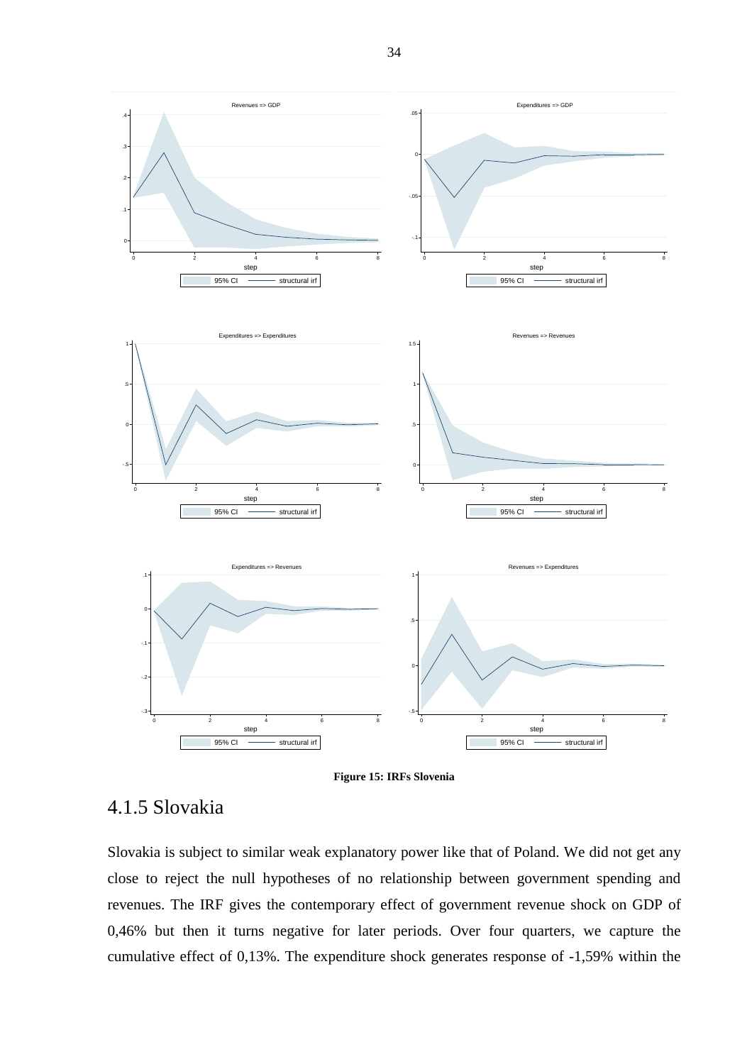**Figure 15: IRFs Slovenia**

## 4.1.5 Slovakia

Slovakia is subject to similar weak explanatory power like that of Poland. We did not get any close to reject the null hypotheses of no relationship between government spending and revenues. The IRF gives the contemporary effect of government revenue shock on GDP of 0,46% but then it turns negative for later periods. Over four quarters, we capture the cumulative effect of 0,13%. The expenditure shock generates response of -1,59% within the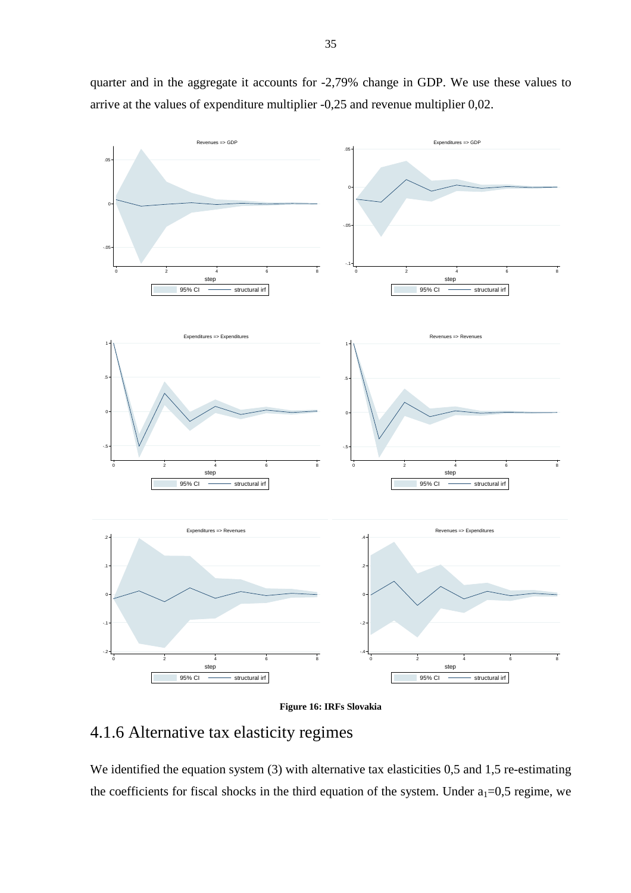quarter and in the aggregate it accounts for -2,79% change in GDP. We use these values to arrive at the values of expenditure multiplier -0,25 and revenue multiplier 0,02.

**Figure 16: IRFs Slovakia**

## 4.1.6 Alternative tax elasticity regimes

We identified the equation system (3) with alternative tax elasticities 0,5 and 1,5 re-estimating the coefficients for fiscal shocks in the third equation of the system. Under $a_1$=0,5 regime, we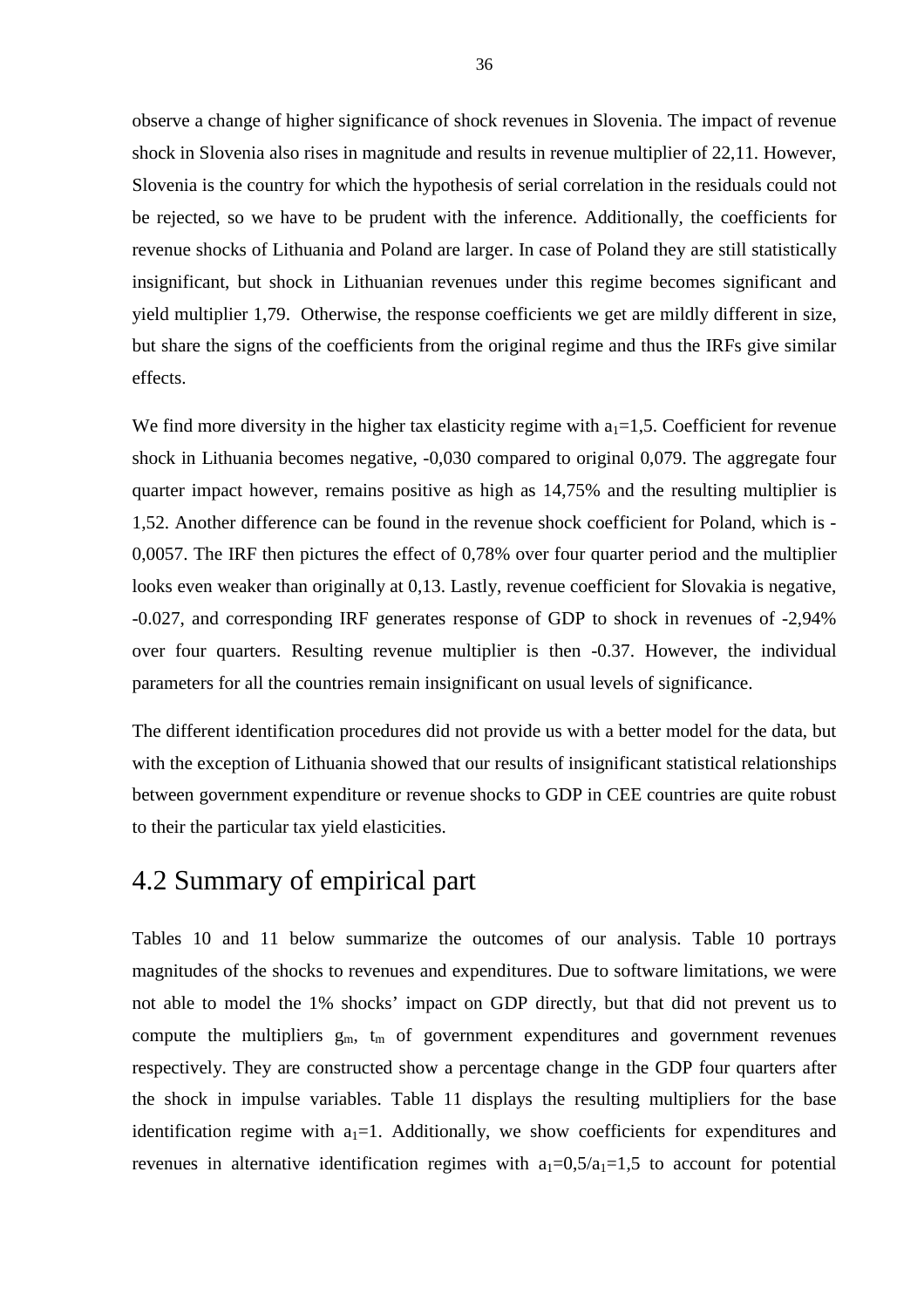observe a change of higher significance of shock revenues in Slovenia. The impact of revenue shock in Slovenia also rises in magnitude and results in revenue multiplier of 22,11. However, Slovenia is the country for which the hypothesis of serial correlation in the residuals could not be rejected, so we have to be prudent with the inference. Additionally, the coefficients for revenue shocks of Lithuania and Poland are larger. In case of Poland they are still statistically insignificant, but shock in Lithuanian revenues under this regime becomes significant and yield multiplier 1,79. Otherwise, the response coefficients we get are mildly different in size, but share the signs of the coefficients from the original regime and thus the IRFs give similar effects.

We find more diversity in the higher tax elasticity regime with $a_1$=1,5. Coefficient for revenue shock in Lithuania becomes negative, -0,030 compared to original 0,079. The aggregate four quarter impact however, remains positive as high as 14,75% and the resulting multiplier is 1,52. Another difference can be found in the revenue shock coefficient for Poland, which is -0,0057. The IRF then pictures the effect of 0,78% over four quarter period and the multiplier looks even weaker than originally at 0,13. Lastly, revenue coefficient for Slovakia is negative, -0.027, and corresponding IRF generates response of GDP to shock in revenues of -2,94% over four quarters. Resulting revenue multiplier is then -0.37. However, the individual parameters for all the countries remain insignificant on usual levels of significance.

The different identification procedures did not provide us with a better model for the data, but with the exception of Lithuania showed that our results of insignificant statistical relationships between government expenditure or revenue shocks to GDP in CEE countries are quite robust to their the particular tax yield elasticities.

## 4.2 Summary of empirical part

Tables 10 and 11 below summarize the outcomes of our analysis. Table 10 portrays magnitudes of the shocks to revenues and expenditures. Due to software limitations, we were not able to model the 1% shocks' impact on GDP directly, but that did not prevent us to compute the multipliers $g_m$, $t_m$ of government expenditures and government revenues respectively. They are constructed show a percentage change in the GDP four quarters after the shock in impulse variables. Table 11 displays the resulting multipliers for the base identification regime with $a_1$=1. Additionally, we show coefficients for expenditures and revenues in alternative identification regimes with $a_1$=0,5/$a_1$=1,5 to account for potential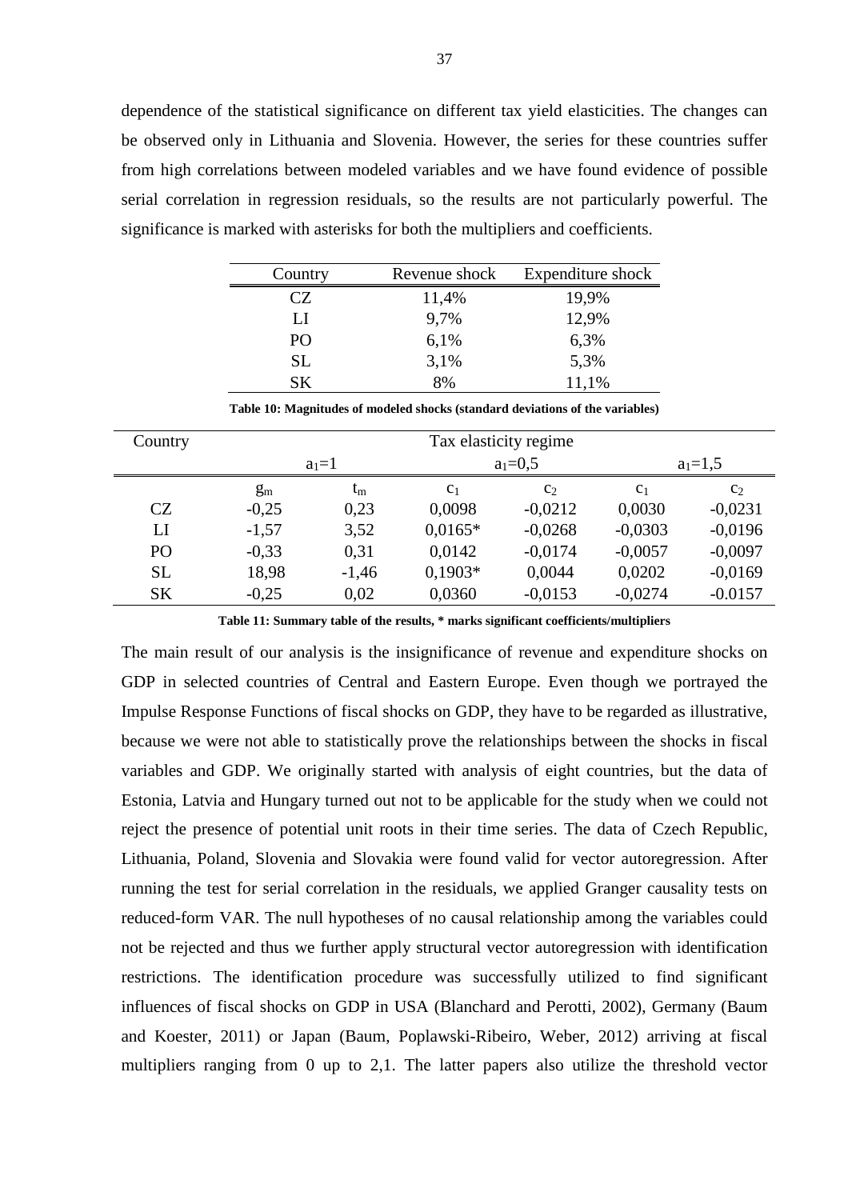dependence of the statistical significance on different tax yield elasticities. The changes can be observed only in Lithuania and Slovenia. However, the series for these countries suffer from high correlations between modeled variables and we have found evidence of possible serial correlation in regression residuals, so the results are not particularly powerful. The significance is marked with asterisks for both the multipliers and coefficients.

| Country | Revenue shock | Expenditure shock |
|---|---|---|
| CZ | 11,4% | 19,9% |
| LI | 9,7% | 12,9% |
| PO | 6,1% | 6,3% |
| SL | 3,1% | 5,3% |
| SK | 8% | 11,1% |

**Table 10: Magnitudes of modeled shocks (standard deviations of the variables)**

| Country | Tax elasticity regime | | | | | |
|---|---|---|---|---|---|---|
| | $a_1$=1 | | $a_1$=0,5 | | $a_1$=1,5 | |
| | $g_m$ | $t_m$ | $c_1$ | $c_2$ | $c_1$ | $c_2$ |
| CZ | -0,25 | 0,23 | 0,0098 | -0,0212 | 0,0030 | -0,0231 |
| LI | -1,57 | 3,52 | 0,0165* | -0,0268 | -0,0303 | -0,0196 |
| PO | -0,33 | 0,31 | 0,0142 | -0,0174 | -0,0057 | -0,0097 |
| SL | 18,98 | -1,46 | 0,1903* | 0,0044 | 0,0202 | -0,0169 |
| SK | -0,25 | 0,02 | 0,0360 | -0,0153 | -0,0274 | -0.0157 |

**Table 11: Summary table of the results, * marks significant coefficients/multipliers**

The main result of our analysis is the insignificance of revenue and expenditure shocks on GDP in selected countries of Central and Eastern Europe. Even though we portrayed the Impulse Response Functions of fiscal shocks on GDP, they have to be regarded as illustrative, because we were not able to statistically prove the relationships between the shocks in fiscal variables and GDP. We originally started with analysis of eight countries, but the data of Estonia, Latvia and Hungary turned out not to be applicable for the study when we could not reject the presence of potential unit roots in their time series. The data of Czech Republic, Lithuania, Poland, Slovenia and Slovakia were found valid for vector autoregression. After running the test for serial correlation in the residuals, we applied Granger causality tests on reduced-form VAR. The null hypotheses of no causal relationship among the variables could not be rejected and thus we further apply structural vector autoregression with identification restrictions. The identification procedure was successfully utilized to find significant influences of fiscal shocks on GDP in USA (Blanchard and Perotti, 2002), Germany (Baum and Koester, 2011) or Japan (Baum, Poplawski-Ribeiro, Weber, 2012) arriving at fiscal multipliers ranging from 0 up to 2,1. The latter papers also utilize the threshold vector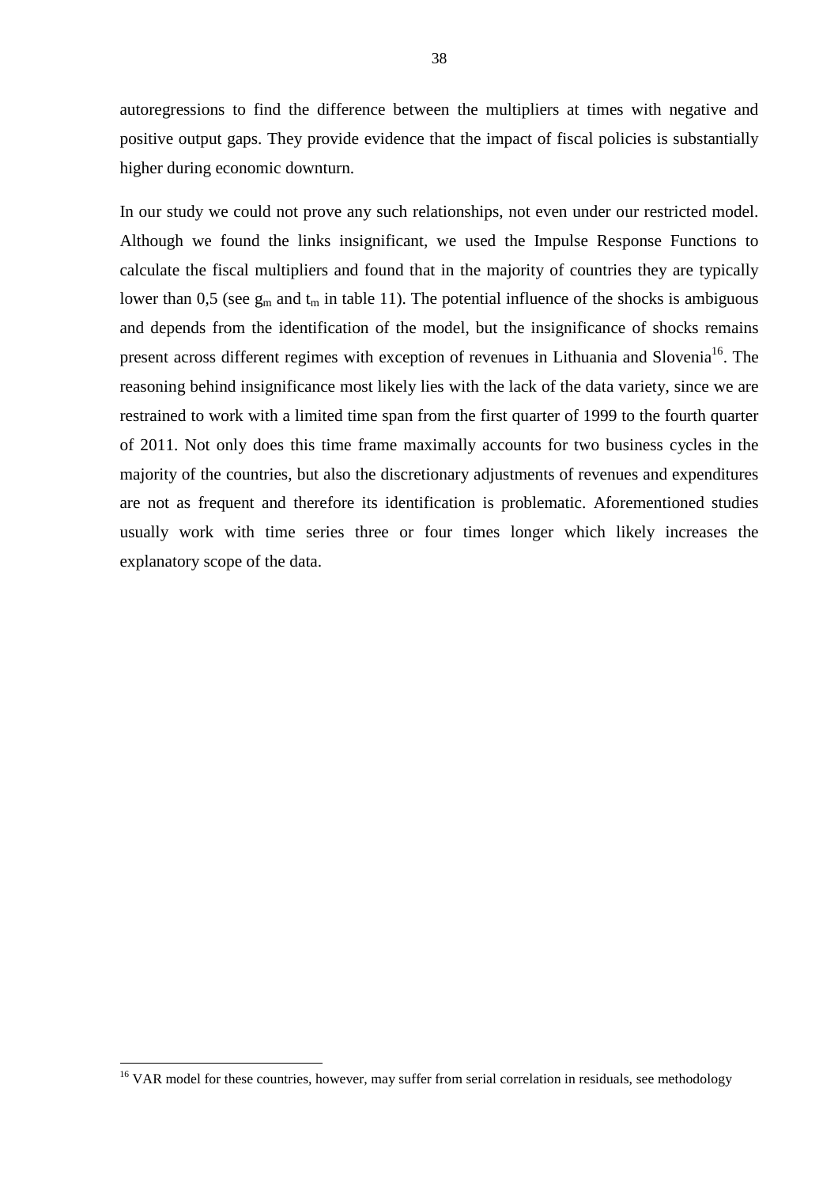autoregressions to find the difference between the multipliers at times with negative and positive output gaps. They provide evidence that the impact of fiscal policies is substantially higher during economic downturn.

In our study we could not prove any such relationships, not even under our restricted model. Although we found the links insignificant, we used the Impulse Response Functions to calculate the fiscal multipliers and found that in the majority of countries they are typically lower than 0,5 (see $g_m$ and $t_m$ in table 11). The potential influence of the shocks is ambiguous and depends from the identification of the model, but the insignificance of shocks remains present across different regimes with exception of revenues in Lithuania and Slovenia[16]. The reasoning behind insignificance most likely lies with the lack of the data variety, since we are restrained to work with a limited time span from the first quarter of 1999 to the fourth quarter of 2011. Not only does this time frame maximally accounts for two business cycles in the majority of the countries, but also the discretionary adjustments of revenues and expenditures are not as frequent and therefore its identification is problematic. Aforementioned studies usually work with time series three or four times longer which likely increases the explanatory scope of the data.

[16] VAR model for these countries, however, may suffer from serial correlation in residuals, see methodology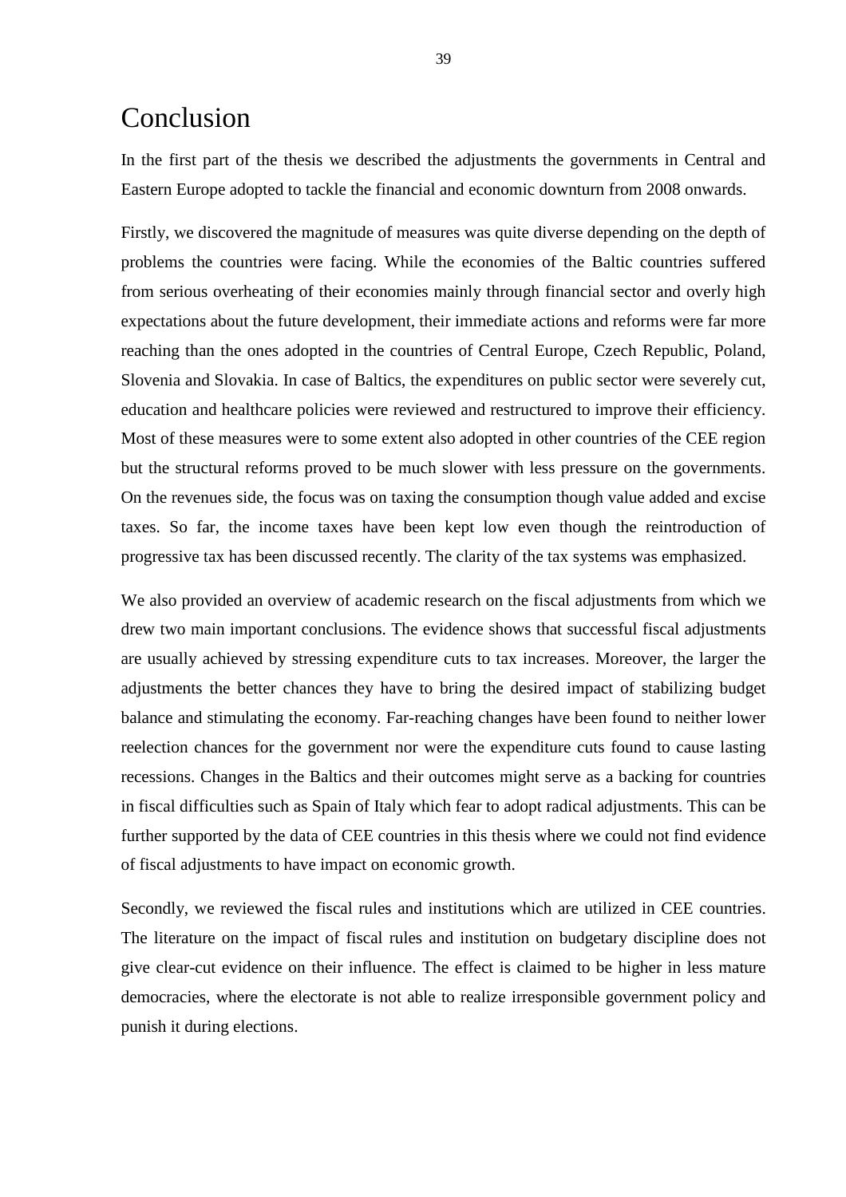# Conclusion

In the first part of the thesis we described the adjustments the governments in Central and Eastern Europe adopted to tackle the financial and economic downturn from 2008 onwards.

Firstly, we discovered the magnitude of measures was quite diverse depending on the depth of problems the countries were facing. While the economies of the Baltic countries suffered from serious overheating of their economies mainly through financial sector and overly high expectations about the future development, their immediate actions and reforms were far more reaching than the ones adopted in the countries of Central Europe, Czech Republic, Poland, Slovenia and Slovakia. In case of Baltics, the expenditures on public sector were severely cut, education and healthcare policies were reviewed and restructured to improve their efficiency. Most of these measures were to some extent also adopted in other countries of the CEE region but the structural reforms proved to be much slower with less pressure on the governments. On the revenues side, the focus was on taxing the consumption though value added and excise taxes. So far, the income taxes have been kept low even though the reintroduction of progressive tax has been discussed recently. The clarity of the tax systems was emphasized.

We also provided an overview of academic research on the fiscal adjustments from which we drew two main important conclusions. The evidence shows that successful fiscal adjustments are usually achieved by stressing expenditure cuts to tax increases. Moreover, the larger the adjustments the better chances they have to bring the desired impact of stabilizing budget balance and stimulating the economy. Far-reaching changes have been found to neither lower reelection chances for the government nor were the expenditure cuts found to cause lasting recessions. Changes in the Baltics and their outcomes might serve as a backing for countries in fiscal difficulties such as Spain of Italy which fear to adopt radical adjustments. This can be further supported by the data of CEE countries in this thesis where we could not find evidence of fiscal adjustments to have impact on economic growth.

Secondly, we reviewed the fiscal rules and institutions which are utilized in CEE countries. The literature on the impact of fiscal rules and institution on budgetary discipline does not give clear-cut evidence on their influence. The effect is claimed to be higher in less mature democracies, where the electorate is not able to realize irresponsible government policy and punish it during elections.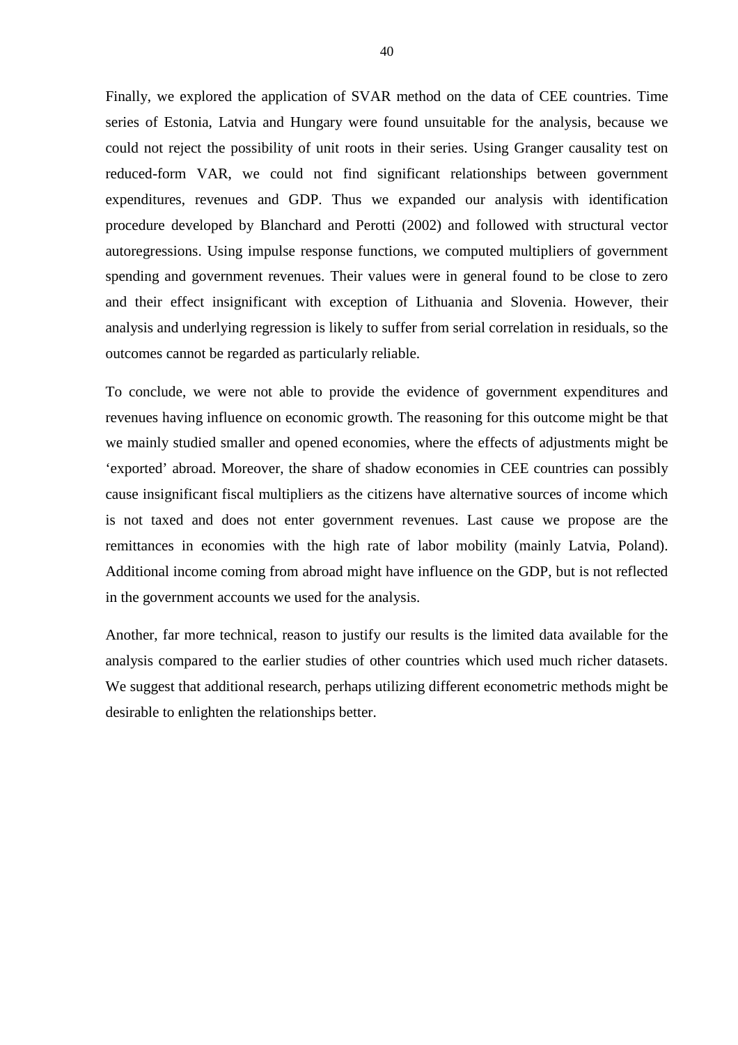Finally, we explored the application of SVAR method on the data of CEE countries. Time series of Estonia, Latvia and Hungary were found unsuitable for the analysis, because we could not reject the possibility of unit roots in their series. Using Granger causality test on reduced-form VAR, we could not find significant relationships between government expenditures, revenues and GDP. Thus we expanded our analysis with identification procedure developed by Blanchard and Perotti (2002) and followed with structural vector autoregressions. Using impulse response functions, we computed multipliers of government spending and government revenues. Their values were in general found to be close to zero and their effect insignificant with exception of Lithuania and Slovenia. However, their analysis and underlying regression is likely to suffer from serial correlation in residuals, so the outcomes cannot be regarded as particularly reliable.

To conclude, we were not able to provide the evidence of government expenditures and revenues having influence on economic growth. The reasoning for this outcome might be that we mainly studied smaller and opened economies, where the effects of adjustments might be 'exported' abroad. Moreover, the share of shadow economies in CEE countries can possibly cause insignificant fiscal multipliers as the citizens have alternative sources of income which is not taxed and does not enter government revenues. Last cause we propose are the remittances in economies with the high rate of labor mobility (mainly Latvia, Poland). Additional income coming from abroad might have influence on the GDP, but is not reflected in the government accounts we used for the analysis.

Another, far more technical, reason to justify our results is the limited data available for the analysis compared to the earlier studies of other countries which used much richer datasets. We suggest that additional research, perhaps utilizing different econometric methods might be desirable to enlighten the relationships better.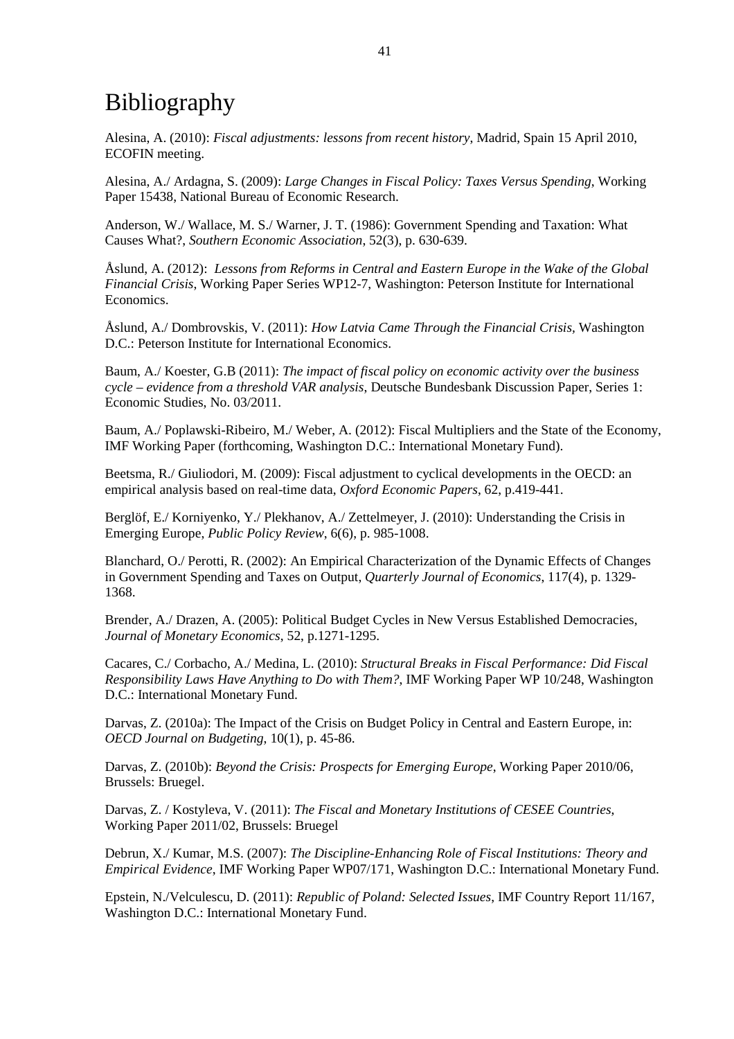# Bibliography

Alesina, A. (2010): *Fiscal adjustments: lessons from recent history*, Madrid, Spain 15 April 2010, ECOFIN meeting.

Alesina, A./ Ardagna, S. (2009): *Large Changes in Fiscal Policy: Taxes Versus Spending*, Working Paper 15438, National Bureau of Economic Research.

Anderson, W./ Wallace, M. S./ Warner, J. T. (1986): Government Spending and Taxation: What Causes What?, *Southern Economic Association*, 52(3), p. 630-639.

Åslund, A. (2012): *Lessons from Reforms in Central and Eastern Europe in the Wake of the Global Financial Crisis*, Working Paper Series WP12-7, Washington: Peterson Institute for International Economics.

Åslund, A./ Dombrovskis, V. (2011): *How Latvia Came Through the Financial Crisis*, Washington D.C.: Peterson Institute for International Economics.

Baum, A./ Koester, G.B (2011): *The impact of fiscal policy on economic activity over the business cycle – evidence from a threshold VAR analysis*, Deutsche Bundesbank Discussion Paper, Series 1: Economic Studies, No. 03/2011.

Baum, A./ Poplawski-Ribeiro, M./ Weber, A. (2012): Fiscal Multipliers and the State of the Economy, IMF Working Paper (forthcoming, Washington D.C.: International Monetary Fund).

Beetsma, R./ Giuliodori, M. (2009): Fiscal adjustment to cyclical developments in the OECD: an empirical analysis based on real-time data, *Oxford Economic Papers*, 62, p.419-441.

Berglöf, E./ Korniyenko, Y./ Plekhanov, A./ Zettelmeyer, J. (2010): Understanding the Crisis in Emerging Europe, *Public Policy Review*, 6(6), p. 985-1008.

Blanchard, O./ Perotti, R. (2002): An Empirical Characterization of the Dynamic Effects of Changes in Government Spending and Taxes on Output, *Quarterly Journal of Economics*, 117(4), p. 1329-1368.

Brender, A./ Drazen, A. (2005): Political Budget Cycles in New Versus Established Democracies, *Journal of Monetary Economics*, 52, p.1271-1295.

Cacares, C./ Corbacho, A./ Medina, L. (2010): *Structural Breaks in Fiscal Performance: Did Fiscal Responsibility Laws Have Anything to Do with Them?*, IMF Working Paper WP 10/248, Washington D.C.: International Monetary Fund.

Darvas, Z. (2010a): The Impact of the Crisis on Budget Policy in Central and Eastern Europe, in: *OECD Journal on Budgeting*, 10(1), p. 45-86.

Darvas, Z. (2010b): *Beyond the Crisis: Prospects for Emerging Europe*, Working Paper 2010/06, Brussels: Bruegel.

Darvas, Z. / Kostyleva, V. (2011): *The Fiscal and Monetary Institutions of CESEE Countries*, Working Paper 2011/02, Brussels: Bruegel

Debrun, X./ Kumar, M.S. (2007): *The Discipline-Enhancing Role of Fiscal Institutions: Theory and Empirical Evidence*, IMF Working Paper WP07/171, Washington D.C.: International Monetary Fund.

Epstein, N./Velculescu, D. (2011): *Republic of Poland: Selected Issues*, IMF Country Report 11/167, Washington D.C.: International Monetary Fund.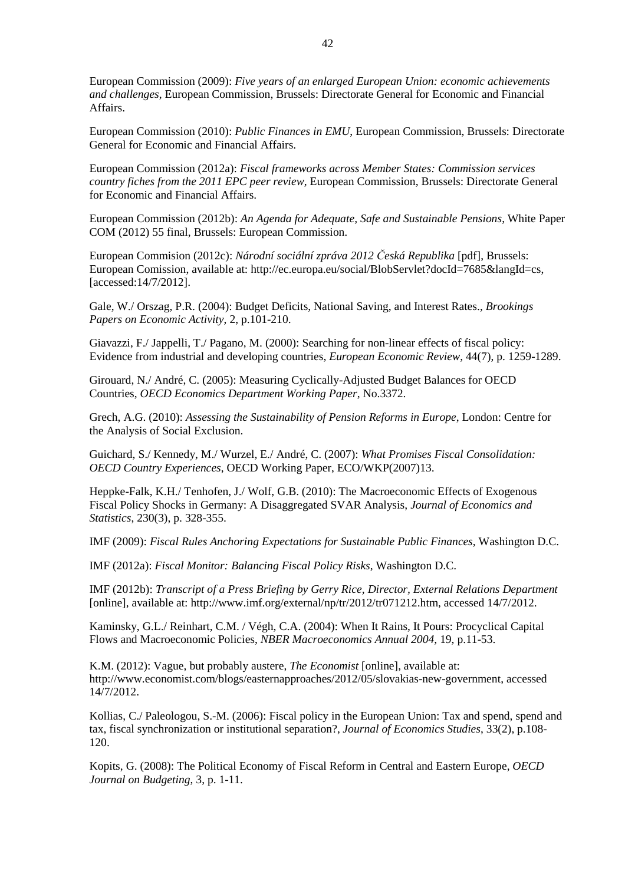European Commission (2009): *Five years of an enlarged European Union: economic achievements and challenges*, European Commission, Brussels: Directorate General for Economic and Financial Affairs.

European Commission (2010): *Public Finances in EMU*, European Commission, Brussels: Directorate General for Economic and Financial Affairs.

European Commission (2012a): *Fiscal frameworks across Member States: Commission services country fiches from the 2011 EPC peer review*, European Commission, Brussels: Directorate General for Economic and Financial Affairs.

European Commission (2012b): *An Agenda for Adequate, Safe and Sustainable Pensions*, White Paper COM (2012) 55 final, Brussels: European Commission.

European Commision (2012c): *Národní sociální zpráva 2012 Česká Republika* [pdf], Brussels: European Comission, available at: http://ec.europa.eu/social/BlobServlet?docId=7685&langId=cs, [accessed:14/7/2012].

Gale, W./ Orszag, P.R. (2004): Budget Deficits, National Saving, and Interest Rates., *Brookings Papers on Economic Activity*, 2, p.101-210.

Giavazzi, F./ Jappelli, T./ Pagano, M. (2000): Searching for non-linear effects of fiscal policy: Evidence from industrial and developing countries, *European Economic Review*, 44(7), p. 1259-1289.

Girouard, N./ André, C. (2005): Measuring Cyclically-Adjusted Budget Balances for OECD Countries, *OECD Economics Department Working Paper*, No.3372.

Grech, A.G. (2010): *Assessing the Sustainability of Pension Reforms in Europe*, London: Centre for the Analysis of Social Exclusion.

Guichard, S./ Kennedy, M./ Wurzel, E./ André, C. (2007): *What Promises Fiscal Consolidation: OECD Country Experiences*, OECD Working Paper, ECO/WKP(2007)13.

Heppke-Falk, K.H./ Tenhofen, J./ Wolf, G.B. (2010): The Macroeconomic Effects of Exogenous Fiscal Policy Shocks in Germany: A Disaggregated SVAR Analysis, *Journal of Economics and Statistics*, 230(3), p. 328-355.

IMF (2009): *Fiscal Rules Anchoring Expectations for Sustainable Public Finances*, Washington D.C.

IMF (2012a): *Fiscal Monitor: Balancing Fiscal Policy Risks*, Washington D.C.

IMF (2012b): *Transcript of a Press Briefing by Gerry Rice, Director, External Relations Department* [online], available at: http://www.imf.org/external/np/tr/2012/tr071212.htm, accessed 14/7/2012.

Kaminsky, G.L./ Reinhart, C.M. / Végh, C.A. (2004): When It Rains, It Pours: Procyclical Capital Flows and Macroeconomic Policies, *NBER Macroeconomics Annual 2004*, 19, p.11-53.

K.M. (2012): Vague, but probably austere, *The Economist* [online], available at: http://www.economist.com/blogs/easternapproaches/2012/05/slovakias-new-government, accessed 14/7/2012.

Kollias, C./ Paleologou, S.-M. (2006): Fiscal policy in the European Union: Tax and spend, spend and tax, fiscal synchronization or institutional separation?, *Journal of Economics Studies*, 33(2), p.108-120.

Kopits, G. (2008): The Political Economy of Fiscal Reform in Central and Eastern Europe, *OECD Journal on Budgeting*, 3, p. 1-11.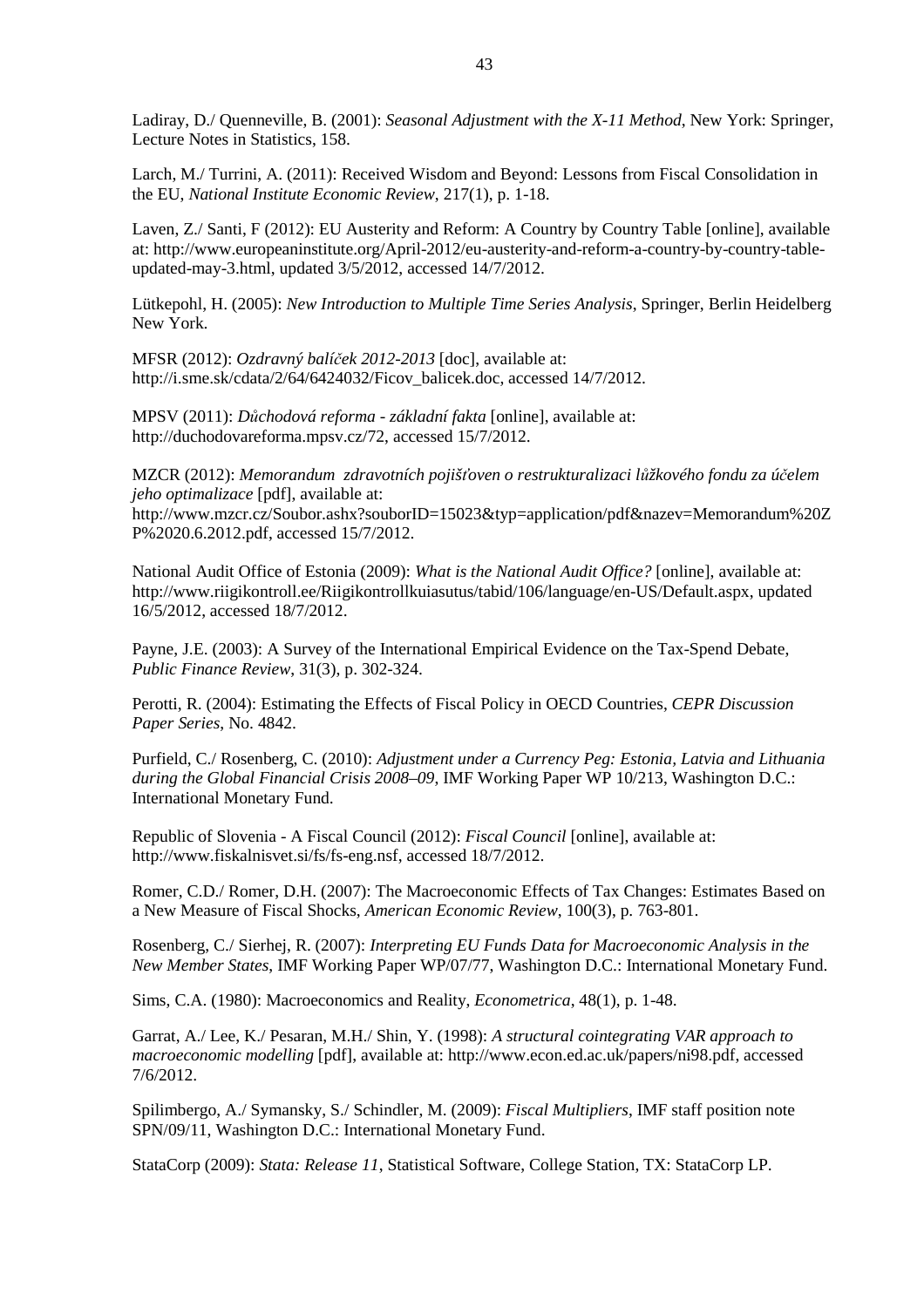Ladiray, D./ Quenneville, B. (2001): *Seasonal Adjustment with the X-11 Method*, New York: Springer, Lecture Notes in Statistics, 158.

Larch, M./ Turrini, A. (2011): Received Wisdom and Beyond: Lessons from Fiscal Consolidation in the EU, *National Institute Economic Review*, 217(1), p. 1-18.

Laven, Z./ Santi, F (2012): EU Austerity and Reform: A Country by Country Table [online], available at: http://www.europeaninstitute.org/April-2012/eu-austerity-and-reform-a-country-by-country-table-updated-may-3.html, updated 3/5/2012, accessed 14/7/2012.

Lütkepohl, H. (2005): *New Introduction to Multiple Time Series Analysis*, Springer, Berlin Heidelberg New York.

MFSR (2012): *Ozdravný balíček 2012-2013* [doc], available at: http://i.sme.sk/cdata/2/64/6424032/Ficov_balicek.doc, accessed 14/7/2012.

MPSV (2011): *Důchodová reforma - základní fakta* [online], available at: http://duchodovareforma.mpsv.cz/72, accessed 15/7/2012.

MZCR (2012): *Memorandum zdravotních pojišťoven o restrukturalizaci lůžkového fondu za účelem jeho optimalizace* [pdf], available at: http://www.mzcr.cz/Soubor.ashx?souborID=15023&typ=application/pdf&nazev=Memorandum%20ZP%2020.6.2012.pdf, accessed 15/7/2012.

National Audit Office of Estonia (2009): *What is the National Audit Office?* [online], available at: http://www.riigikontroll.ee/Riigikontrollkuiasutus/tabid/106/language/en-US/Default.aspx, updated 16/5/2012, accessed 18/7/2012.

Payne, J.E. (2003): A Survey of the International Empirical Evidence on the Tax-Spend Debate, *Public Finance Review*, 31(3), p. 302-324.

Perotti, R. (2004): Estimating the Effects of Fiscal Policy in OECD Countries, *CEPR Discussion Paper Series*, No. 4842.

Purfield, C./ Rosenberg, C. (2010): *Adjustment under a Currency Peg: Estonia, Latvia and Lithuania during the Global Financial Crisis 2008–09*, IMF Working Paper WP 10/213, Washington D.C.: International Monetary Fund.

Republic of Slovenia - A Fiscal Council (2012): *Fiscal Council* [online], available at: http://www.fiskalnisvet.si/fs/fs-eng.nsf, accessed 18/7/2012.

Romer, C.D./ Romer, D.H. (2007): The Macroeconomic Effects of Tax Changes: Estimates Based on a New Measure of Fiscal Shocks, *American Economic Review*, 100(3), p. 763-801.

Rosenberg, C./ Sierhej, R. (2007): *Interpreting EU Funds Data for Macroeconomic Analysis in the New Member States*, IMF Working Paper WP/07/77, Washington D.C.: International Monetary Fund.

Sims, C.A. (1980): Macroeconomics and Reality, *Econometrica*, 48(1), p. 1-48.

Garrat, A./ Lee, K./ Pesaran, M.H./ Shin, Y. (1998): *A structural cointegrating VAR approach to macroeconomic modelling* [pdf], available at: http://www.econ.ed.ac.uk/papers/ni98.pdf, accessed 7/6/2012.

Spilimbergo, A./ Symansky, S./ Schindler, M. (2009): *Fiscal Multipliers*, IMF staff position note SPN/09/11, Washington D.C.: International Monetary Fund.

StataCorp (2009): *Stata: Release 11*, Statistical Software, College Station, TX: StataCorp LP.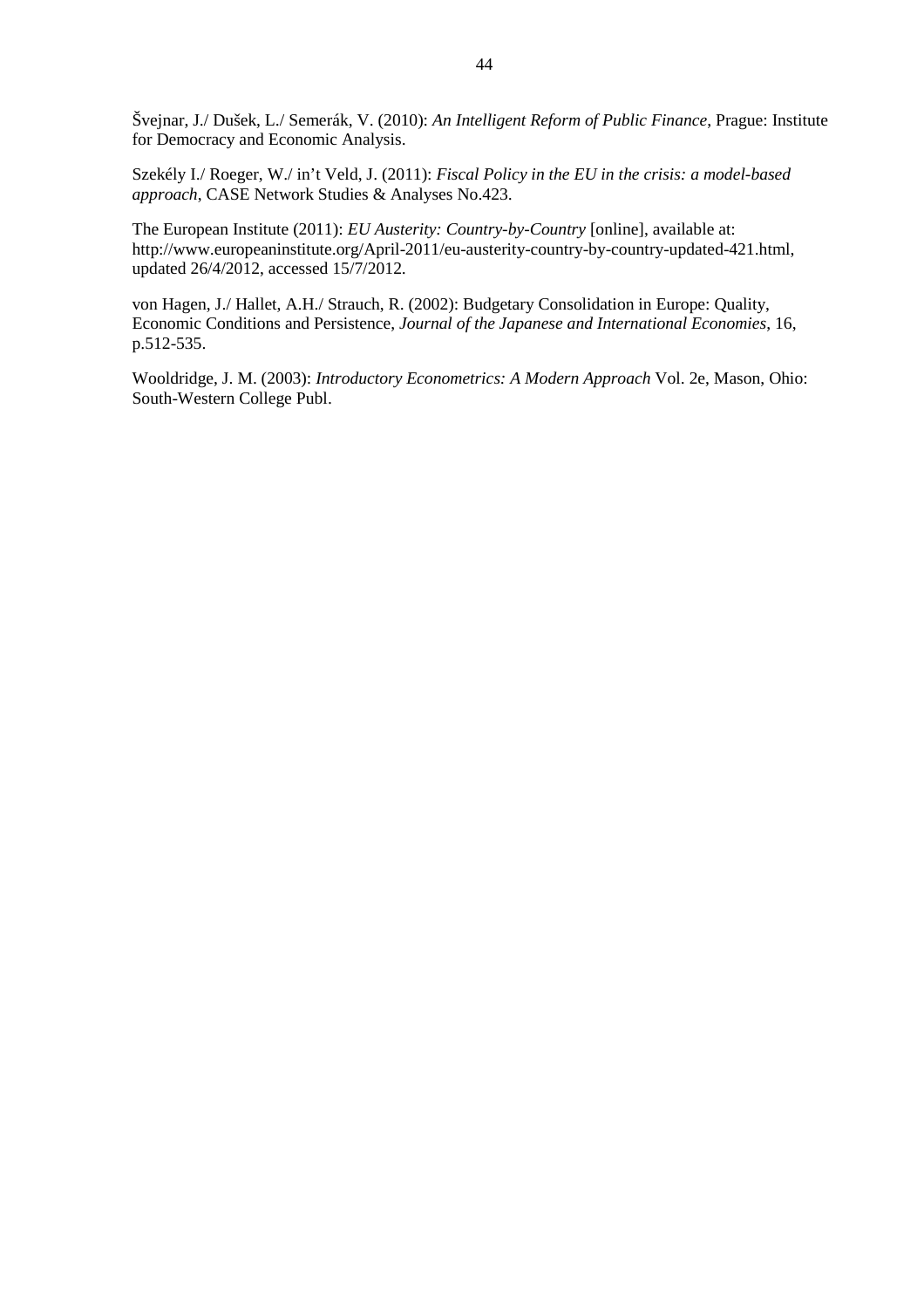Švejnar, J./ Dušek, L./ Semerák, V. (2010): *An Intelligent Reform of Public Finance*, Prague: Institute for Democracy and Economic Analysis.

Szekély I./ Roeger, W./ in't Veld, J. (2011): *Fiscal Policy in the EU in the crisis: a model-based approach*, CASE Network Studies & Analyses No.423.

The European Institute (2011): *EU Austerity: Country-by-Country* [online], available at: http://www.europeaninstitute.org/April-2011/eu-austerity-country-by-country-updated-421.html, updated 26/4/2012, accessed 15/7/2012.

von Hagen, J./ Hallet, A.H./ Strauch, R. (2002): Budgetary Consolidation in Europe: Quality, Economic Conditions and Persistence, *Journal of the Japanese and International Economies*, 16, p.512-535.

Wooldridge, J. M. (2003): *Introductory Econometrics: A Modern Approach* Vol. 2e, Mason, Ohio: South-Western College Publ.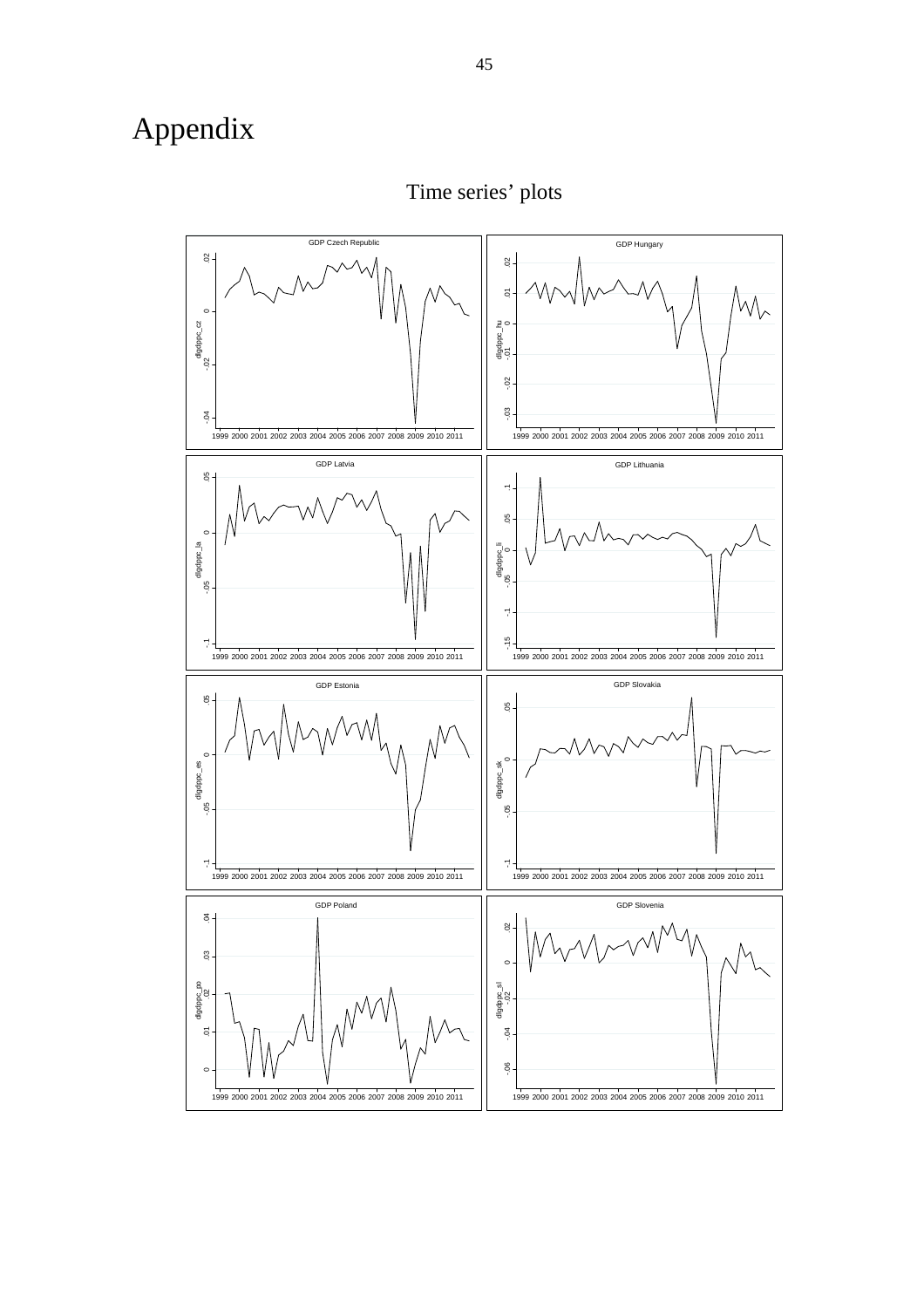# Appendix

## Time series' plots

GDP Czech Republic

GDP Hungary

GDP Latvia

GDP Lithuania

GDP Estonia

GDP Slovakia

GDP Poland

GDP Slovenia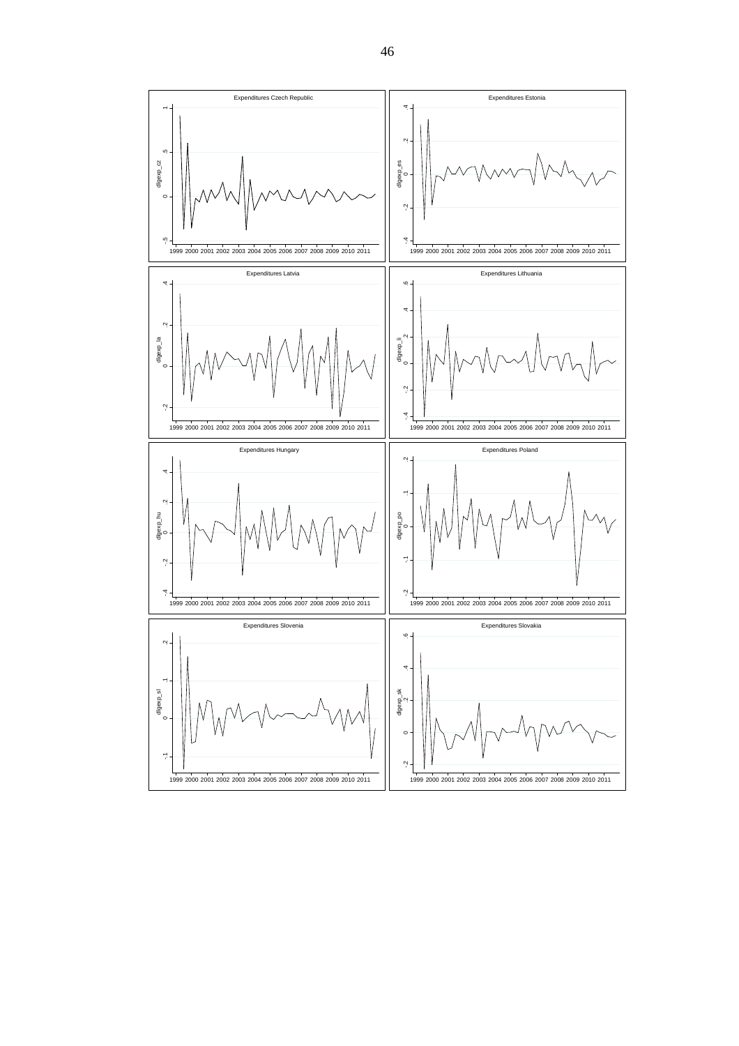Expenditures Czech Republic

Expenditures Estonia

Expenditures Latvia

Expenditures Lithuania

Expenditures Hungary

Expenditures Poland

Expenditures Slovenia

Expenditures Slovakia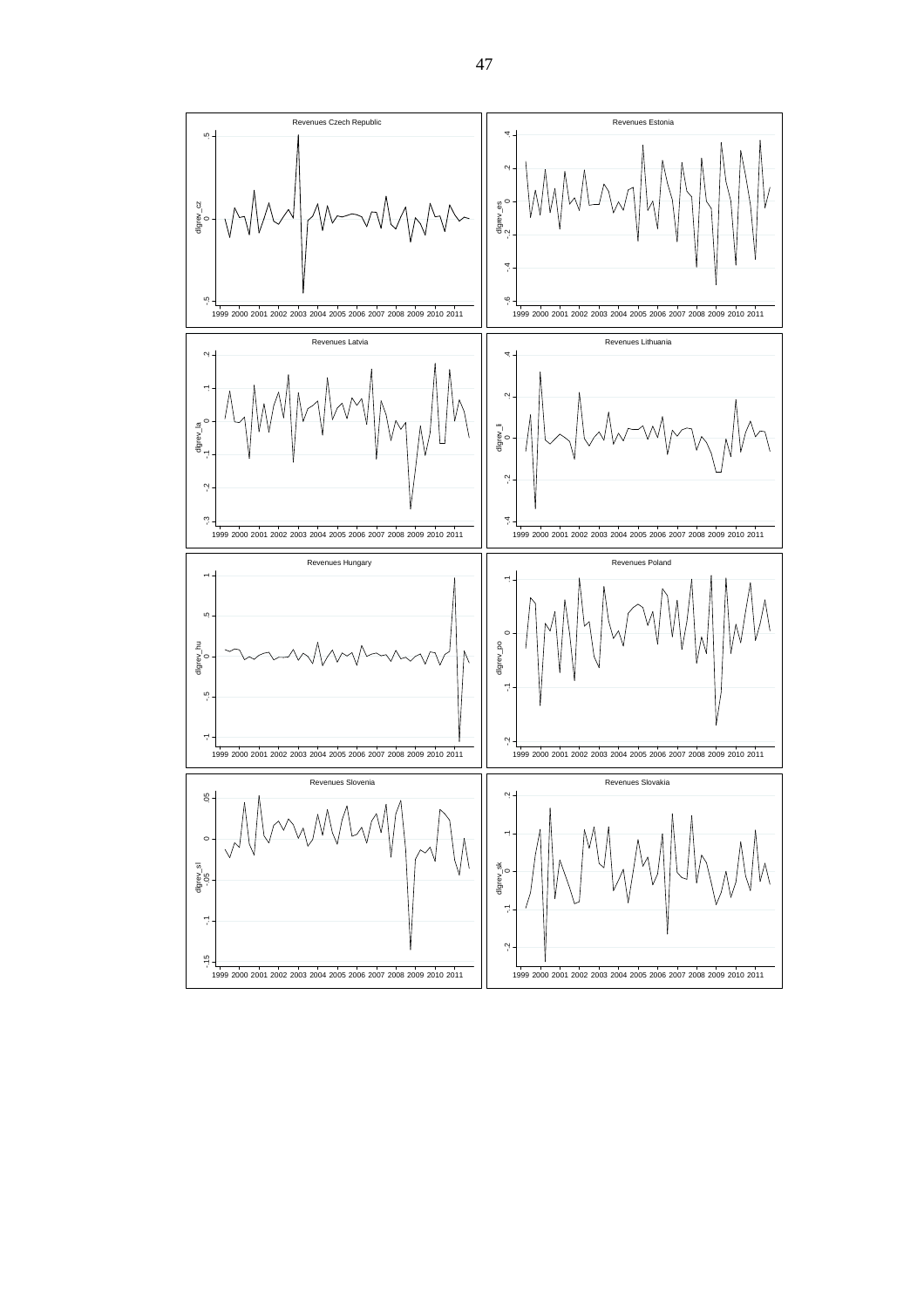Revenues Czech Republic

Revenues Estonia

Revenues Latvia

Revenues Lithuania

Revenues Hungary

Revenues Poland

Revenues Slovenia

Revenues Slovakia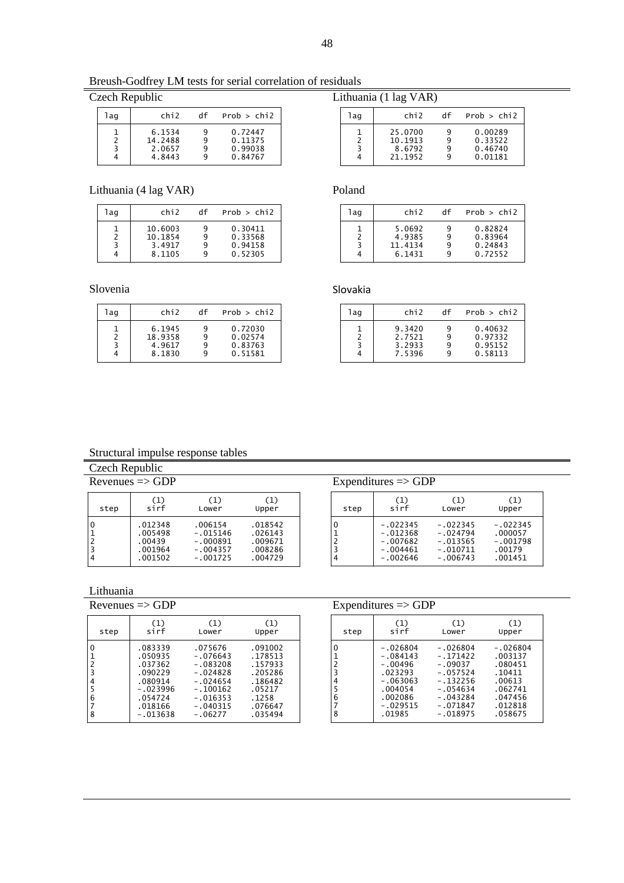Breush-Godfrey LM tests for serial correlation of residuals

Czech Republic

| lag | chi2 | df | Prob > chi2 |
|---|---|---|---|
| 1 | 6.1534 | 9 | 0.72447 |
| 2 | 14.2488 | 9 | 0.11375 |
| 3 | 2.0657 | 9 | 0.99038 |
| 4 | 4.8443 | 9 | 0.84767 |

Lithuania (1 lag VAR)

| lag | chi2 | df | Prob > chi2 |
|---|---|---|---|
| 1 | 25.0700 | 9 | 0.00289 |
| 2 | 10.1913 | 9 | 0.33522 |
| 3 | 8.6792 | 9 | 0.46740 |
| 4 | 21.1952 | 9 | 0.01181 |

Lithuania (4 lag VAR)

| lag | chi2 | df | Prob > chi2 |
|---|---|---|---|
| 1 | 10.6003 | 9 | 0.30411 |
| 2 | 10.1854 | 9 | 0.33568 |
| 3 | 3.4917 | 9 | 0.94158 |
| 4 | 8.1105 | 9 | 0.52305 |

Poland

| lag | chi2 | df | Prob > chi2 |
|---|---|---|---|
| 1 | 5.0692 | 9 | 0.82824 |
| 2 | 4.9385 | 9 | 0.83964 |
| 3 | 11.4134 | 9 | 0.24843 |
| 4 | 6.1431 | 9 | 0.72552 |

Slovenia

| lag | chi2 | df | Prob > chi2 |
|---|---|---|---|
| 1 | 6.1945 | 9 | 0.72030 |
| 2 | 18.9358 | 9 | 0.02574 |
| 3 | 4.9617 | 9 | 0.83763 |
| 4 | 8.1830 | 9 | 0.51581 |

Slovakia

| lag | chi2 | df | Prob > chi2 |
|---|---|---|---|
| 1 | 9.3420 | 9 | 0.40632 |
| 2 | 2.7521 | 9 | 0.97332 |
| 3 | 3.2933 | 9 | 0.95152 |
| 4 | 7.5396 | 9 | 0.58113 |

Structural impulse response tables

Czech Republic

Revenues => GDP

| step | (1) sirf | (1) Lower | (1) Upper |
|---|---|---|---|
| 0 | .012348 | .006154 | .018542 |
| 1 | .005498 | -.015146 | .026143 |
| 2 | .00439 | -.000891 | .009671 |
| 3 | .001964 | -.004357 | .008286 |
| 4 | .001502 | -.001725 | .004729 |

Expenditures => GDP

| step | (1) sirf | (1) Lower | (1) Upper |
|---|---|---|---|
| 0 | -.022345 | -.022345 | -.022345 |
| 1 | -.012368 | -.024794 | .000057 |
| 2 | -.007682 | -.013565 | -.001798 |
| 3 | -.004461 | -.010711 | .00179 |
| 4 | -.002646 | -.006743 | .001451 |

Lithuania

Revenues => GDP

| step | (1) sirf | (1) Lower | (1) Upper |
|---|---|---|---|
| 0 | .083339 | .075676 | .091002 |
| 1 | .050935 | -.076643 | .178513 |
| 2 | .037362 | -.083208 | .157933 |
| 3 | .090229 | -.024828 | .205286 |
| 4 | .080914 | -.024654 | .186482 |
| 5 | -.023996 | -.100162 | .05217 |
| 6 | .054724 | -.016353 | .1258 |
| 7 | .018166 | -.040315 | .076647 |
| 8 | -.013638 | -.06277 | .035494 |

Expenditures => GDP

| step | (1) sirf | (1) Lower | (1) Upper |
|---|---|---|---|
| 0 | -.026804 | -.026804 | -.026804 |
| 1 | -.084143 | -.171422 | .003137 |
| 2 | -.00496 | -.09037 | .080451 |
| 3 | .023293 | -.057524 | .10411 |
| 4 | -.063063 | -.132256 | .00613 |
| 5 | .004054 | -.054634 | .062741 |
| 6 | .002086 | -.043284 | .047456 |
| 7 | -.029515 | -.071847 | .012818 |
| 8 | .01985 | -.018975 | .058675 |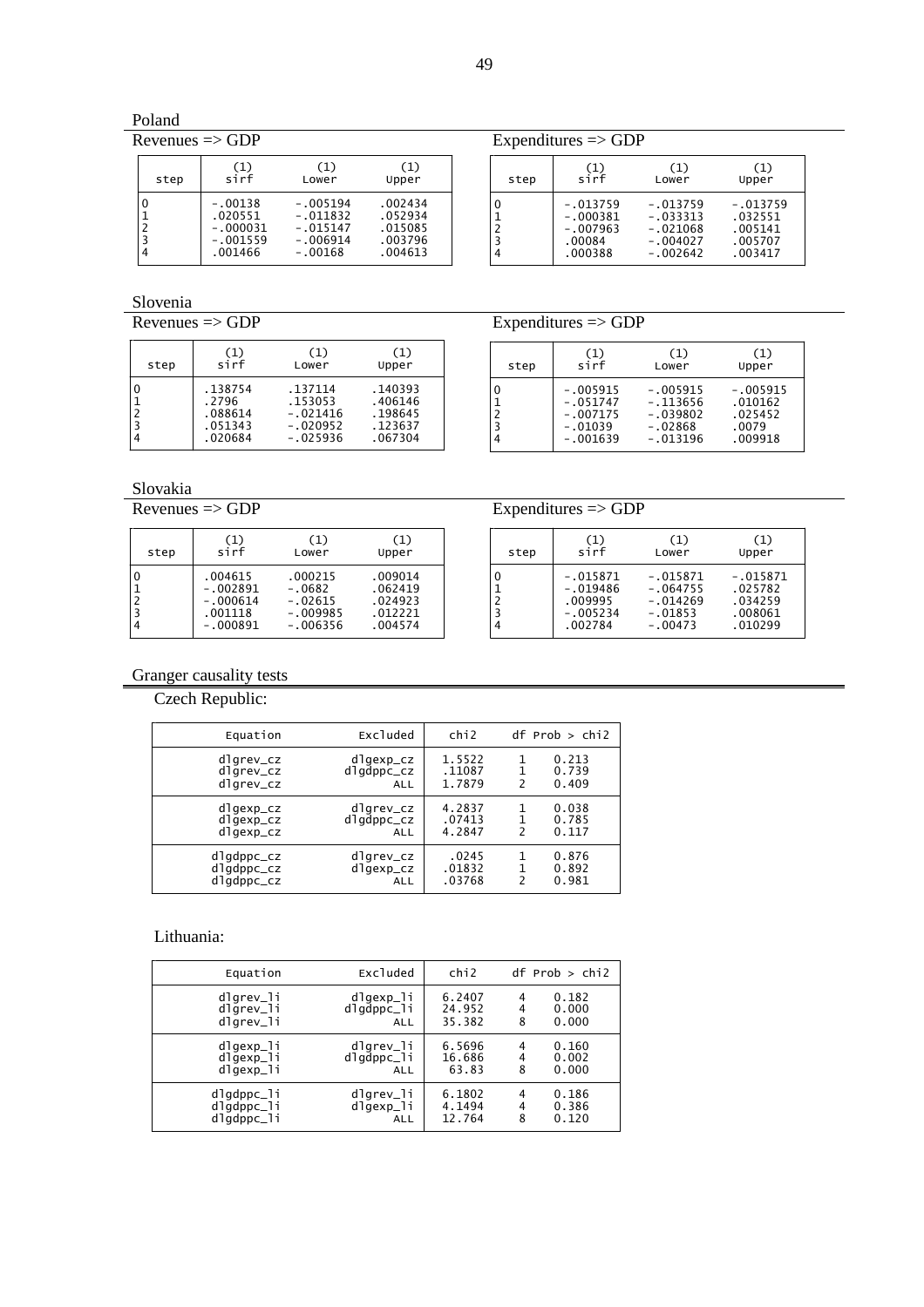Poland

Revenues => GDP

| step | (1) sirf | (1) Lower | (1) Upper |
|---|---|---|---|
| 0 | -.00138 | -.005194 | .002434 |
| 1 | .020551 | -.011832 | .052934 |
| 2 | -.000031 | -.015147 | .015085 |
| 3 | -.001559 | -.006914 | .003796 |
| 4 | .001466 | -.00168 | .004613 |

Expenditures => GDP

| step | (1) sirf | (1) Lower | (1) Upper |
|---|---|---|---|
| 0 | -.013759 | -.013759 | -.013759 |
| 1 | -.000381 | -.033313 | .032551 |
| 2 | -.007963 | -.021068 | .005141 |
| 3 | .00084 | -.004027 | .005707 |
| 4 | .000388 | -.002642 | .003417 |

Slovenia

Revenues => GDP

| step | (1) sirf | (1) Lower | (1) Upper |
|---|---|---|---|
| 0 | .138754 | .137114 | .140393 |
| 1 | .2796 | .153053 | .406146 |
| 2 | .088614 | -.021416 | .198645 |
| 3 | .051343 | -.020952 | .123637 |
| 4 | .020684 | -.025936 | .067304 |

Expenditures => GDP

| step | (1) sirf | (1) Lower | (1) Upper |
|---|---|---|---|
| 0 | -.005915 | -.005915 | -.005915 |
| 1 | -.051747 | -.113656 | .010162 |
| 2 | -.007175 | -.039802 | .025452 |
| 3 | -.01039 | -.02868 | .0079 |
| 4 | -.001639 | -.013196 | .009918 |

Slovakia

Revenues => GDP

| step | (1) sirf | (1) Lower | (1) Upper |
|---|---|---|---|
| 0 | .004615 | .000215 | .009014 |
| 1 | -.002891 | -.0682 | .062419 |
| 2 | -.000614 | -.02615 | .024923 |
| 3 | .001118 | -.009985 | .012221 |
| 4 | -.000891 | -.006356 | .004574 |

Expenditures => GDP

| step | (1) sirf | (1) Lower | (1) Upper |
|---|---|---|---|
| 0 | -.015871 | -.015871 | -.015871 |
| 1 | -.019486 | -.064755 | .025782 |
| 2 | .009995 | -.014269 | .034259 |
| 3 | -.005234 | -.01853 | .008061 |
| 4 | .002784 | -.00473 | .010299 |

Granger causality tests

Czech Republic:

| Equation | Excluded | chi2 | df | Prob > chi2 |
|---|---|---|---|---|
| dlgrev_cz | dlgexp_cz | 1.5522 | 1 | 0.213 |
| dlgrev_cz | dlgdppc_cz | .11087 | 1 | 0.739 |
| dlgrev_cz | ALL | 1.7879 | 2 | 0.409 |
| dlgexp_cz | dlgrev_cz | 4.2837 | 1 | 0.038 |
| dlgexp_cz | dlgdppc_cz | .07413 | 1 | 0.785 |
| dlgexp_cz | ALL | 4.2847 | 2 | 0.117 |
| dlgdppc_cz | dlgrev_cz | .0245 | 1 | 0.876 |
| dlgdppc_cz | dlgexp_cz | .01832 | 1 | 0.892 |
| dlgdppc_cz | ALL | .03768 | 2 | 0.981 |

Lithuania:

| Equation | Excluded | chi2 | df | Prob > chi2 |
|---|---|---|---|---|
| dlgrev_li | dlgexp_li | 6.2407 | 4 | 0.182 |
| dlgrev_li | dlgdppc_li | 24.952 | 4 | 0.000 |
| dlgrev_li | ALL | 35.382 | 8 | 0.000 |
| dlgexp_li | dlgrev_li | 6.5696 | 4 | 0.160 |
| dlgexp_li | dlgdppc_li | 16.686 | 4 | 0.002 |
| dlgexp_li | ALL | 63.83 | 8 | 0.000 |
| dlgdppc_li | dlgrev_li | 6.1802 | 4 | 0.186 |
| dlgdppc_li | dlgexp_li | 4.1494 | 4 | 0.386 |
| dlgdppc_li | ALL | 12.764 | 8 | 0.120 |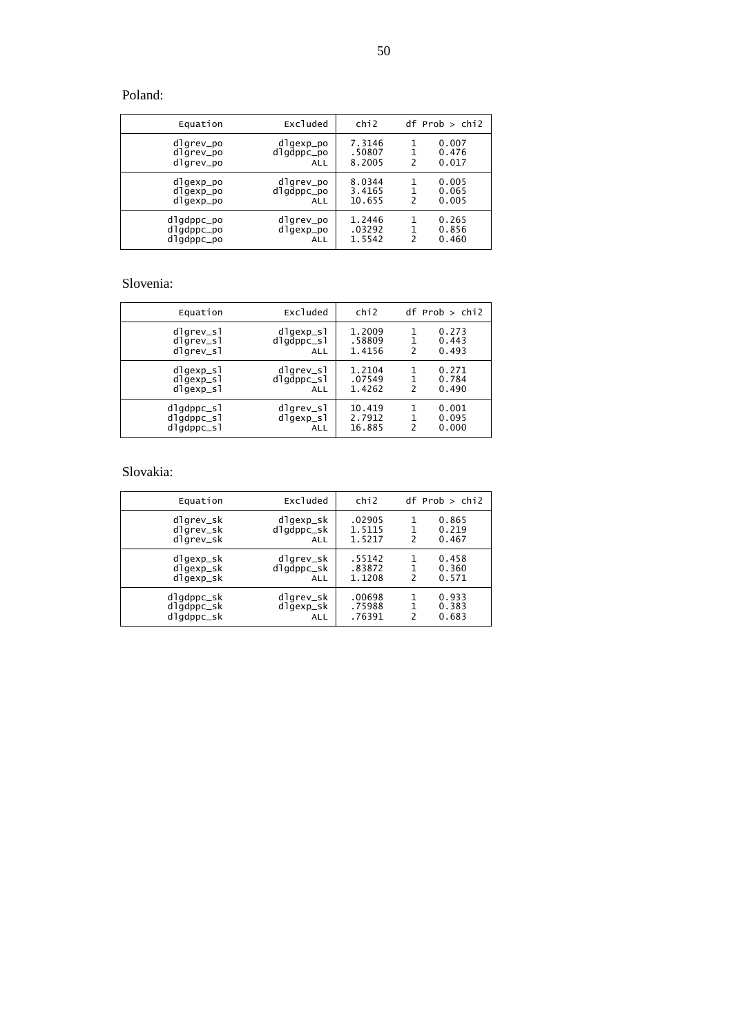Poland:

| Equation | Excluded | chi2 | df | Prob > chi2 |
|---|---|---|---|---|
| dlgrev_po | dlgexp_po | 7.3146 | 1 | 0.007 |
| dlgrev_po | dlgdppc_po | .50807 | 1 | 0.476 |
| dlgrev_po | ALL | 8.2005 | 2 | 0.017 |
| dlgexp_po | dlgrev_po | 8.0344 | 1 | 0.005 |
| dlgexp_po | dlgdppc_po | 3.4165 | 1 | 0.065 |
| dlgexp_po | ALL | 10.655 | 2 | 0.005 |
| dlgdppc_po | dlgrev_po | 1.2446 | 1 | 0.265 |
| dlgdppc_po | dlgexp_po | .03292 | 1 | 0.856 |
| dlgdppc_po | ALL | 1.5542 | 2 | 0.460 |

Slovenia:

| Equation | Excluded | chi2 | df | Prob > chi2 |
|---|---|---|---|---|
| dlgrev_sl | dlgexp_sl | 1.2009 | 1 | 0.273 |
| dlgrev_sl | dlgdppc_sl | .58809 | 1 | 0.443 |
| dlgrev_sl | ALL | 1.4156 | 2 | 0.493 |
| dlgexp_sl | dlgrev_sl | 1.2104 | 1 | 0.271 |
| dlgexp_sl | dlgdppc_sl | .07549 | 1 | 0.784 |
| dlgexp_sl | ALL | 1.4262 | 2 | 0.490 |
| dlgdppc_sl | dlgrev_sl | 10.419 | 1 | 0.001 |
| dlgdppc_sl | dlgexp_sl | 2.7912 | 1 | 0.095 |
| dlgdppc_sl | ALL | 16.885 | 2 | 0.000 |

Slovakia:

| Equation | Excluded | chi2 | df | Prob > chi2 |
|---|---|---|---|---|
| dlgrev_sk | dlgexp_sk | .02905 | 1 | 0.865 |
| dlgrev_sk | dlgdppc_sk | 1.5115 | 1 | 0.219 |
| dlgrev_sk | ALL | 1.5217 | 2 | 0.467 |
| dlgexp_sk | dlgrev_sk | .55142 | 1 | 0.458 |
| dlgexp_sk | dlgdppc_sk | .83872 | 1 | 0.360 |
| dlgexp_sk | ALL | 1.1208 | 2 | 0.571 |
| dlgdppc_sk | dlgrev_sk | .00698 | 1 | 0.933 |
| dlgdppc_sk | dlgexp_sk | .75988 | 1 | 0.383 |
| dlgdppc_sk | ALL | .76391 | 2 | 0.683 |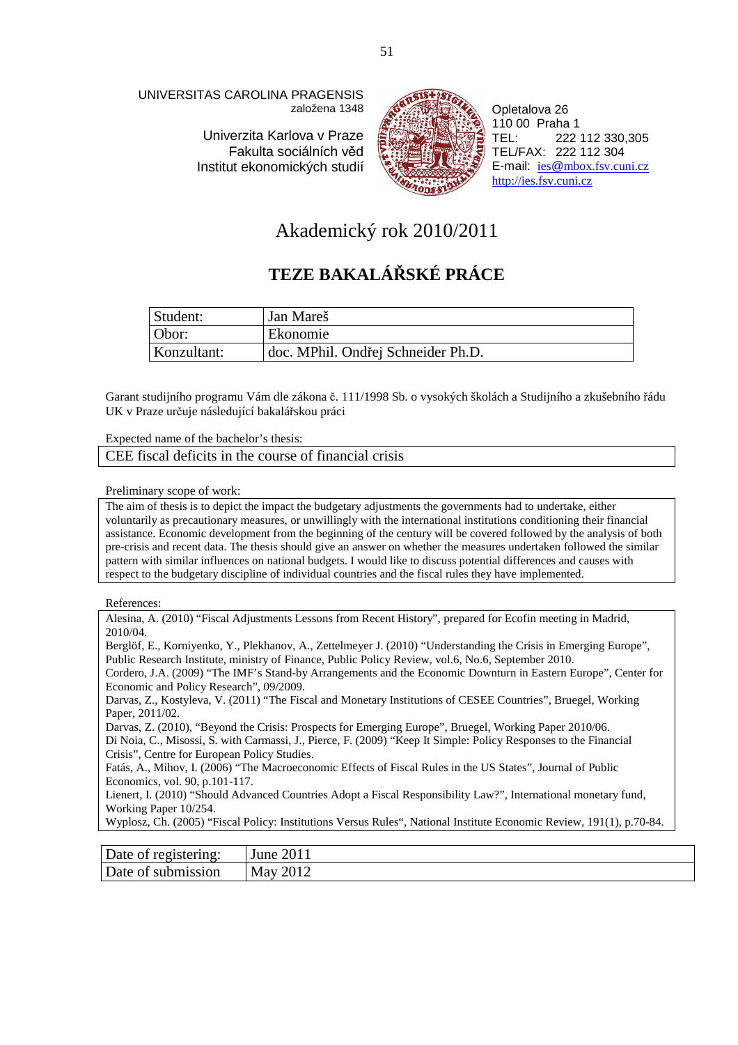UNIVERSITAS CAROLINA PRAGENSIS
založena 1348

Univerzita Karlova v Praze
Fakulta sociálních věd
Institut ekonomických studií

Opletalova 26
110 00 Praha 1
TEL: 222 112 330,305
TEL/FAX: 222 112 304
E-mail: ies@mbox.fsv.cuni.cz
http://ies.fsv.cuni.cz

# Akademický rok 2010/2011

## TEZE BAKALÁŘSKÉ PRÁCE

| | |
|---|---|
| Student: | Jan Mareš |
| Obor: | Ekonomie |
| Konzultant: | doc. MPhil. Ondřej Schneider Ph.D. |

Garant studijního programu Vám dle zákona č. 111/1998 Sb. o vysokých školách a Studijního a zkušebního řádu UK v Praze určuje následující bakalářskou práci

Expected name of the bachelor's thesis:

CEE fiscal deficits in the course of financial crisis

Preliminary scope of work:

The aim of thesis is to depict the impact the budgetary adjustments the governments had to undertake, either voluntarily as precautionary measures, or unwillingly with the international institutions conditioning their financial assistance. Economic development from the beginning of the century will be covered followed by the analysis of both pre-crisis and recent data. The thesis should give an answer on whether the measures undertaken followed the similar pattern with similar influences on national budgets. I would like to discuss potential differences and causes with respect to the budgetary discipline of individual countries and the fiscal rules they have implemented.

References:

Alesina, A. (2010) "Fiscal Adjustments Lessons from Recent History", prepared for Ecofin meeting in Madrid, 2010/04.
Berglöf, E., Korniyenko, Y., Plekhanov, A., Zettelmeyer J. (2010) "Understanding the Crisis in Emerging Europe", Public Research Institute, ministry of Finance, Public Policy Review, vol.6, No.6, September 2010.
Cordero, J.A. (2009) "The IMF's Stand-by Arrangements and the Economic Downturn in Eastern Europe", Center for Economic and Policy Research", 09/2009.
Darvas, Z., Kostyleva, V. (2011) "The Fiscal and Monetary Institutions of CESEE Countries", Bruegel, Working Paper, 2011/02.
Darvas, Z. (2010), "Beyond the Crisis: Prospects for Emerging Europe", Bruegel, Working Paper 2010/06.
Di Noia, C., Misossi, S. with Carmassi, J., Pierce, F. (2009) "Keep It Simple: Policy Responses to the Financial Crisis", Centre for European Policy Studies.
Fatás, A., Mihov, I. (2006) "The Macroeconomic Effects of Fiscal Rules in the US States", Journal of Public Economics, vol. 90, p.101-117.
Lienert, I. (2010) "Should Advanced Countries Adopt a Fiscal Responsibility Law?", International monetary fund, Working Paper 10/254.
Wyplosz, Ch. (2005) "Fiscal Policy: Institutions Versus Rules", National Institute Economic Review, 191(1), p.70-84.

| | |
|---|---|
| Date of registering: | June 2011 |
| Date of submission | May 2012 |